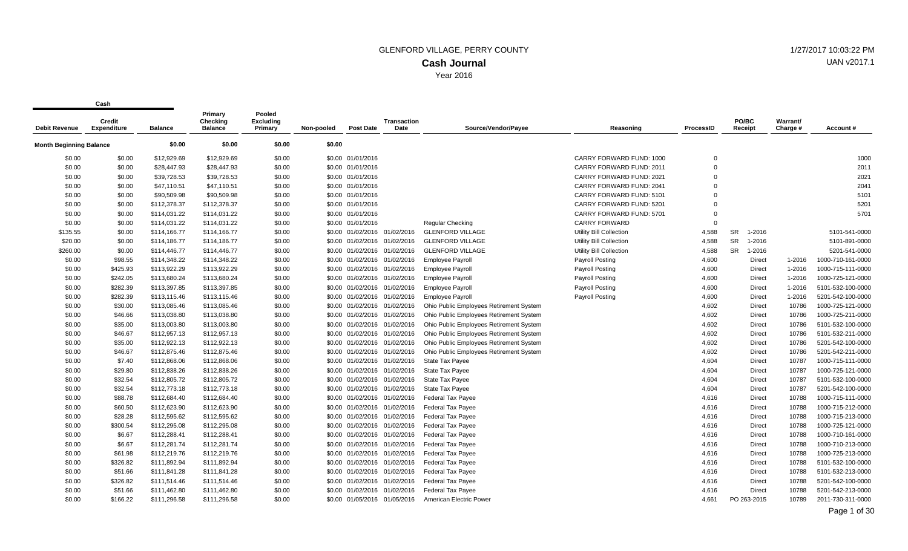# GLENFORD VILLAGE, PERRY COUNTY

## Cash Journal

Year 2016

| Debit Revenue | Credit Expenditure | Balance | Primary Checking Balance | Pooled Excluding Primary | Non-pooled | Post Date | Transaction Date | Source/Vendor/Payee | Reasoning | ProcessID | PO/BC Receipt | Warrant/ Charge # | Account # |
|---|---|---|---|---|---|---|---|---|---|---|---|---|---|
| **Month Beginning Balance** | | $0.00 | $0.00 | $0.00 | $0.00 | | | | | | | | |
| $0.00 | $0.00 | $12,929.69 | $12,929.69 | $0.00 | $0.00 | 01/01/2016 | | | CARRY FORWARD FUND: 1000 | 0 | | | 1000 |
| $0.00 | $0.00 | $28,447.93 | $28,447.93 | $0.00 | $0.00 | 01/01/2016 | | | CARRY FORWARD FUND: 2011 | 0 | | | 2011 |
| $0.00 | $0.00 | $39,728.53 | $39,728.53 | $0.00 | $0.00 | 01/01/2016 | | | CARRY FORWARD FUND: 2021 | 0 | | | 2021 |
| $0.00 | $0.00 | $47,110.51 | $47,110.51 | $0.00 | $0.00 | 01/01/2016 | | | CARRY FORWARD FUND: 2041 | 0 | | | 2041 |
| $0.00 | $0.00 | $90,509.98 | $90,509.98 | $0.00 | $0.00 | 01/01/2016 | | | CARRY FORWARD FUND: 5101 | 0 | | | 5101 |
| $0.00 | $0.00 | $112,378.37 | $112,378.37 | $0.00 | $0.00 | 01/01/2016 | | | CARRY FORWARD FUND: 5201 | 0 | | | 5201 |
| $0.00 | $0.00 | $114,031.22 | $114,031.22 | $0.00 | $0.00 | 01/01/2016 | | | CARRY FORWARD FUND: 5701 | 0 | | | 5701 |
| $0.00 | $0.00 | $114,031.22 | $114,031.22 | $0.00 | $0.00 | 01/01/2016 | | Regular Checking | CARRY FORWARD | 0 | | | |
| $135.55 | $0.00 | $114,166.77 | $114,166.77 | $0.00 | $0.00 | 01/02/2016 | 01/02/2016 | GLENFORD VILLAGE | Utility Bill Collection | 4,588 | SR 1-2016 | | 5101-541-0000 |
| $20.00 | $0.00 | $114,186.77 | $114,186.77 | $0.00 | $0.00 | 01/02/2016 | 01/02/2016 | GLENFORD VILLAGE | Utility Bill Collection | 4,588 | SR 1-2016 | | 5101-891-0000 |
| $260.00 | $0.00 | $114,446.77 | $114,446.77 | $0.00 | $0.00 | 01/02/2016 | 01/02/2016 | GLENFORD VILLAGE | Utility Bill Collection | 4,588 | SR 1-2016 | | 5201-541-0000 |
| $0.00 | $98.55 | $114,348.22 | $114,348.22 | $0.00 | $0.00 | 01/02/2016 | 01/02/2016 | Employee Payroll | Payroll Posting | 4,600 | Direct | 1-2016 | 1000-710-161-0000 |
| $0.00 | $425.93 | $113,922.29 | $113,922.29 | $0.00 | $0.00 | 01/02/2016 | 01/02/2016 | Employee Payroll | Payroll Posting | 4,600 | Direct | 1-2016 | 1000-715-111-0000 |
| $0.00 | $242.05 | $113,680.24 | $113,680.24 | $0.00 | $0.00 | 01/02/2016 | 01/02/2016 | Employee Payroll | Payroll Posting | 4,600 | Direct | 1-2016 | 1000-725-121-0000 |
| $0.00 | $282.39 | $113,397.85 | $113,397.85 | $0.00 | $0.00 | 01/02/2016 | 01/02/2016 | Employee Payroll | Payroll Posting | 4,600 | Direct | 1-2016 | 5101-532-100-0000 |
| $0.00 | $282.39 | $113,115.46 | $113,115.46 | $0.00 | $0.00 | 01/02/2016 | 01/02/2016 | Employee Payroll | Payroll Posting | 4,600 | Direct | 1-2016 | 5201-542-100-0000 |
| $0.00 | $30.00 | $113,085.46 | $113,085.46 | $0.00 | $0.00 | 01/02/2016 | 01/02/2016 | Ohio Public Employees Retirement System | | 4,602 | Direct | 10786 | 1000-725-121-0000 |
| $0.00 | $46.66 | $113,038.80 | $113,038.80 | $0.00 | $0.00 | 01/02/2016 | 01/02/2016 | Ohio Public Employees Retirement System | | 4,602 | Direct | 10786 | 1000-725-211-0000 |
| $0.00 | $35.00 | $113,003.80 | $113,003.80 | $0.00 | $0.00 | 01/02/2016 | 01/02/2016 | Ohio Public Employees Retirement System | | 4,602 | Direct | 10786 | 5101-532-100-0000 |
| $0.00 | $46.67 | $112,957.13 | $112,957.13 | $0.00 | $0.00 | 01/02/2016 | 01/02/2016 | Ohio Public Employees Retirement System | | 4,602 | Direct | 10786 | 5101-532-211-0000 |
| $0.00 | $35.00 | $112,922.13 | $112,922.13 | $0.00 | $0.00 | 01/02/2016 | 01/02/2016 | Ohio Public Employees Retirement System | | 4,602 | Direct | 10786 | 5201-542-100-0000 |
| $0.00 | $46.67 | $112,875.46 | $112,875.46 | $0.00 | $0.00 | 01/02/2016 | 01/02/2016 | Ohio Public Employees Retirement System | | 4,602 | Direct | 10786 | 5201-542-211-0000 |
| $0.00 | $7.40 | $112,868.06 | $112,868.06 | $0.00 | $0.00 | 01/02/2016 | 01/02/2016 | State Tax Payee | | 4,604 | Direct | 10787 | 1000-715-111-0000 |
| $0.00 | $29.80 | $112,838.26 | $112,838.26 | $0.00 | $0.00 | 01/02/2016 | 01/02/2016 | State Tax Payee | | 4,604 | Direct | 10787 | 1000-725-121-0000 |
| $0.00 | $32.54 | $112,805.72 | $112,805.72 | $0.00 | $0.00 | 01/02/2016 | 01/02/2016 | State Tax Payee | | 4,604 | Direct | 10787 | 5101-532-100-0000 |
| $0.00 | $32.54 | $112,773.18 | $112,773.18 | $0.00 | $0.00 | 01/02/2016 | 01/02/2016 | State Tax Payee | | 4,604 | Direct | 10787 | 5201-542-100-0000 |
| $0.00 | $88.78 | $112,684.40 | $112,684.40 | $0.00 | $0.00 | 01/02/2016 | 01/02/2016 | Federal Tax Payee | | 4,616 | Direct | 10788 | 1000-715-111-0000 |
| $0.00 | $60.50 | $112,623.90 | $112,623.90 | $0.00 | $0.00 | 01/02/2016 | 01/02/2016 | Federal Tax Payee | | 4,616 | Direct | 10788 | 1000-715-212-0000 |
| $0.00 | $28.28 | $112,595.62 | $112,595.62 | $0.00 | $0.00 | 01/02/2016 | 01/02/2016 | Federal Tax Payee | | 4,616 | Direct | 10788 | 1000-715-213-0000 |
| $0.00 | $300.54 | $112,295.08 | $112,295.08 | $0.00 | $0.00 | 01/02/2016 | 01/02/2016 | Federal Tax Payee | | 4,616 | Direct | 10788 | 1000-725-121-0000 |
| $0.00 | $6.67 | $112,288.41 | $112,288.41 | $0.00 | $0.00 | 01/02/2016 | 01/02/2016 | Federal Tax Payee | | 4,616 | Direct | 10788 | 1000-710-161-0000 |
| $0.00 | $6.67 | $112,281.74 | $112,281.74 | $0.00 | $0.00 | 01/02/2016 | 01/02/2016 | Federal Tax Payee | | 4,616 | Direct | 10788 | 1000-710-213-0000 |
| $0.00 | $61.98 | $112,219.76 | $112,219.76 | $0.00 | $0.00 | 01/02/2016 | 01/02/2016 | Federal Tax Payee | | 4,616 | Direct | 10788 | 1000-725-213-0000 |
| $0.00 | $326.82 | $111,892.94 | $111,892.94 | $0.00 | $0.00 | 01/02/2016 | 01/02/2016 | Federal Tax Payee | | 4,616 | Direct | 10788 | 5101-532-100-0000 |
| $0.00 | $51.66 | $111,841.28 | $111,841.28 | $0.00 | $0.00 | 01/02/2016 | 01/02/2016 | Federal Tax Payee | | 4,616 | Direct | 10788 | 5101-532-213-0000 |
| $0.00 | $326.82 | $111,514.46 | $111,514.46 | $0.00 | $0.00 | 01/02/2016 | 01/02/2016 | Federal Tax Payee | | 4,616 | Direct | 10788 | 5201-542-100-0000 |
| $0.00 | $51.66 | $111,462.80 | $111,462.80 | $0.00 | $0.00 | 01/02/2016 | 01/02/2016 | Federal Tax Payee | | 4,616 | Direct | 10788 | 5201-542-213-0000 |
| $0.00 | $166.22 | $111,296.58 | $111,296.58 | $0.00 | $0.00 | 01/05/2016 | 01/05/2016 | American Electric Power | | 4,661 | PO 263-2015 | 10789 | 2011-730-311-0000 |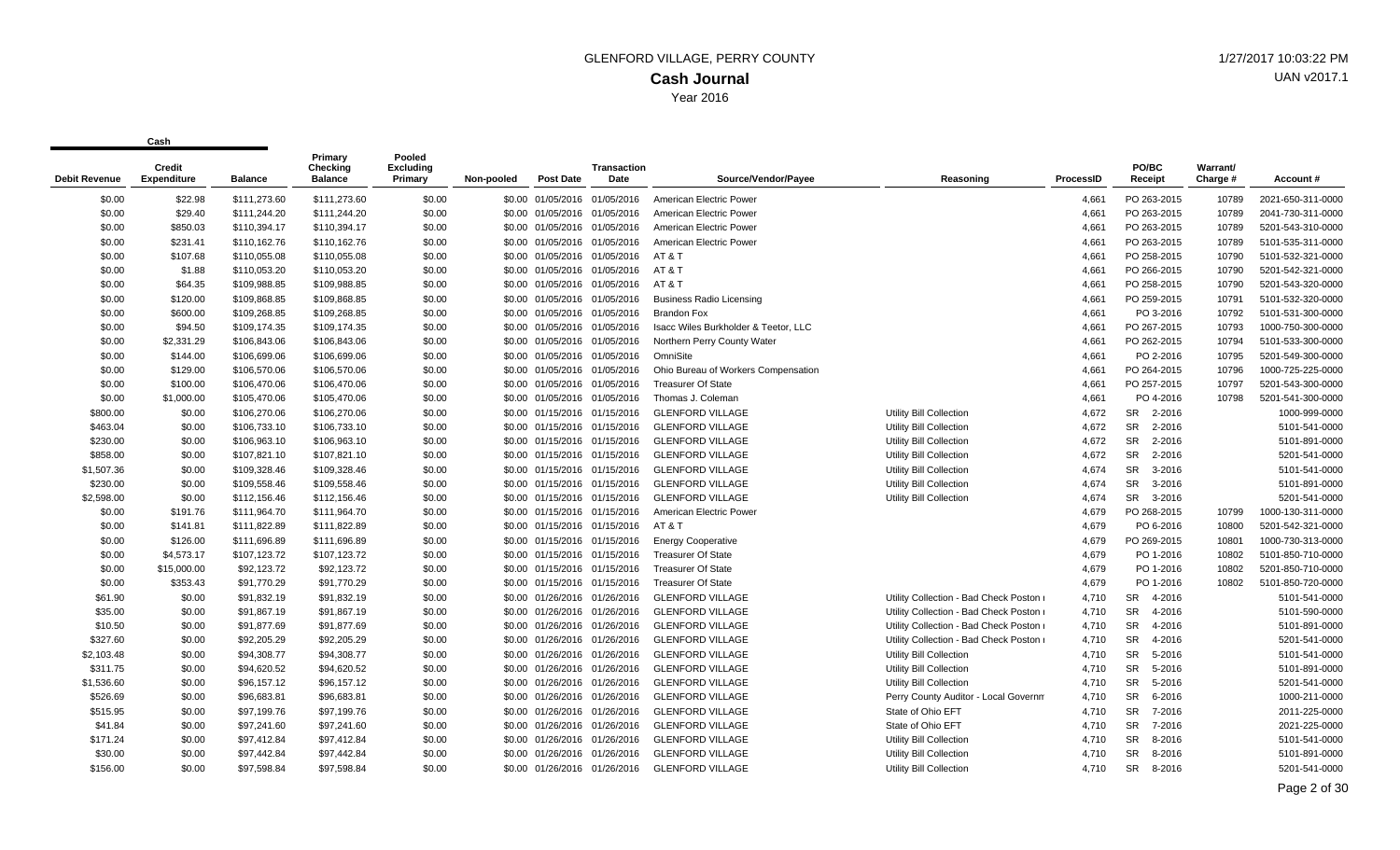# GLENFORD VILLAGE, PERRY COUNTY

## Cash Journal

Year 2016

1/27/2017 10:03:22 PM

UAN v2017.1

| Debit Revenue | Credit Expenditure | Balance | Primary Checking Balance | Pooled Excluding Primary | Non-pooled | Post Date | Transaction Date | Source/Vendor/Payee | Reasoning | ProcessID | PO/BC Receipt | Warrant/ Charge # | Account # |
|---|---|---|---|---|---|---|---|---|---|---|---|---|---|
| | **Cash** | | | | | | | | | | | | |
| $0.00 | $22.98 | $111,273.60 | $111,273.60 | $0.00 | $0.00 | 01/05/2016 | 01/05/2016 | American Electric Power | | 4,661 | PO 263-2015 | 10789 | 2021-650-311-0000 |
| $0.00 | $29.40 | $111,244.20 | $111,244.20 | $0.00 | $0.00 | 01/05/2016 | 01/05/2016 | American Electric Power | | 4,661 | PO 263-2015 | 10789 | 2041-730-311-0000 |
| $0.00 | $850.03 | $110,394.17 | $110,394.17 | $0.00 | $0.00 | 01/05/2016 | 01/05/2016 | American Electric Power | | 4,661 | PO 263-2015 | 10789 | 5201-543-310-0000 |
| $0.00 | $231.41 | $110,162.76 | $110,162.76 | $0.00 | $0.00 | 01/05/2016 | 01/05/2016 | American Electric Power | | 4,661 | PO 263-2015 | 10789 | 5101-535-311-0000 |
| $0.00 | $107.68 | $110,055.08 | $110,055.08 | $0.00 | $0.00 | 01/05/2016 | 01/05/2016 | AT & T | | 4,661 | PO 258-2015 | 10790 | 5101-532-321-0000 |
| $0.00 | $1.88 | $110,053.20 | $110,053.20 | $0.00 | $0.00 | 01/05/2016 | 01/05/2016 | AT & T | | 4,661 | PO 266-2015 | 10790 | 5201-542-321-0000 |
| $0.00 | $64.35 | $109,988.85 | $109,988.85 | $0.00 | $0.00 | 01/05/2016 | 01/05/2016 | AT & T | | 4,661 | PO 258-2015 | 10790 | 5201-543-320-0000 |
| $0.00 | $120.00 | $109,868.85 | $109,868.85 | $0.00 | $0.00 | 01/05/2016 | 01/05/2016 | Business Radio Licensing | | 4,661 | PO 259-2015 | 10791 | 5101-532-320-0000 |
| $0.00 | $600.00 | $109,268.85 | $109,268.85 | $0.00 | $0.00 | 01/05/2016 | 01/05/2016 | Brandon Fox | | 4,661 | PO 3-2016 | 10792 | 5101-531-300-0000 |
| $0.00 | $94.50 | $109,174.35 | $109,174.35 | $0.00 | $0.00 | 01/05/2016 | 01/05/2016 | Isacc Wiles Burkholder & Teetor, LLC | | 4,661 | PO 267-2015 | 10793 | 1000-750-300-0000 |
| $0.00 | $2,331.29 | $106,843.06 | $106,843.06 | $0.00 | $0.00 | 01/05/2016 | 01/05/2016 | Northern Perry County Water | | 4,661 | PO 262-2015 | 10794 | 5101-533-300-0000 |
| $0.00 | $144.00 | $106,699.06 | $106,699.06 | $0.00 | $0.00 | 01/05/2016 | 01/05/2016 | OmniSite | | 4,661 | PO 2-2016 | 10795 | 5201-549-300-0000 |
| $0.00 | $129.00 | $106,570.06 | $106,570.06 | $0.00 | $0.00 | 01/05/2016 | 01/05/2016 | Ohio Bureau of Workers Compensation | | 4,661 | PO 264-2015 | 10796 | 1000-725-225-0000 |
| $0.00 | $100.00 | $106,470.06 | $106,470.06 | $0.00 | $0.00 | 01/05/2016 | 01/05/2016 | Treasurer Of State | | 4,661 | PO 257-2015 | 10797 | 5201-543-300-0000 |
| $0.00 | $1,000.00 | $105,470.06 | $105,470.06 | $0.00 | $0.00 | 01/05/2016 | 01/05/2016 | Thomas J. Coleman | | 4,661 | PO 4-2016 | 10798 | 5201-541-300-0000 |
| $800.00 | $0.00 | $106,270.06 | $106,270.06 | $0.00 | $0.00 | 01/15/2016 | 01/15/2016 | GLENFORD VILLAGE | Utility Bill Collection | 4,672 | SR 2-2016 | | 1000-999-0000 |
| $463.04 | $0.00 | $106,733.10 | $106,733.10 | $0.00 | $0.00 | 01/15/2016 | 01/15/2016 | GLENFORD VILLAGE | Utility Bill Collection | 4,672 | SR 2-2016 | | 5101-541-0000 |
| $230.00 | $0.00 | $106,963.10 | $106,963.10 | $0.00 | $0.00 | 01/15/2016 | 01/15/2016 | GLENFORD VILLAGE | Utility Bill Collection | 4,672 | SR 2-2016 | | 5101-891-0000 |
| $858.00 | $0.00 | $107,821.10 | $107,821.10 | $0.00 | $0.00 | 01/15/2016 | 01/15/2016 | GLENFORD VILLAGE | Utility Bill Collection | 4,672 | SR 2-2016 | | 5201-541-0000 |
| $1,507.36 | $0.00 | $109,328.46 | $109,328.46 | $0.00 | $0.00 | 01/15/2016 | 01/15/2016 | GLENFORD VILLAGE | Utility Bill Collection | 4,674 | SR 3-2016 | | 5101-541-0000 |
| $230.00 | $0.00 | $109,558.46 | $109,558.46 | $0.00 | $0.00 | 01/15/2016 | 01/15/2016 | GLENFORD VILLAGE | Utility Bill Collection | 4,674 | SR 3-2016 | | 5101-891-0000 |
| $2,598.00 | $0.00 | $112,156.46 | $112,156.46 | $0.00 | $0.00 | 01/15/2016 | 01/15/2016 | GLENFORD VILLAGE | Utility Bill Collection | 4,674 | SR 3-2016 | | 5201-541-0000 |
| $0.00 | $191.76 | $111,964.70 | $111,964.70 | $0.00 | $0.00 | 01/15/2016 | 01/15/2016 | American Electric Power | | 4,679 | PO 268-2015 | 10799 | 1000-130-311-0000 |
| $0.00 | $141.81 | $111,822.89 | $111,822.89 | $0.00 | $0.00 | 01/15/2016 | 01/15/2016 | AT & T | | 4,679 | PO 6-2016 | 10800 | 5201-542-321-0000 |
| $0.00 | $126.00 | $111,696.89 | $111,696.89 | $0.00 | $0.00 | 01/15/2016 | 01/15/2016 | Energy Cooperative | | 4,679 | PO 269-2015 | 10801 | 1000-730-313-0000 |
| $0.00 | $4,573.17 | $107,123.72 | $107,123.72 | $0.00 | $0.00 | 01/15/2016 | 01/15/2016 | Treasurer Of State | | 4,679 | PO 1-2016 | 10802 | 5101-850-710-0000 |
| $0.00 | $15,000.00 | $92,123.72 | $92,123.72 | $0.00 | $0.00 | 01/15/2016 | 01/15/2016 | Treasurer Of State | | 4,679 | PO 1-2016 | 10802 | 5201-850-710-0000 |
| $0.00 | $353.43 | $91,770.29 | $91,770.29 | $0.00 | $0.00 | 01/15/2016 | 01/15/2016 | Treasurer Of State | | 4,679 | PO 1-2016 | 10802 | 5101-850-720-0000 |
| $61.90 | $0.00 | $91,832.19 | $91,832.19 | $0.00 | $0.00 | 01/26/2016 | 01/26/2016 | GLENFORD VILLAGE | Utility Collection - Bad Check Poston | 4,710 | SR 4-2016 | | 5101-541-0000 |
| $35.00 | $0.00 | $91,867.19 | $91,867.19 | $0.00 | $0.00 | 01/26/2016 | 01/26/2016 | GLENFORD VILLAGE | Utility Collection - Bad Check Poston | 4,710 | SR 4-2016 | | 5101-590-0000 |
| $10.50 | $0.00 | $91,877.69 | $91,877.69 | $0.00 | $0.00 | 01/26/2016 | 01/26/2016 | GLENFORD VILLAGE | Utility Collection - Bad Check Poston | 4,710 | SR 4-2016 | | 5101-891-0000 |
| $327.60 | $0.00 | $92,205.29 | $92,205.29 | $0.00 | $0.00 | 01/26/2016 | 01/26/2016 | GLENFORD VILLAGE | Utility Collection - Bad Check Poston | 4,710 | SR 4-2016 | | 5201-541-0000 |
| $2,103.48 | $0.00 | $94,308.77 | $94,308.77 | $0.00 | $0.00 | 01/26/2016 | 01/26/2016 | GLENFORD VILLAGE | Utility Bill Collection | 4,710 | SR 5-2016 | | 5101-541-0000 |
| $311.75 | $0.00 | $94,620.52 | $94,620.52 | $0.00 | $0.00 | 01/26/2016 | 01/26/2016 | GLENFORD VILLAGE | Utility Bill Collection | 4,710 | SR 5-2016 | | 5101-891-0000 |
| $1,536.60 | $0.00 | $96,157.12 | $96,157.12 | $0.00 | $0.00 | 01/26/2016 | 01/26/2016 | GLENFORD VILLAGE | Utility Bill Collection | 4,710 | SR 5-2016 | | 5201-541-0000 |
| $526.69 | $0.00 | $96,683.81 | $96,683.81 | $0.00 | $0.00 | 01/26/2016 | 01/26/2016 | GLENFORD VILLAGE | Perry County Auditor - Local Governm | 4,710 | SR 6-2016 | | 1000-211-0000 |
| $515.95 | $0.00 | $97,199.76 | $97,199.76 | $0.00 | $0.00 | 01/26/2016 | 01/26/2016 | GLENFORD VILLAGE | State of Ohio EFT | 4,710 | SR 7-2016 | | 2011-225-0000 |
| $41.84 | $0.00 | $97,241.60 | $97,241.60 | $0.00 | $0.00 | 01/26/2016 | 01/26/2016 | GLENFORD VILLAGE | State of Ohio EFT | 4,710 | SR 7-2016 | | 2021-225-0000 |
| $171.24 | $0.00 | $97,412.84 | $97,412.84 | $0.00 | $0.00 | 01/26/2016 | 01/26/2016 | GLENFORD VILLAGE | Utility Bill Collection | 4,710 | SR 8-2016 | | 5101-541-0000 |
| $30.00 | $0.00 | $97,442.84 | $97,442.84 | $0.00 | $0.00 | 01/26/2016 | 01/26/2016 | GLENFORD VILLAGE | Utility Bill Collection | 4,710 | SR 8-2016 | | 5101-891-0000 |
| $156.00 | $0.00 | $97,598.84 | $97,598.84 | $0.00 | $0.00 | 01/26/2016 | 01/26/2016 | GLENFORD VILLAGE | Utility Bill Collection | 4,710 | SR 8-2016 | | 5201-541-0000 |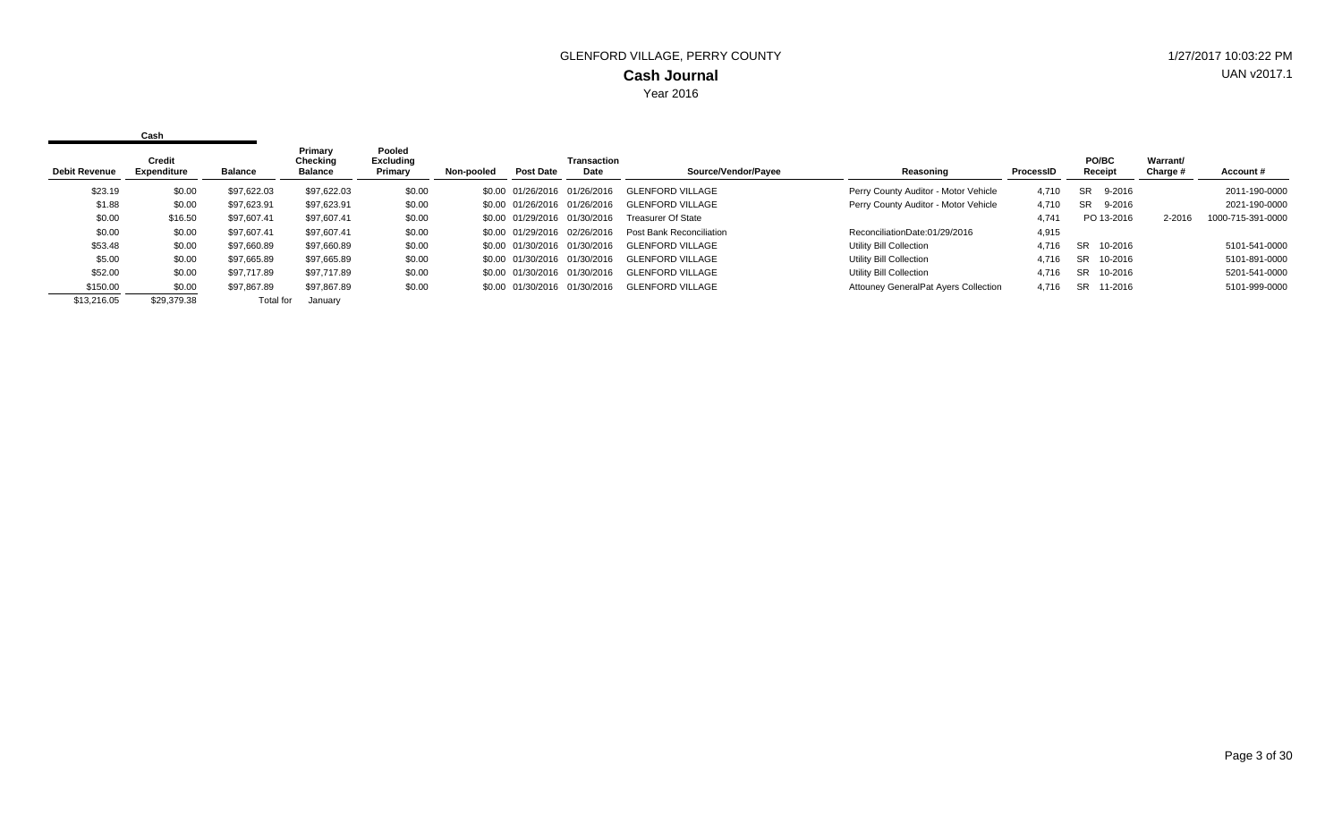# GLENFORD VILLAGE, PERRY COUNTY

## Cash Journal

Year 2016

1/27/2017 10:03:22 PM

UAN v2017.1

| Cash | | | | | | | | | | | | | | |
|---|---|---|---|---|---|---|---|---|---|---|---|---|---|---|
| Debit Revenue | Credit Expenditure | Balance | Primary Checking Balance | Pooled Excluding Primary | Non-pooled | Post Date | Transaction Date | Source/Vendor/Payee | Reasoning | ProcessID | PO/BC Receipt | Warrant/ Charge # | Account # |
| $23.19 | $0.00 | $97,622.03 | $97,622.03 | $0.00 | $0.00 | 01/26/2016 | 01/26/2016 | GLENFORD VILLAGE | Perry County Auditor - Motor Vehicle | 4,710 | SR 9-2016 | | 2011-190-0000 |
| $1.88 | $0.00 | $97,623.91 | $97,623.91 | $0.00 | $0.00 | 01/26/2016 | 01/26/2016 | GLENFORD VILLAGE | Perry County Auditor - Motor Vehicle | 4,710 | SR 9-2016 | | 2021-190-0000 |
| $0.00 | $16.50 | $97,607.41 | $97,607.41 | $0.00 | $0.00 | 01/29/2016 | 01/30/2016 | Treasurer Of State | | 4,741 | PO 13-2016 | 2-2016 | 1000-715-391-0000 |
| $0.00 | $0.00 | $97,607.41 | $97,607.41 | $0.00 | $0.00 | 01/29/2016 | 02/26/2016 | Post Bank Reconciliation | ReconciliationDate:01/29/2016 | 4,915 | | | |
| $53.48 | $0.00 | $97,660.89 | $97,660.89 | $0.00 | $0.00 | 01/30/2016 | 01/30/2016 | GLENFORD VILLAGE | Utility Bill Collection | 4,716 | SR 10-2016 | | 5101-541-0000 |
| $5.00 | $0.00 | $97,665.89 | $97,665.89 | $0.00 | $0.00 | 01/30/2016 | 01/30/2016 | GLENFORD VILLAGE | Utility Bill Collection | 4,716 | SR 10-2016 | | 5101-891-0000 |
| $52.00 | $0.00 | $97,717.89 | $97,717.89 | $0.00 | $0.00 | 01/30/2016 | 01/30/2016 | GLENFORD VILLAGE | Utility Bill Collection | 4,716 | SR 10-2016 | | 5201-541-0000 |
| $150.00 | $0.00 | $97,867.89 | $97,867.89 | $0.00 | $0.00 | 01/30/2016 | 01/30/2016 | GLENFORD VILLAGE | Attouney GeneralPat Ayers Collection | 4,716 | SR 11-2016 | | 5101-999-0000 |
| $13,216.05 | $29,379.38 | Total for | January | | | | | | | | | | |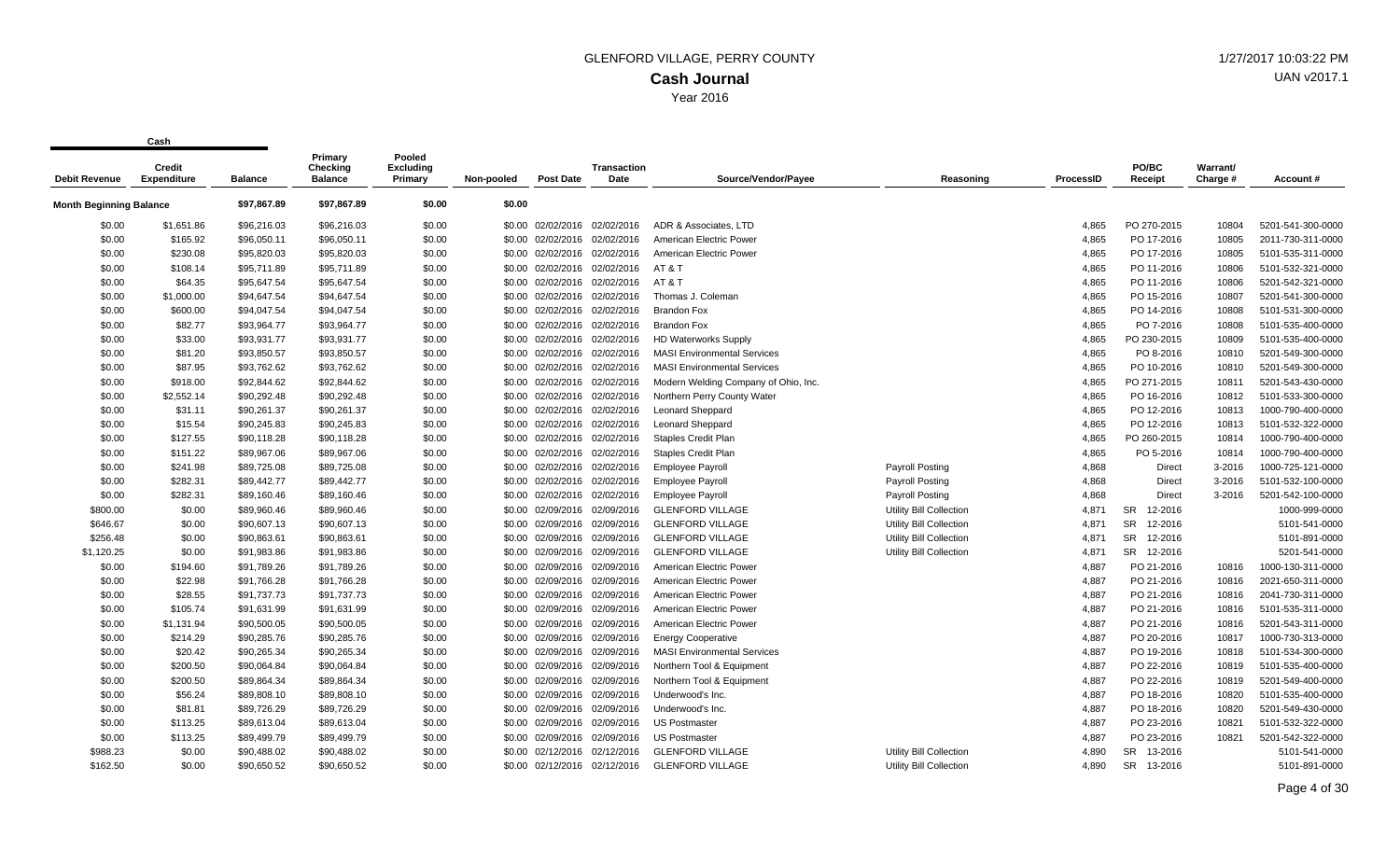# GLENFORD VILLAGE, PERRY COUNTY

## Cash Journal

Year 2016

| Debit Revenue | Credit Expenditure | Balance | Primary Checking Balance | Pooled Excluding Primary | Non-pooled | Post Date | Transaction Date | Source/Vendor/Payee | Reasoning | ProcessID | PO/BC Receipt | Warrant/ Charge # | Account # |
|---|---|---|---|---|---|---|---|---|---|---|---|---|---|
| **Month Beginning Balance** | | $97,867.89 | $97,867.89 | $0.00 | $0.00 | | | | | | | | |
| $0.00 | $1,651.86 | $96,216.03 | $96,216.03 | $0.00 | $0.00 | 02/02/2016 | 02/02/2016 | ADR & Associates, LTD | | 4,865 | PO 270-2015 | 10804 | 5201-541-300-0000 |
| $0.00 | $165.92 | $96,050.11 | $96,050.11 | $0.00 | $0.00 | 02/02/2016 | 02/02/2016 | American Electric Power | | 4,865 | PO 17-2016 | 10805 | 2011-730-311-0000 |
| $0.00 | $230.08 | $95,820.03 | $95,820.03 | $0.00 | $0.00 | 02/02/2016 | 02/02/2016 | American Electric Power | | 4,865 | PO 17-2016 | 10805 | 5101-535-311-0000 |
| $0.00 | $108.14 | $95,711.89 | $95,711.89 | $0.00 | $0.00 | 02/02/2016 | 02/02/2016 | AT & T | | 4,865 | PO 11-2016 | 10806 | 5201-532-321-0000 |
| $0.00 | $64.35 | $95,647.54 | $95,647.54 | $0.00 | $0.00 | 02/02/2016 | 02/02/2016 | AT & T | | 4,865 | PO 11-2016 | 10806 | 5201-542-321-0000 |
| $0.00 | $1,000.00 | $94,647.54 | $94,647.54 | $0.00 | $0.00 | 02/02/2016 | 02/02/2016 | Thomas J. Coleman | | 4,865 | PO 15-2016 | 10807 | 5201-541-300-0000 |
| $0.00 | $600.00 | $94,047.54 | $94,047.54 | $0.00 | $0.00 | 02/02/2016 | 02/02/2016 | Brandon Fox | | 4,865 | PO 14-2016 | 10808 | 5101-531-300-0000 |
| $0.00 | $82.77 | $93,964.77 | $93,964.77 | $0.00 | $0.00 | 02/02/2016 | 02/02/2016 | Brandon Fox | | 4,865 | PO 7-2016 | 10808 | 5101-535-400-0000 |
| $0.00 | $33.00 | $93,931.77 | $93,931.77 | $0.00 | $0.00 | 02/02/2016 | 02/02/2016 | HD Waterworks Supply | | 4,865 | PO 230-2015 | 10809 | 5101-535-400-0000 |
| $0.00 | $81.20 | $93,850.57 | $93,850.57 | $0.00 | $0.00 | 02/02/2016 | 02/02/2016 | MASI Environmental Services | | 4,865 | PO 8-2016 | 10810 | 5201-549-300-0000 |
| $0.00 | $87.95 | $93,762.62 | $93,762.62 | $0.00 | $0.00 | 02/02/2016 | 02/02/2016 | MASI Environmental Services | | 4,865 | PO 10-2016 | 10810 | 5201-549-300-0000 |
| $0.00 | $918.00 | $92,844.62 | $92,844.62 | $0.00 | $0.00 | 02/02/2016 | 02/02/2016 | Modern Welding Company of Ohio, Inc. | | 4,865 | PO 271-2015 | 10811 | 5201-543-430-0000 |
| $0.00 | $2,552.14 | $90,292.48 | $90,292.48 | $0.00 | $0.00 | 02/02/2016 | 02/02/2016 | Northern Perry County Water | | 4,865 | PO 16-2016 | 10812 | 5101-533-300-0000 |
| $0.00 | $31.11 | $90,261.37 | $90,261.37 | $0.00 | $0.00 | 02/02/2016 | 02/02/2016 | Leonard Sheppard | | 4,865 | PO 12-2016 | 10813 | 1000-790-400-0000 |
| $0.00 | $15.54 | $90,245.83 | $90,245.83 | $0.00 | $0.00 | 02/02/2016 | 02/02/2016 | Leonard Sheppard | | 4,865 | PO 12-2016 | 10813 | 5101-532-322-0000 |
| $0.00 | $127.55 | $90,118.28 | $90,118.28 | $0.00 | $0.00 | 02/02/2016 | 02/02/2016 | Staples Credit Plan | | 4,865 | PO 260-2015 | 10814 | 1000-790-400-0000 |
| $0.00 | $151.22 | $89,967.06 | $89,967.06 | $0.00 | $0.00 | 02/02/2016 | 02/02/2016 | Staples Credit Plan | | 4,865 | PO 5-2016 | 10814 | 1000-790-400-0000 |
| $0.00 | $241.98 | $89,725.08 | $89,725.08 | $0.00 | $0.00 | 02/02/2016 | 02/02/2016 | Employee Payroll | Payroll Posting | 4,868 | Direct | 3-2016 | 1000-725-121-0000 |
| $0.00 | $282.31 | $89,442.77 | $89,442.77 | $0.00 | $0.00 | 02/02/2016 | 02/02/2016 | Employee Payroll | Payroll Posting | 4,868 | Direct | 3-2016 | 5101-532-100-0000 |
| $0.00 | $282.31 | $89,160.46 | $89,160.46 | $0.00 | $0.00 | 02/02/2016 | 02/02/2016 | Employee Payroll | Payroll Posting | 4,868 | Direct | 3-2016 | 5201-542-100-0000 |
| $800.00 | $0.00 | $89,960.46 | $89,960.46 | $0.00 | $0.00 | 02/09/2016 | 02/09/2016 | GLENFORD VILLAGE | Utility Bill Collection | 4,871 | SR 12-2016 | | 1000-999-0000 |
| $646.67 | $0.00 | $90,607.13 | $90,607.13 | $0.00 | $0.00 | 02/09/2016 | 02/09/2016 | GLENFORD VILLAGE | Utility Bill Collection | 4,871 | SR 12-2016 | | 5101-541-0000 |
| $256.48 | $0.00 | $90,863.61 | $90,863.61 | $0.00 | $0.00 | 02/09/2016 | 02/09/2016 | GLENFORD VILLAGE | Utility Bill Collection | 4,871 | SR 12-2016 | | 5101-891-0000 |
| $1,120.25 | $0.00 | $91,983.86 | $91,983.86 | $0.00 | $0.00 | 02/09/2016 | 02/09/2016 | GLENFORD VILLAGE | Utility Bill Collection | 4,871 | SR 12-2016 | | 5201-541-0000 |
| $0.00 | $194.60 | $91,789.26 | $91,789.26 | $0.00 | $0.00 | 02/09/2016 | 02/09/2016 | American Electric Power | | 4,887 | PO 21-2016 | 10816 | 1000-130-311-0000 |
| $0.00 | $22.98 | $91,766.28 | $91,766.28 | $0.00 | $0.00 | 02/09/2016 | 02/09/2016 | American Electric Power | | 4,887 | PO 21-2016 | 10816 | 2021-650-311-0000 |
| $0.00 | $28.55 | $91,737.73 | $91,737.73 | $0.00 | $0.00 | 02/09/2016 | 02/09/2016 | American Electric Power | | 4,887 | PO 21-2016 | 10816 | 2041-730-311-0000 |
| $0.00 | $105.74 | $91,631.99 | $91,631.99 | $0.00 | $0.00 | 02/09/2016 | 02/09/2016 | American Electric Power | | 4,887 | PO 21-2016 | 10816 | 5101-535-311-0000 |
| $0.00 | $1,131.94 | $90,500.05 | $90,500.05 | $0.00 | $0.00 | 02/09/2016 | 02/09/2016 | American Electric Power | | 4,887 | PO 21-2016 | 10816 | 5201-543-311-0000 |
| $0.00 | $214.29 | $90,285.76 | $90,285.76 | $0.00 | $0.00 | 02/09/2016 | 02/09/2016 | Energy Cooperative | | 4,887 | PO 20-2016 | 10817 | 1000-730-313-0000 |
| $0.00 | $20.42 | $90,265.34 | $90,265.34 | $0.00 | $0.00 | 02/09/2016 | 02/09/2016 | MASI Environmental Services | | 4,887 | PO 19-2016 | 10818 | 5101-534-300-0000 |
| $0.00 | $200.50 | $90,064.84 | $90,064.84 | $0.00 | $0.00 | 02/09/2016 | 02/09/2016 | Northern Tool & Equipment | | 4,887 | PO 22-2016 | 10819 | 5101-535-400-0000 |
| $0.00 | $200.50 | $89,864.34 | $89,864.34 | $0.00 | $0.00 | 02/09/2016 | 02/09/2016 | Northern Tool & Equipment | | 4,887 | PO 22-2016 | 10819 | 5201-549-400-0000 |
| $0.00 | $56.24 | $89,808.10 | $89,808.10 | $0.00 | $0.00 | 02/09/2016 | 02/09/2016 | Underwood's Inc. | | 4,887 | PO 18-2016 | 10820 | 5101-535-400-0000 |
| $0.00 | $81.81 | $89,726.29 | $89,726.29 | $0.00 | $0.00 | 02/09/2016 | 02/09/2016 | Underwood's Inc. | | 4,887 | PO 18-2016 | 10820 | 5201-549-430-0000 |
| $0.00 | $113.25 | $89,613.04 | $89,613.04 | $0.00 | $0.00 | 02/09/2016 | 02/09/2016 | US Postmaster | | 4,887 | PO 23-2016 | 10821 | 5101-532-322-0000 |
| $0.00 | $113.25 | $89,499.79 | $89,499.79 | $0.00 | $0.00 | 02/09/2016 | 02/09/2016 | US Postmaster | | 4,887 | PO 23-2016 | 10821 | 5201-542-322-0000 |
| $988.23 | $0.00 | $90,488.02 | $90,488.02 | $0.00 | $0.00 | 02/12/2016 | 02/12/2016 | GLENFORD VILLAGE | Utility Bill Collection | 4,890 | SR 13-2016 | | 5101-541-0000 |
| $162.50 | $0.00 | $90,650.52 | $90,650.52 | $0.00 | $0.00 | 02/12/2016 | 02/12/2016 | GLENFORD VILLAGE | Utility Bill Collection | 4,890 | SR 13-2016 | | 5101-891-0000 |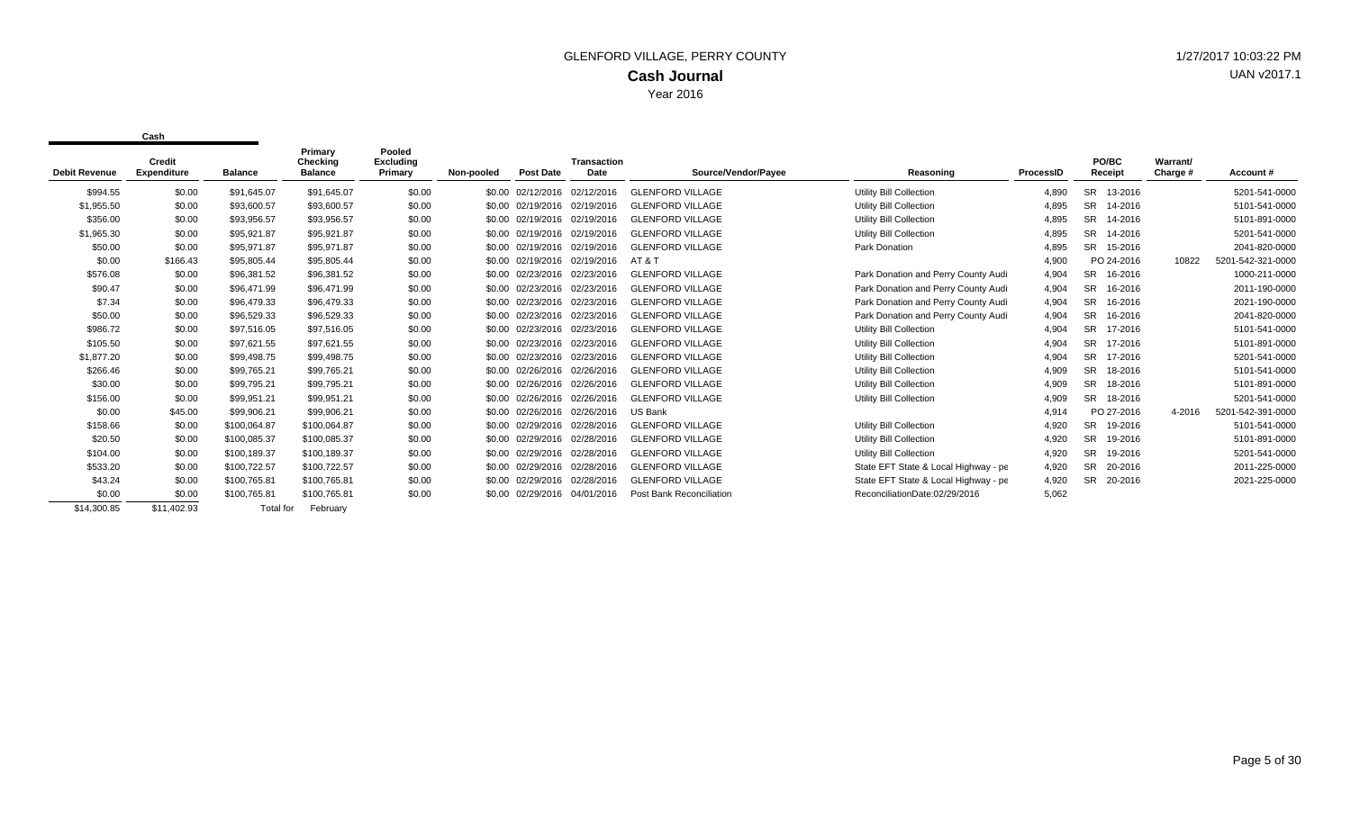GLENFORD VILLAGE, PERRY COUNTY

# Cash Journal

Year 2016

1/27/2017 10:03:22 PM

UAN v2017.1

| Debit Revenue | Cash Credit Expenditure | Balance | Primary Checking Balance | Pooled Excluding Primary | Non-pooled | Post Date | Transaction Date | Source/Vendor/Payee | Reasoning | ProcessID | PO/BC Receipt | Warrant/ Charge # | Account # |
|---|---|---|---|---|---|---|---|---|---|---|---|---|---|
| $994.55 | $0.00 | $91,645.07 | $91,645.07 | $0.00 | $0.00 | 02/12/2016 | 02/12/2016 | GLENFORD VILLAGE | Utility Bill Collection | 4,890 | SR 13-2016 | | 5201-541-0000 |
| $1,955.50 | $0.00 | $93,600.57 | $93,600.57 | $0.00 | $0.00 | 02/19/2016 | 02/19/2016 | GLENFORD VILLAGE | Utility Bill Collection | 4,895 | SR 14-2016 | | 5101-541-0000 |
| $356.00 | $0.00 | $93,956.57 | $93,956.57 | $0.00 | $0.00 | 02/19/2016 | 02/19/2016 | GLENFORD VILLAGE | Utility Bill Collection | 4,895 | SR 14-2016 | | 5101-891-0000 |
| $1,965.30 | $0.00 | $95,921.87 | $95,921.87 | $0.00 | $0.00 | 02/19/2016 | 02/19/2016 | GLENFORD VILLAGE | Utility Bill Collection | 4,895 | SR 14-2016 | | 5201-541-0000 |
| $50.00 | $0.00 | $95,971.87 | $95,971.87 | $0.00 | $0.00 | 02/19/2016 | 02/19/2016 | GLENFORD VILLAGE | Park Donation | 4,895 | SR 15-2016 | | 2041-820-0000 |
| $0.00 | $166.43 | $95,805.44 | $95,805.44 | $0.00 | $0.00 | 02/19/2016 | 02/19/2016 | AT & T | | 4,900 | PO 24-2016 | 10822 | 5201-542-321-0000 |
| $576.08 | $0.00 | $96,381.52 | $96,381.52 | $0.00 | $0.00 | 02/23/2016 | 02/23/2016 | GLENFORD VILLAGE | Park Donation and Perry County Audi | 4,904 | SR 16-2016 | | 1000-211-0000 |
| $90.47 | $0.00 | $96,471.99 | $96,471.99 | $0.00 | $0.00 | 02/23/2016 | 02/23/2016 | GLENFORD VILLAGE | Park Donation and Perry County Audi | 4,904 | SR 16-2016 | | 2011-190-0000 |
| $7.34 | $0.00 | $96,479.33 | $96,479.33 | $0.00 | $0.00 | 02/23/2016 | 02/23/2016 | GLENFORD VILLAGE | Park Donation and Perry County Audi | 4,904 | SR 16-2016 | | 2021-190-0000 |
| $50.00 | $0.00 | $96,529.33 | $96,529.33 | $0.00 | $0.00 | 02/23/2016 | 02/23/2016 | GLENFORD VILLAGE | Park Donation and Perry County Audi | 4,904 | SR 16-2016 | | 2041-820-0000 |
| $986.72 | $0.00 | $97,516.05 | $97,516.05 | $0.00 | $0.00 | 02/23/2016 | 02/23/2016 | GLENFORD VILLAGE | Utility Bill Collection | 4,904 | SR 17-2016 | | 5101-541-0000 |
| $105.50 | $0.00 | $97,621.55 | $97,621.55 | $0.00 | $0.00 | 02/23/2016 | 02/23/2016 | GLENFORD VILLAGE | Utility Bill Collection | 4,904 | SR 17-2016 | | 5101-891-0000 |
| $1,877.20 | $0.00 | $99,498.75 | $99,498.75 | $0.00 | $0.00 | 02/23/2016 | 02/23/2016 | GLENFORD VILLAGE | Utility Bill Collection | 4,904 | SR 17-2016 | | 5201-541-0000 |
| $266.46 | $0.00 | $99,765.21 | $99,765.21 | $0.00 | $0.00 | 02/26/2016 | 02/26/2016 | GLENFORD VILLAGE | Utility Bill Collection | 4,909 | SR 18-2016 | | 5101-541-0000 |
| $30.00 | $0.00 | $99,795.21 | $99,795.21 | $0.00 | $0.00 | 02/26/2016 | 02/26/2016 | GLENFORD VILLAGE | Utility Bill Collection | 4,909 | SR 18-2016 | | 5101-891-0000 |
| $156.00 | $0.00 | $99,951.21 | $99,951.21 | $0.00 | $0.00 | 02/26/2016 | 02/26/2016 | GLENFORD VILLAGE | Utility Bill Collection | 4,909 | SR 18-2016 | | 5201-541-0000 |
| $0.00 | $45.00 | $99,906.21 | $99,906.21 | $0.00 | $0.00 | 02/26/2016 | 02/26/2016 | US Bank | | 4,914 | PO 27-2016 | 4-2016 | 5201-542-391-0000 |
| $158.66 | $0.00 | $100,064.87 | $100,064.87 | $0.00 | $0.00 | 02/29/2016 | 02/28/2016 | GLENFORD VILLAGE | Utility Bill Collection | 4,920 | SR 19-2016 | | 5101-541-0000 |
| $20.50 | $0.00 | $100,085.37 | $100,085.37 | $0.00 | $0.00 | 02/29/2016 | 02/28/2016 | GLENFORD VILLAGE | Utility Bill Collection | 4,920 | SR 19-2016 | | 5101-891-0000 |
| $104.00 | $0.00 | $100,189.37 | $100,189.37 | $0.00 | $0.00 | 02/29/2016 | 02/28/2016 | GLENFORD VILLAGE | Utility Bill Collection | 4,920 | SR 19-2016 | | 5201-541-0000 |
| $533.20 | $0.00 | $100,722.57 | $100,722.57 | $0.00 | $0.00 | 02/29/2016 | 02/28/2016 | GLENFORD VILLAGE | State EFT State & Local Highway - pe | 4,920 | SR 20-2016 | | 2011-225-0000 |
| $43.24 | $0.00 | $100,765.81 | $100,765.81 | $0.00 | $0.00 | 02/29/2016 | 02/28/2016 | GLENFORD VILLAGE | State EFT State & Local Highway - pe | 4,920 | SR 20-2016 | | 2021-225-0000 |
| $0.00 | $0.00 | $100,765.81 | $100,765.81 | $0.00 | $0.00 | 02/29/2016 | 04/01/2016 | Post Bank Reconciliation | ReconciliationDate:02/29/2016 | 5,062 | | | |
| $14,300.85 | $11,402.93 | Total for | February | | | | | | | | | | |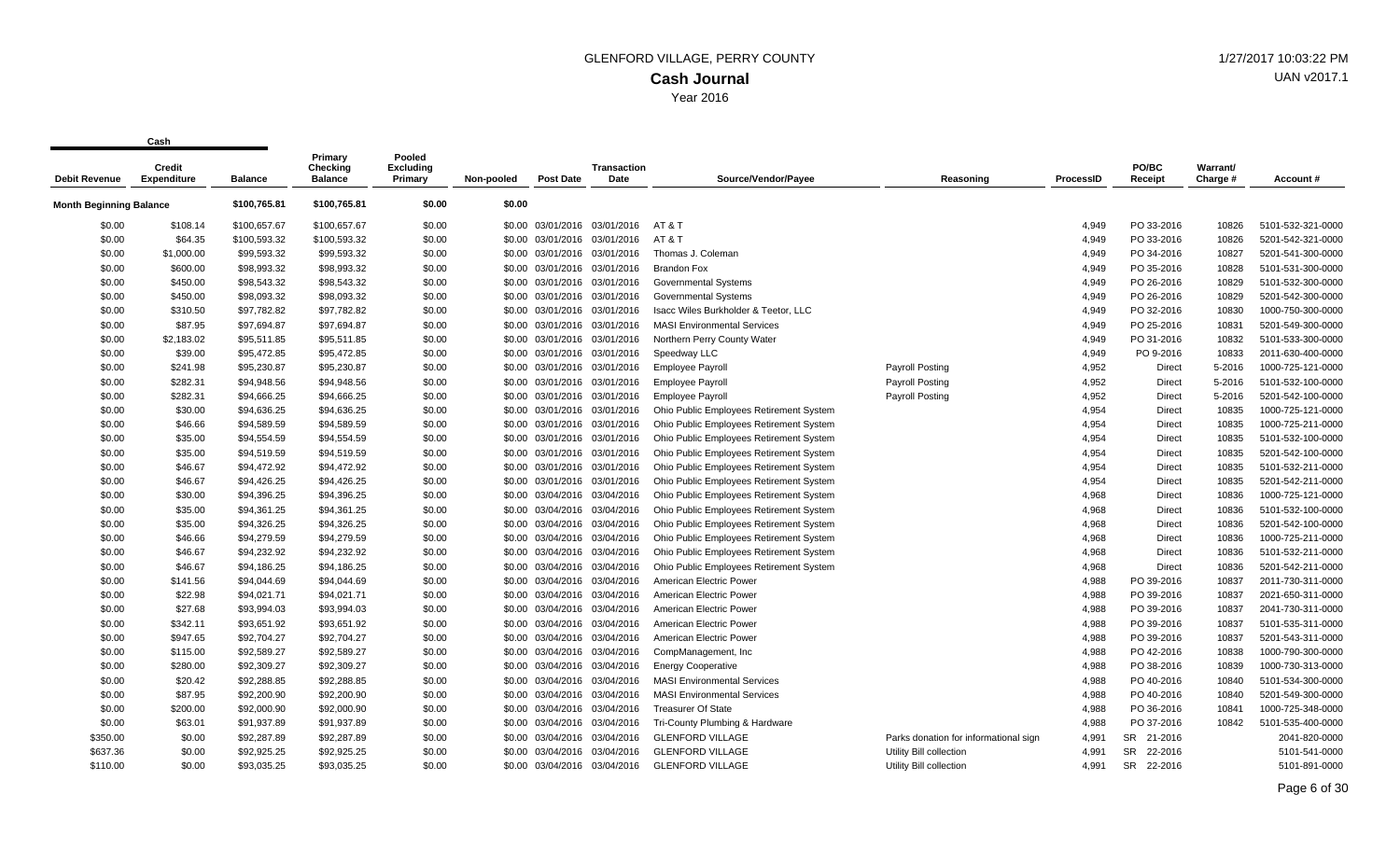# GLENFORD VILLAGE, PERRY COUNTY

## Cash Journal

Year 2016

1/27/2017 10:03:22 PM

UAN v2017.1

| Debit Revenue | Cash Credit Expenditure | Balance | Primary Checking Balance | Pooled Excluding Primary | Non-pooled | Post Date | Transaction Date | Source/Vendor/Payee | Reasoning | ProcessID | PO/BC Receipt | Warrant/ Charge # | Account # |
|---|---|---|---|---|---|---|---|---|---|---|---|---|---|
| **Month Beginning Balance** | | $100,765.81 | $100,765.81 | $0.00 | $0.00 | | | | | | | | |
| $0.00 | $108.14 | $100,657.67 | $100,657.67 | $0.00 | $0.00 | 03/01/2016 | 03/01/2016 | AT & T | | 4,949 | PO 33-2016 | 10826 | 5101-532-321-0000 |
| $0.00 | $64.35 | $100,593.32 | $100,593.32 | $0.00 | $0.00 | 03/01/2016 | 03/01/2016 | AT & T | | 4,949 | PO 33-2016 | 10826 | 5201-542-321-0000 |
| $0.00 | $1,000.00 | $99,593.32 | $99,593.32 | $0.00 | $0.00 | 03/01/2016 | 03/01/2016 | Thomas J. Coleman | | 4,949 | PO 34-2016 | 10827 | 5201-541-300-0000 |
| $0.00 | $600.00 | $98,993.32 | $98,993.32 | $0.00 | $0.00 | 03/01/2016 | 03/01/2016 | Brandon Fox | | 4,949 | PO 35-2016 | 10828 | 5101-531-300-0000 |
| $0.00 | $450.00 | $98,543.32 | $98,543.32 | $0.00 | $0.00 | 03/01/2016 | 03/01/2016 | Governmental Systems | | 4,949 | PO 26-2016 | 10829 | 5101-532-300-0000 |
| $0.00 | $450.00 | $98,093.32 | $98,093.32 | $0.00 | $0.00 | 03/01/2016 | 03/01/2016 | Governmental Systems | | 4,949 | PO 26-2016 | 10829 | 5201-542-300-0000 |
| $0.00 | $310.50 | $97,782.82 | $97,782.82 | $0.00 | $0.00 | 03/01/2016 | 03/01/2016 | Isacc Wiles Burkholder & Teetor, LLC | | 4,949 | PO 32-2016 | 10830 | 1000-750-300-0000 |
| $0.00 | $87.95 | $97,694.87 | $97,694.87 | $0.00 | $0.00 | 03/01/2016 | 03/01/2016 | MASI Environmental Services | | 4,949 | PO 25-2016 | 10831 | 5201-549-300-0000 |
| $0.00 | $2,183.02 | $95,511.85 | $95,511.85 | $0.00 | $0.00 | 03/01/2016 | 03/01/2016 | Northern Perry County Water | | 4,949 | PO 31-2016 | 10832 | 5101-533-300-0000 |
| $0.00 | $39.00 | $95,472.85 | $95,472.85 | $0.00 | $0.00 | 03/01/2016 | 03/01/2016 | Speedway LLC | | 4,949 | PO 9-2016 | 10833 | 2011-630-400-0000 |
| $0.00 | $241.98 | $95,230.87 | $95,230.87 | $0.00 | $0.00 | 03/01/2016 | 03/01/2016 | Employee Payroll | Payroll Posting | 4,952 | Direct | 5-2016 | 1000-725-121-0000 |
| $0.00 | $282.31 | $94,948.56 | $94,948.56 | $0.00 | $0.00 | 03/01/2016 | 03/01/2016 | Employee Payroll | Payroll Posting | 4,952 | Direct | 5-2016 | 5101-532-100-0000 |
| $0.00 | $282.31 | $94,666.25 | $94,666.25 | $0.00 | $0.00 | 03/01/2016 | 03/01/2016 | Employee Payroll | Payroll Posting | 4,952 | Direct | 5-2016 | 5201-542-100-0000 |
| $0.00 | $30.00 | $94,636.25 | $94,636.25 | $0.00 | $0.00 | 03/01/2016 | 03/01/2016 | Ohio Public Employees Retirement System | | 4,954 | Direct | 10835 | 1000-725-121-0000 |
| $0.00 | $46.66 | $94,589.59 | $94,589.59 | $0.00 | $0.00 | 03/01/2016 | 03/01/2016 | Ohio Public Employees Retirement System | | 4,954 | Direct | 10835 | 1000-725-211-0000 |
| $0.00 | $35.00 | $94,554.59 | $94,554.59 | $0.00 | $0.00 | 03/01/2016 | 03/01/2016 | Ohio Public Employees Retirement System | | 4,954 | Direct | 10835 | 5101-532-100-0000 |
| $0.00 | $35.00 | $94,519.59 | $94,519.59 | $0.00 | $0.00 | 03/01/2016 | 03/01/2016 | Ohio Public Employees Retirement System | | 4,954 | Direct | 10835 | 5201-542-100-0000 |
| $0.00 | $46.67 | $94,472.92 | $94,472.92 | $0.00 | $0.00 | 03/01/2016 | 03/01/2016 | Ohio Public Employees Retirement System | | 4,954 | Direct | 10835 | 5101-532-211-0000 |
| $0.00 | $46.67 | $94,426.25 | $94,426.25 | $0.00 | $0.00 | 03/01/2016 | 03/01/2016 | Ohio Public Employees Retirement System | | 4,954 | Direct | 10835 | 5201-542-211-0000 |
| $0.00 | $30.00 | $94,396.25 | $94,396.25 | $0.00 | $0.00 | 03/04/2016 | 03/04/2016 | Ohio Public Employees Retirement System | | 4,968 | Direct | 10836 | 1000-725-121-0000 |
| $0.00 | $35.00 | $94,361.25 | $94,361.25 | $0.00 | $0.00 | 03/04/2016 | 03/04/2016 | Ohio Public Employees Retirement System | | 4,968 | Direct | 10836 | 5101-532-100-0000 |
| $0.00 | $35.00 | $94,326.25 | $94,326.25 | $0.00 | $0.00 | 03/04/2016 | 03/04/2016 | Ohio Public Employees Retirement System | | 4,968 | Direct | 10836 | 5201-542-100-0000 |
| $0.00 | $46.66 | $94,279.59 | $94,279.59 | $0.00 | $0.00 | 03/04/2016 | 03/04/2016 | Ohio Public Employees Retirement System | | 4,968 | Direct | 10836 | 1000-725-211-0000 |
| $0.00 | $46.67 | $94,232.92 | $94,232.92 | $0.00 | $0.00 | 03/04/2016 | 03/04/2016 | Ohio Public Employees Retirement System | | 4,968 | Direct | 10836 | 5101-532-211-0000 |
| $0.00 | $46.67 | $94,186.25 | $94,186.25 | $0.00 | $0.00 | 03/04/2016 | 03/04/2016 | Ohio Public Employees Retirement System | | 4,968 | Direct | 10836 | 5201-542-211-0000 |
| $0.00 | $141.56 | $94,044.69 | $94,044.69 | $0.00 | $0.00 | 03/04/2016 | 03/04/2016 | American Electric Power | | 4,988 | PO 39-2016 | 10837 | 2011-730-311-0000 |
| $0.00 | $22.98 | $94,021.71 | $94,021.71 | $0.00 | $0.00 | 03/04/2016 | 03/04/2016 | American Electric Power | | 4,988 | PO 39-2016 | 10837 | 2021-650-311-0000 |
| $0.00 | $27.68 | $93,994.03 | $93,994.03 | $0.00 | $0.00 | 03/04/2016 | 03/04/2016 | American Electric Power | | 4,988 | PO 39-2016 | 10837 | 2041-730-311-0000 |
| $0.00 | $342.11 | $93,651.92 | $93,651.92 | $0.00 | $0.00 | 03/04/2016 | 03/04/2016 | American Electric Power | | 4,988 | PO 39-2016 | 10837 | 5101-535-311-0000 |
| $0.00 | $947.65 | $92,704.27 | $92,704.27 | $0.00 | $0.00 | 03/04/2016 | 03/04/2016 | American Electric Power | | 4,988 | PO 39-2016 | 10837 | 5201-543-311-0000 |
| $0.00 | $115.00 | $92,589.27 | $92,589.27 | $0.00 | $0.00 | 03/04/2016 | 03/04/2016 | CompManagement, Inc | | 4,988 | PO 42-2016 | 10838 | 1000-790-300-0000 |
| $0.00 | $280.00 | $92,309.27 | $92,309.27 | $0.00 | $0.00 | 03/04/2016 | 03/04/2016 | Energy Cooperative | | 4,988 | PO 38-2016 | 10839 | 1000-730-313-0000 |
| $0.00 | $20.42 | $92,288.85 | $92,288.85 | $0.00 | $0.00 | 03/04/2016 | 03/04/2016 | MASI Environmental Services | | 4,988 | PO 40-2016 | 10840 | 5101-534-300-0000 |
| $0.00 | $87.95 | $92,200.90 | $92,200.90 | $0.00 | $0.00 | 03/04/2016 | 03/04/2016 | MASI Environmental Services | | 4,988 | PO 40-2016 | 10840 | 5201-549-300-0000 |
| $0.00 | $200.00 | $92,000.90 | $92,000.90 | $0.00 | $0.00 | 03/04/2016 | 03/04/2016 | Treasurer Of State | | 4,988 | PO 36-2016 | 10841 | 1000-725-348-0000 |
| $0.00 | $63.01 | $91,937.89 | $91,937.89 | $0.00 | $0.00 | 03/04/2016 | 03/04/2016 | Tri-County Plumbing & Hardware | | 4,988 | PO 37-2016 | 10842 | 5101-535-400-0000 |
| $350.00 | $0.00 | $92,287.89 | $92,287.89 | $0.00 | $0.00 | 03/04/2016 | 03/04/2016 | GLENFORD VILLAGE | Parks donation for informational sign | 4,991 | SR 21-2016 | | 2041-820-0000 |
| $637.36 | $0.00 | $92,925.25 | $92,925.25 | $0.00 | $0.00 | 03/04/2016 | 03/04/2016 | GLENFORD VILLAGE | Utility Bill collection | 4,991 | SR 22-2016 | | 5101-541-0000 |
| $110.00 | $0.00 | $93,035.25 | $93,035.25 | $0.00 | $0.00 | 03/04/2016 | 03/04/2016 | GLENFORD VILLAGE | Utility Bill collection | 4,991 | SR 22-2016 | | 5101-891-0000 |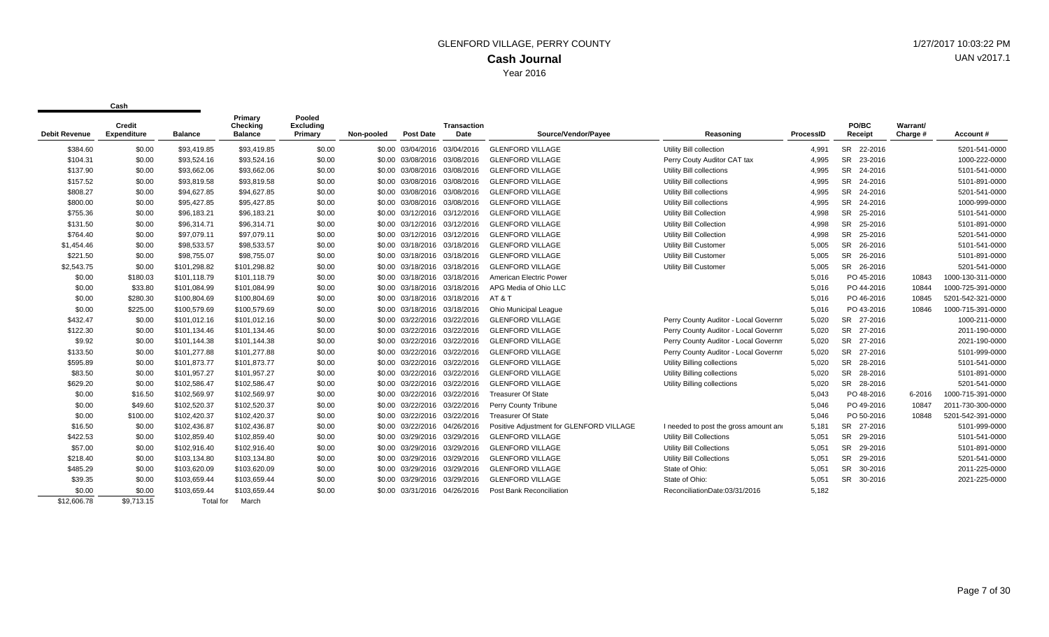# GLENFORD VILLAGE, PERRY COUNTY

## Cash Journal

Year 2016

1/27/2017 10:03:22 PM
UAN v2017.1

| Cash | | | | | | | | | | | | | | |
|---|---|---|---|---|---|---|---|---|---|---|---|---|---|---|
| Debit Revenue | Credit Expenditure | Balance | Primary Checking Balance | Pooled Excluding Primary | Non-pooled | Post Date | Transaction Date | Source/Vendor/Payee | Reasoning | ProcessID | PO/BC Receipt | Warrant/ Charge # | Account # |
| $384.60 | $0.00 | $93,419.85 | $93,419.85 | $0.00 | $0.00 | 03/04/2016 | 03/04/2016 | GLENFORD VILLAGE | Utility Bill collection | 4,991 | SR 22-2016 | | 5201-541-0000 |
| $104.31 | $0.00 | $93,524.16 | $93,524.16 | $0.00 | $0.00 | 03/08/2016 | 03/08/2016 | GLENFORD VILLAGE | Perry Couty Auditor CAT tax | 4,995 | SR 23-2016 | | 1000-222-0000 |
| $137.90 | $0.00 | $93,662.06 | $93,662.06 | $0.00 | $0.00 | 03/08/2016 | 03/08/2016 | GLENFORD VILLAGE | Utility Bill collections | 4,995 | SR 24-2016 | | 5101-541-0000 |
| $157.52 | $0.00 | $93,819.58 | $93,819.58 | $0.00 | $0.00 | 03/08/2016 | 03/08/2016 | GLENFORD VILLAGE | Utility Bill collections | 4,995 | SR 24-2016 | | 5101-891-0000 |
| $808.27 | $0.00 | $94,627.85 | $94,627.85 | $0.00 | $0.00 | 03/08/2016 | 03/08/2016 | GLENFORD VILLAGE | Utility Bill collections | 4,995 | SR 24-2016 | | 5201-541-0000 |
| $800.00 | $0.00 | $95,427.85 | $95,427.85 | $0.00 | $0.00 | 03/08/2016 | 03/08/2016 | GLENFORD VILLAGE | Utility Bill collections | 4,995 | SR 24-2016 | | 1000-999-0000 |
| $755.36 | $0.00 | $96,183.21 | $96,183.21 | $0.00 | $0.00 | 03/12/2016 | 03/12/2016 | GLENFORD VILLAGE | Utility Bill Collection | 4,998 | SR 25-2016 | | 5101-541-0000 |
| $131.50 | $0.00 | $96,314.71 | $96,314.71 | $0.00 | $0.00 | 03/12/2016 | 03/12/2016 | GLENFORD VILLAGE | Utility Bill Collection | 4,998 | SR 25-2016 | | 5101-891-0000 |
| $764.40 | $0.00 | $97,079.11 | $97,079.11 | $0.00 | $0.00 | 03/12/2016 | 03/12/2016 | GLENFORD VILLAGE | Utility Bill Collection | 4,998 | SR 25-2016 | | 5201-541-0000 |
| $1,454.46 | $0.00 | $98,533.57 | $98,533.57 | $0.00 | $0.00 | 03/18/2016 | 03/18/2016 | GLENFORD VILLAGE | Utility Bill Customer | 5,005 | SR 26-2016 | | 5101-541-0000 |
| $221.50 | $0.00 | $98,755.07 | $98,755.07 | $0.00 | $0.00 | 03/18/2016 | 03/18/2016 | GLENFORD VILLAGE | Utility Bill Customer | 5,005 | SR 26-2016 | | 5101-891-0000 |
| $2,543.75 | $0.00 | $101,298.82 | $101,298.82 | $0.00 | $0.00 | 03/18/2016 | 03/18/2016 | GLENFORD VILLAGE | Utility Bill Customer | 5,005 | SR 26-2016 | | 5201-541-0000 |
| $0.00 | $180.03 | $101,118.79 | $101,118.79 | $0.00 | $0.00 | 03/18/2016 | 03/18/2016 | American Electric Power | | 5,016 | PO 45-2016 | 10843 | 1000-130-311-0000 |
| $0.00 | $33.80 | $101,084.99 | $101,084.99 | $0.00 | $0.00 | 03/18/2016 | 03/18/2016 | APG Media of Ohio LLC | | 5,016 | PO 44-2016 | 10844 | 1000-725-391-0000 |
| $0.00 | $280.30 | $100,804.69 | $100,804.69 | $0.00 | $0.00 | 03/18/2016 | 03/18/2016 | AT & T | | 5,016 | PO 46-2016 | 10845 | 5201-542-321-0000 |
| $0.00 | $225.00 | $100,579.69 | $100,579.69 | $0.00 | $0.00 | 03/18/2016 | 03/18/2016 | Ohio Municipal League | | 5,016 | PO 43-2016 | 10846 | 1000-715-391-0000 |
| $432.47 | $0.00 | $101,012.16 | $101,012.16 | $0.00 | $0.00 | 03/22/2016 | 03/22/2016 | GLENFORD VILLAGE | Perry County Auditor - Local Governm | 5,020 | SR 27-2016 | | 1000-211-0000 |
| $122.30 | $0.00 | $101,134.46 | $101,134.46 | $0.00 | $0.00 | 03/22/2016 | 03/22/2016 | GLENFORD VILLAGE | Perry County Auditor - Local Governm | 5,020 | SR 27-2016 | | 2011-190-0000 |
| $9.92 | $0.00 | $101,144.38 | $101,144.38 | $0.00 | $0.00 | 03/22/2016 | 03/22/2016 | GLENFORD VILLAGE | Perry County Auditor - Local Governm | 5,020 | SR 27-2016 | | 2021-190-0000 |
| $133.50 | $0.00 | $101,277.88 | $101,277.88 | $0.00 | $0.00 | 03/22/2016 | 03/22/2016 | GLENFORD VILLAGE | Perry County Auditor - Local Governm | 5,020 | SR 27-2016 | | 5101-999-0000 |
| $595.89 | $0.00 | $101,873.77 | $101,873.77 | $0.00 | $0.00 | 03/22/2016 | 03/22/2016 | GLENFORD VILLAGE | Utility Billing collections | 5,020 | SR 28-2016 | | 5101-541-0000 |
| $83.50 | $0.00 | $101,957.27 | $101,957.27 | $0.00 | $0.00 | 03/22/2016 | 03/22/2016 | GLENFORD VILLAGE | Utility Billing collections | 5,020 | SR 28-2016 | | 5101-891-0000 |
| $629.20 | $0.00 | $102,586.47 | $102,586.47 | $0.00 | $0.00 | 03/22/2016 | 03/22/2016 | GLENFORD VILLAGE | Utility Billing collections | 5,020 | SR 28-2016 | | 5201-541-0000 |
| $0.00 | $16.50 | $102,569.97 | $102,569.97 | $0.00 | $0.00 | 03/22/2016 | 03/22/2016 | Treasurer Of State | | 5,043 | PO 48-2016 | 6-2016 | 1000-715-391-0000 |
| $0.00 | $49.60 | $102,520.37 | $102,520.37 | $0.00 | $0.00 | 03/22/2016 | 03/22/2016 | Perry County Tribune | | 5,046 | PO 49-2016 | 10847 | 2011-730-300-0000 |
| $0.00 | $100.00 | $102,420.37 | $102,420.37 | $0.00 | $0.00 | 03/22/2016 | 03/22/2016 | Treasurer Of State | | 5,046 | PO 50-2016 | 10848 | 5201-542-391-0000 |
| $16.50 | $0.00 | $102,436.87 | $102,436.87 | $0.00 | $0.00 | 03/22/2016 | 04/26/2016 | Positive Adjustment for GLENFORD VILLAGE | I needed to post the gross amount an | 5,181 | SR 27-2016 | | 5101-999-0000 |
| $422.53 | $0.00 | $102,859.40 | $102,859.40 | $0.00 | $0.00 | 03/29/2016 | 03/29/2016 | GLENFORD VILLAGE | Utility Bill Collections | 5,051 | SR 29-2016 | | 5101-541-0000 |
| $57.00 | $0.00 | $102,916.40 | $102,916.40 | $0.00 | $0.00 | 03/29/2016 | 03/29/2016 | GLENFORD VILLAGE | Utility Bill Collections | 5,051 | SR 29-2016 | | 5101-891-0000 |
| $218.40 | $0.00 | $103,134.80 | $103,134.80 | $0.00 | $0.00 | 03/29/2016 | 03/29/2016 | GLENFORD VILLAGE | Utility Bill Collections | 5,051 | SR 29-2016 | | 5201-541-0000 |
| $485.29 | $0.00 | $103,620.09 | $103,620.09 | $0.00 | $0.00 | 03/29/2016 | 03/29/2016 | GLENFORD VILLAGE | State of Ohio: | 5,051 | SR 30-2016 | | 2011-225-0000 |
| $39.35 | $0.00 | $103,659.44 | $103,659.44 | $0.00 | $0.00 | 03/29/2016 | 03/29/2016 | GLENFORD VILLAGE | State of Ohio: | 5,051 | SR 30-2016 | | 2021-225-0000 |
| $0.00 | $0.00 | $103,659.44 | $103,659.44 | $0.00 | $0.00 | 03/31/2016 | 04/26/2016 | Post Bank Reconciliation | ReconciliationDate:03/31/2016 | 5,182 | | | |
| $12,606.78 | $9,713.15 | Total for | March | | | | | | | | | | |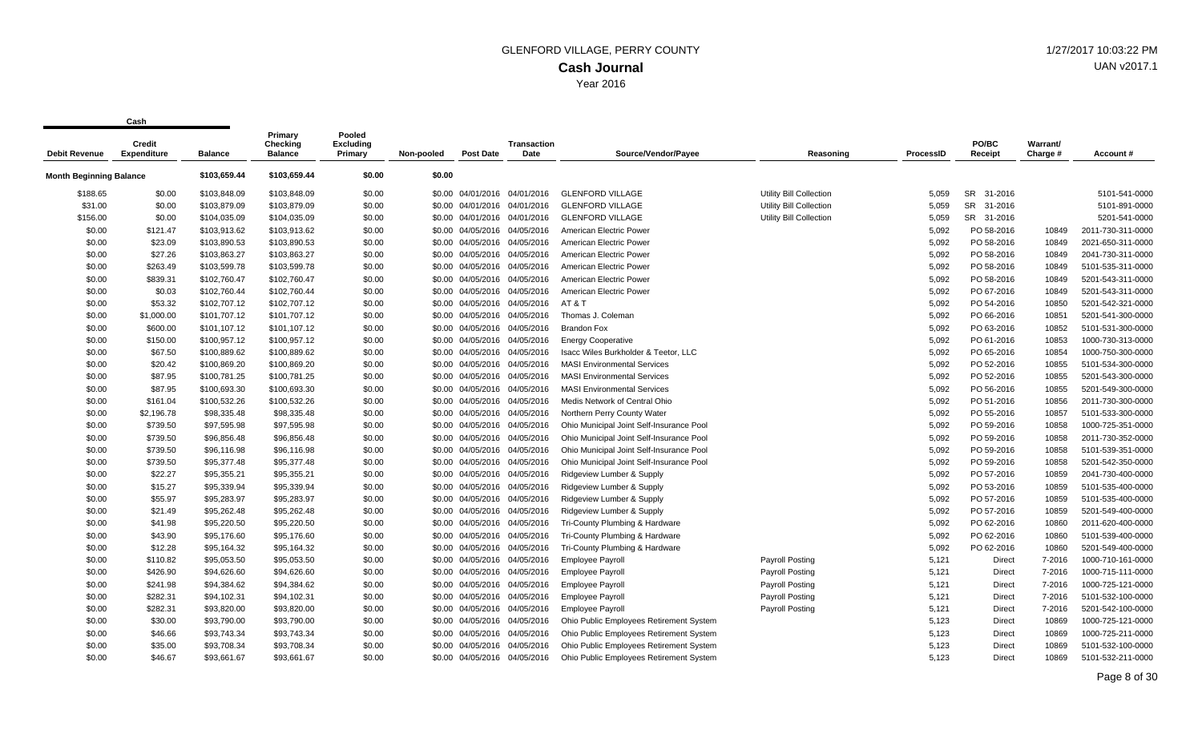# GLENFORD VILLAGE, PERRY COUNTY

## Cash Journal

Year 2016

| Debit Revenue | Credit Expenditure | Balance | Primary Checking Balance | Pooled Excluding Primary | Non-pooled | Post Date | Transaction Date | Source/Vendor/Payee | Reasoning | ProcessID | PO/BC Receipt | Warrant/ Charge # | Account # |
|---|---|---|---|---|---|---|---|---|---|---|---|---|---|
| **Month Beginning Balance** | | $103,659.44 | $103,659.44 | $0.00 | $0.00 | | | | | | | | |
| $188.65 | $0.00 | $103,848.09 | $103,848.09 | $0.00 | $0.00 | 04/01/2016 | 04/01/2016 | GLENFORD VILLAGE | Utility Bill Collection | 5,059 | SR 31-2016 | | 5101-541-0000 |
| $31.00 | $0.00 | $103,879.09 | $103,879.09 | $0.00 | $0.00 | 04/01/2016 | 04/01/2016 | GLENFORD VILLAGE | Utility Bill Collection | 5,059 | SR 31-2016 | | 5101-891-0000 |
| $156.00 | $0.00 | $104,035.09 | $104,035.09 | $0.00 | $0.00 | 04/01/2016 | 04/01/2016 | GLENFORD VILLAGE | Utility Bill Collection | 5,059 | SR 31-2016 | | 5201-541-0000 |
| $0.00 | $121.47 | $103,913.62 | $103,913.62 | $0.00 | $0.00 | 04/05/2016 | 04/05/2016 | American Electric Power | | 5,092 | PO 58-2016 | 10849 | 2011-730-311-0000 |
| $0.00 | $23.09 | $103,890.53 | $103,890.53 | $0.00 | $0.00 | 04/05/2016 | 04/05/2016 | American Electric Power | | 5,092 | PO 58-2016 | 10849 | 2021-650-311-0000 |
| $0.00 | $27.26 | $103,863.27 | $103,863.27 | $0.00 | $0.00 | 04/05/2016 | 04/05/2016 | American Electric Power | | 5,092 | PO 58-2016 | 10849 | 2041-730-311-0000 |
| $0.00 | $263.49 | $103,599.78 | $103,599.78 | $0.00 | $0.00 | 04/05/2016 | 04/05/2016 | American Electric Power | | 5,092 | PO 58-2016 | 10849 | 5101-535-311-0000 |
| $0.00 | $839.31 | $102,760.47 | $102,760.47 | $0.00 | $0.00 | 04/05/2016 | 04/05/2016 | American Electric Power | | 5,092 | PO 58-2016 | 10849 | 5201-543-311-0000 |
| $0.00 | $0.03 | $102,760.44 | $102,760.44 | $0.00 | $0.00 | 04/05/2016 | 04/05/2016 | American Electric Power | | 5,092 | PO 67-2016 | 10849 | 5201-543-311-0000 |
| $0.00 | $53.32 | $102,707.12 | $102,707.12 | $0.00 | $0.00 | 04/05/2016 | 04/05/2016 | AT & T | | 5,092 | PO 54-2016 | 10850 | 5201-542-321-0000 |
| $0.00 | $1,000.00 | $101,707.12 | $101,707.12 | $0.00 | $0.00 | 04/05/2016 | 04/05/2016 | Thomas J. Coleman | | 5,092 | PO 66-2016 | 10851 | 5201-541-300-0000 |
| $0.00 | $600.00 | $101,107.12 | $101,107.12 | $0.00 | $0.00 | 04/05/2016 | 04/05/2016 | Brandon Fox | | 5,092 | PO 63-2016 | 10852 | 5101-531-300-0000 |
| $0.00 | $150.00 | $100,957.12 | $100,957.12 | $0.00 | $0.00 | 04/05/2016 | 04/05/2016 | Energy Cooperative | | 5,092 | PO 61-2016 | 10853 | 1000-730-313-0000 |
| $0.00 | $67.50 | $100,889.62 | $100,889.62 | $0.00 | $0.00 | 04/05/2016 | 04/05/2016 | Isacc Wiles Burkholder & Teetor, LLC | | 5,092 | PO 65-2016 | 10854 | 1000-750-300-0000 |
| $0.00 | $20.42 | $100,869.20 | $100,869.20 | $0.00 | $0.00 | 04/05/2016 | 04/05/2016 | MASI Environmental Services | | 5,092 | PO 52-2016 | 10855 | 5101-534-300-0000 |
| $0.00 | $87.95 | $100,781.25 | $100,781.25 | $0.00 | $0.00 | 04/05/2016 | 04/05/2016 | MASI Environmental Services | | 5,092 | PO 52-2016 | 10855 | 5201-543-300-0000 |
| $0.00 | $87.95 | $100,693.30 | $100,693.30 | $0.00 | $0.00 | 04/05/2016 | 04/05/2016 | MASI Environmental Services | | 5,092 | PO 56-2016 | 10855 | 5201-549-300-0000 |
| $0.00 | $161.04 | $100,532.26 | $100,532.26 | $0.00 | $0.00 | 04/05/2016 | 04/05/2016 | Medis Network of Central Ohio | | 5,092 | PO 51-2016 | 10856 | 2011-730-300-0000 |
| $0.00 | $2,196.78 | $98,335.48 | $98,335.48 | $0.00 | $0.00 | 04/05/2016 | 04/05/2016 | Northern Perry County Water | | 5,092 | PO 55-2016 | 10857 | 5101-533-300-0000 |
| $0.00 | $739.50 | $97,595.98 | $97,595.98 | $0.00 | $0.00 | 04/05/2016 | 04/05/2016 | Ohio Municipal Joint Self-Insurance Pool | | 5,092 | PO 59-2016 | 10858 | 1000-725-351-0000 |
| $0.00 | $739.50 | $96,856.48 | $96,856.48 | $0.00 | $0.00 | 04/05/2016 | 04/05/2016 | Ohio Municipal Joint Self-Insurance Pool | | 5,092 | PO 59-2016 | 10858 | 2011-730-352-0000 |
| $0.00 | $739.50 | $96,116.98 | $96,116.98 | $0.00 | $0.00 | 04/05/2016 | 04/05/2016 | Ohio Municipal Joint Self-Insurance Pool | | 5,092 | PO 59-2016 | 10858 | 5101-539-351-0000 |
| $0.00 | $739.50 | $95,377.48 | $95,377.48 | $0.00 | $0.00 | 04/05/2016 | 04/05/2016 | Ohio Municipal Joint Self-Insurance Pool | | 5,092 | PO 59-2016 | 10858 | 5201-542-350-0000 |
| $0.00 | $22.27 | $95,355.21 | $95,355.21 | $0.00 | $0.00 | 04/05/2016 | 04/05/2016 | Ridgeview Lumber & Supply | | 5,092 | PO 57-2016 | 10859 | 2041-730-400-0000 |
| $0.00 | $15.27 | $95,339.94 | $95,339.94 | $0.00 | $0.00 | 04/05/2016 | 04/05/2016 | Ridgeview Lumber & Supply | | 5,092 | PO 53-2016 | 10859 | 5101-535-400-0000 |
| $0.00 | $55.97 | $95,283.97 | $95,283.97 | $0.00 | $0.00 | 04/05/2016 | 04/05/2016 | Ridgeview Lumber & Supply | | 5,092 | PO 57-2016 | 10859 | 5101-535-400-0000 |
| $0.00 | $21.49 | $95,262.48 | $95,262.48 | $0.00 | $0.00 | 04/05/2016 | 04/05/2016 | Ridgeview Lumber & Supply | | 5,092 | PO 57-2016 | 10859 | 5201-549-400-0000 |
| $0.00 | $41.98 | $95,220.50 | $95,220.50 | $0.00 | $0.00 | 04/05/2016 | 04/05/2016 | Tri-County Plumbing & Hardware | | 5,092 | PO 62-2016 | 10860 | 2011-620-400-0000 |
| $0.00 | $43.90 | $95,176.60 | $95,176.60 | $0.00 | $0.00 | 04/05/2016 | 04/05/2016 | Tri-County Plumbing & Hardware | | 5,092 | PO 62-2016 | 10860 | 5101-539-400-0000 |
| $0.00 | $12.28 | $95,164.32 | $95,164.32 | $0.00 | $0.00 | 04/05/2016 | 04/05/2016 | Tri-County Plumbing & Hardware | | 5,092 | PO 62-2016 | 10860 | 5201-549-400-0000 |
| $0.00 | $110.82 | $95,053.50 | $95,053.50 | $0.00 | $0.00 | 04/05/2016 | 04/05/2016 | Employee Payroll | Payroll Posting | 5,121 | Direct | 7-2016 | 1000-710-161-0000 |
| $0.00 | $426.90 | $94,626.60 | $94,626.60 | $0.00 | $0.00 | 04/05/2016 | 04/05/2016 | Employee Payroll | Payroll Posting | 5,121 | Direct | 7-2016 | 1000-715-111-0000 |
| $0.00 | $241.98 | $94,384.62 | $94,384.62 | $0.00 | $0.00 | 04/05/2016 | 04/05/2016 | Employee Payroll | Payroll Posting | 5,121 | Direct | 7-2016 | 1000-725-121-0000 |
| $0.00 | $282.31 | $94,102.31 | $94,102.31 | $0.00 | $0.00 | 04/05/2016 | 04/05/2016 | Employee Payroll | Payroll Posting | 5,121 | Direct | 7-2016 | 5101-532-100-0000 |
| $0.00 | $282.31 | $93,820.00 | $93,820.00 | $0.00 | $0.00 | 04/05/2016 | 04/05/2016 | Employee Payroll | Payroll Posting | 5,121 | Direct | 7-2016 | 5201-542-100-0000 |
| $0.00 | $30.00 | $93,790.00 | $93,790.00 | $0.00 | $0.00 | 04/05/2016 | 04/05/2016 | Ohio Public Employees Retirement System | | 5,123 | Direct | 10869 | 1000-725-121-0000 |
| $0.00 | $46.66 | $93,743.34 | $93,743.34 | $0.00 | $0.00 | 04/05/2016 | 04/05/2016 | Ohio Public Employees Retirement System | | 5,123 | Direct | 10869 | 1000-725-211-0000 |
| $0.00 | $35.00 | $93,708.34 | $93,708.34 | $0.00 | $0.00 | 04/05/2016 | 04/05/2016 | Ohio Public Employees Retirement System | | 5,123 | Direct | 10869 | 5101-532-100-0000 |
| $0.00 | $46.67 | $93,661.67 | $93,661.67 | $0.00 | $0.00 | 04/05/2016 | 04/05/2016 | Ohio Public Employees Retirement System | | 5,123 | Direct | 10869 | 5101-532-211-0000 |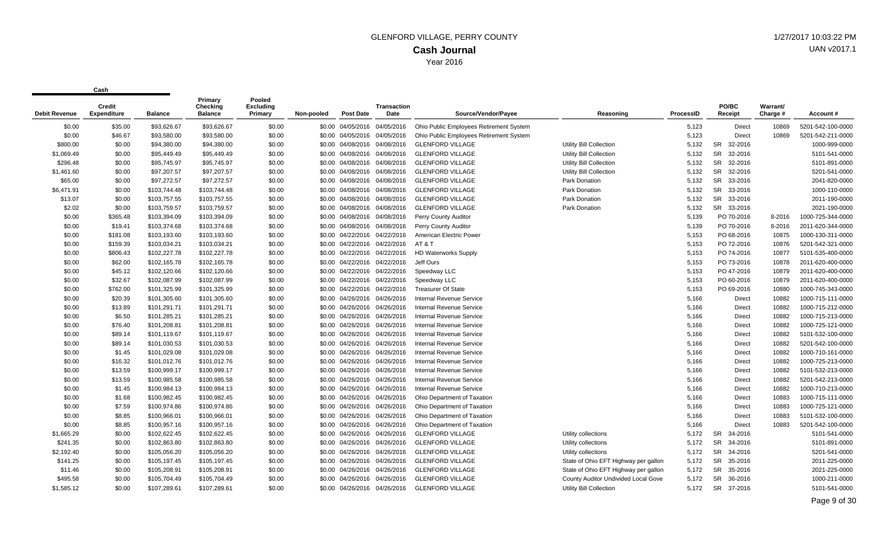GLENFORD VILLAGE, PERRY COUNTY

**Cash Journal**

Year 2016

1/27/2017 10:03:22 PM

UAN v2017.1

| Cash | | | | | | | | | | | | | | |
|---|---|---|---|---|---|---|---|---|---|---|---|---|---|---|
| **Debit Revenue** | **Credit Expenditure** | **Balance** | **Primary Checking Balance** | **Pooled Excluding Primary** | **Non-pooled** | **Post Date** | **Transaction Date** | **Source/Vendor/Payee** | **Reasoning** | **ProcessID** | **PO/BC Receipt** | **Warrant/ Charge #** | **Account #** |
| $0.00 | $35.00 | $93,626.67 | $93,626.67 | $0.00 | $0.00 | 04/05/2016 | 04/05/2016 | Ohio Public Employees Retirement System | | 5,123 | Direct | 10869 | 5201-542-100-0000 |
| $0.00 | $46.67 | $93,580.00 | $93,580.00 | $0.00 | $0.00 | 04/05/2016 | 04/05/2016 | Ohio Public Employees Retirement System | | 5,123 | Direct | 10869 | 5201-542-211-0000 |
| $800.00 | $0.00 | $94,380.00 | $94,380.00 | $0.00 | $0.00 | 04/08/2016 | 04/08/2016 | GLENFORD VILLAGE | Utility Bill Collection | 5,132 | SR 32-2016 | | 1000-999-0000 |
| $1,069.49 | $0.00 | $95,449.49 | $95,449.49 | $0.00 | $0.00 | 04/08/2016 | 04/08/2016 | GLENFORD VILLAGE | Utility Bill Collection | 5,132 | SR 32-2016 | | 5101-541-0000 |
| $296.48 | $0.00 | $95,745.97 | $95,745.97 | $0.00 | $0.00 | 04/08/2016 | 04/08/2016 | GLENFORD VILLAGE | Utility Bill Collection | 5,132 | SR 32-2016 | | 5101-891-0000 |
| $1,461.60 | $0.00 | $97,207.57 | $97,207.57 | $0.00 | $0.00 | 04/08/2016 | 04/08/2016 | GLENFORD VILLAGE | Utility Bill Collection | 5,132 | SR 32-2016 | | 5201-541-0000 |
| $65.00 | $0.00 | $97,272.57 | $97,272.57 | $0.00 | $0.00 | 04/08/2016 | 04/08/2016 | GLENFORD VILLAGE | Park Donation | 5,132 | SR 33-2016 | | 2041-820-0000 |
| $6,471.91 | $0.00 | $103,744.48 | $103,744.48 | $0.00 | $0.00 | 04/08/2016 | 04/08/2016 | GLENFORD VILLAGE | Park Donation | 5,132 | SR 33-2016 | | 1000-110-0000 |
| $13.07 | $0.00 | $103,757.55 | $103,757.55 | $0.00 | $0.00 | 04/08/2016 | 04/08/2016 | GLENFORD VILLAGE | Park Donation | 5,132 | SR 33-2016 | | 2011-190-0000 |
| $2.02 | $0.00 | $103,759.57 | $103,759.57 | $0.00 | $0.00 | 04/08/2016 | 04/08/2016 | GLENFORD VILLAGE | Park Donation | 5,132 | SR 33-2016 | | 2021-190-0000 |
| $0.00 | $365.48 | $103,394.09 | $103,394.09 | $0.00 | $0.00 | 04/08/2016 | 04/08/2016 | Perry County Auditor | | 5,139 | PO 70-2016 | 8-2016 | 1000-725-344-0000 |
| $0.00 | $19.41 | $103,374.68 | $103,374.68 | $0.00 | $0.00 | 04/08/2016 | 04/08/2016 | Perry County Auditor | | 5,139 | PO 70-2016 | 8-2016 | 2011-620-344-0000 |
| $0.00 | $181.08 | $103,193.60 | $103,193.60 | $0.00 | $0.00 | 04/22/2016 | 04/22/2016 | American Electric Power | | 5,153 | PO 68-2016 | 10875 | 1000-130-311-0000 |
| $0.00 | $159.39 | $103,034.21 | $103,034.21 | $0.00 | $0.00 | 04/22/2016 | 04/22/2016 | AT & T | | 5,153 | PO 72-2016 | 10876 | 5201-542-321-0000 |
| $0.00 | $806.43 | $102,227.78 | $102,227.78 | $0.00 | $0.00 | 04/22/2016 | 04/22/2016 | HD Waterworks Supply | | 5,153 | PO 74-2016 | 10877 | 5101-535-400-0000 |
| $0.00 | $62.00 | $102,165.78 | $102,165.78 | $0.00 | $0.00 | 04/22/2016 | 04/22/2016 | Jeff Ours | | 5,153 | PO 73-2016 | 10878 | 2011-620-400-0000 |
| $0.00 | $45.12 | $102,120.66 | $102,120.66 | $0.00 | $0.00 | 04/22/2016 | 04/22/2016 | Speedway LLC | | 5,153 | PO 47-2016 | 10879 | 2011-620-400-0000 |
| $0.00 | $32.67 | $102,087.99 | $102,087.99 | $0.00 | $0.00 | 04/22/2016 | 04/22/2016 | Speedway LLC | | 5,153 | PO 60-2016 | 10879 | 2011-620-400-0000 |
| $0.00 | $762.00 | $101,325.99 | $101,325.99 | $0.00 | $0.00 | 04/22/2016 | 04/22/2016 | Treasurer Of State | | 5,153 | PO 69-2016 | 10880 | 1000-745-343-0000 |
| $0.00 | $20.39 | $101,305.60 | $101,305.60 | $0.00 | $0.00 | 04/26/2016 | 04/26/2016 | Internal Revenue Service | | 5,166 | Direct | 10882 | 1000-715-111-0000 |
| $0.00 | $13.89 | $101,291.71 | $101,291.71 | $0.00 | $0.00 | 04/26/2016 | 04/26/2016 | Internal Revenue Service | | 5,166 | Direct | 10882 | 1000-715-212-0000 |
| $0.00 | $6.50 | $101,285.21 | $101,285.21 | $0.00 | $0.00 | 04/26/2016 | 04/26/2016 | Internal Revenue Service | | 5,166 | Direct | 10882 | 1000-715-213-0000 |
| $0.00 | $76.40 | $101,208.81 | $101,208.81 | $0.00 | $0.00 | 04/26/2016 | 04/26/2016 | Internal Revenue Service | | 5,166 | Direct | 10882 | 1000-725-121-0000 |
| $0.00 | $89.14 | $101,119.67 | $101,119.67 | $0.00 | $0.00 | 04/26/2016 | 04/26/2016 | Internal Revenue Service | | 5,166 | Direct | 10882 | 5101-532-100-0000 |
| $0.00 | $89.14 | $101,030.53 | $101,030.53 | $0.00 | $0.00 | 04/26/2016 | 04/26/2016 | Internal Revenue Service | | 5,166 | Direct | 10882 | 5201-542-100-0000 |
| $0.00 | $1.45 | $101,029.08 | $101,029.08 | $0.00 | $0.00 | 04/26/2016 | 04/26/2016 | Internal Revenue Service | | 5,166 | Direct | 10882 | 1000-710-161-0000 |
| $0.00 | $16.32 | $101,012.76 | $101,012.76 | $0.00 | $0.00 | 04/26/2016 | 04/26/2016 | Internal Revenue Service | | 5,166 | Direct | 10882 | 1000-725-213-0000 |
| $0.00 | $13.59 | $100,999.17 | $100,999.17 | $0.00 | $0.00 | 04/26/2016 | 04/26/2016 | Internal Revenue Service | | 5,166 | Direct | 10882 | 5101-532-213-0000 |
| $0.00 | $13.59 | $100,985.58 | $100,985.58 | $0.00 | $0.00 | 04/26/2016 | 04/26/2016 | Internal Revenue Service | | 5,166 | Direct | 10882 | 5201-542-213-0000 |
| $0.00 | $1.45 | $100,984.13 | $100,984.13 | $0.00 | $0.00 | 04/26/2016 | 04/26/2016 | Internal Revenue Service | | 5,166 | Direct | 10882 | 1000-710-213-0000 |
| $0.00 | $1.68 | $100,982.45 | $100,982.45 | $0.00 | $0.00 | 04/26/2016 | 04/26/2016 | Ohio Department of Taxation | | 5,166 | Direct | 10883 | 1000-715-111-0000 |
| $0.00 | $7.59 | $100,974.86 | $100,974.86 | $0.00 | $0.00 | 04/26/2016 | 04/26/2016 | Ohio Department of Taxation | | 5,166 | Direct | 10883 | 1000-725-121-0000 |
| $0.00 | $8.85 | $100,966.01 | $100,966.01 | $0.00 | $0.00 | 04/26/2016 | 04/26/2016 | Ohio Department of Taxation | | 5,166 | Direct | 10883 | 5101-532-100-0000 |
| $0.00 | $8.85 | $100,957.16 | $100,957.16 | $0.00 | $0.00 | 04/26/2016 | 04/26/2016 | Ohio Department of Taxation | | 5,166 | Direct | 10883 | 5201-542-100-0000 |
| $1,665.29 | $0.00 | $102,622.45 | $102,622.45 | $0.00 | $0.00 | 04/26/2016 | 04/26/2016 | GLENFORD VILLAGE | Utility collections | 5,172 | SR 34-2016 | | 5101-541-0000 |
| $241.35 | $0.00 | $102,863.80 | $102,863.80 | $0.00 | $0.00 | 04/26/2016 | 04/26/2016 | GLENFORD VILLAGE | Utility collections | 5,172 | SR 34-2016 | | 5101-891-0000 |
| $2,192.40 | $0.00 | $105,056.20 | $105,056.20 | $0.00 | $0.00 | 04/26/2016 | 04/26/2016 | GLENFORD VILLAGE | Utility collections | 5,172 | SR 34-2016 | | 5201-541-0000 |
| $141.25 | $0.00 | $105,197.45 | $105,197.45 | $0.00 | $0.00 | 04/26/2016 | 04/26/2016 | GLENFORD VILLAGE | State of Ohio EFT Highway per gallon | 5,172 | SR 35-2016 | | 2011-225-0000 |
| $11.46 | $0.00 | $105,208.91 | $105,208.91 | $0.00 | $0.00 | 04/26/2016 | 04/26/2016 | GLENFORD VILLAGE | State of Ohio EFT Highway per gallon | 5,172 | SR 35-2016 | | 2021-225-0000 |
| $495.58 | $0.00 | $105,704.49 | $105,704.49 | $0.00 | $0.00 | 04/26/2016 | 04/26/2016 | GLENFORD VILLAGE | County Auditor Undivided Local Gove | 5,172 | SR 36-2016 | | 1000-211-0000 |
| $1,585.12 | $0.00 | $107,289.61 | $107,289.61 | $0.00 | $0.00 | 04/26/2016 | 04/26/2016 | GLENFORD VILLAGE | Utility Bill Collection | 5,172 | SR 37-2016 | | 5101-541-0000 |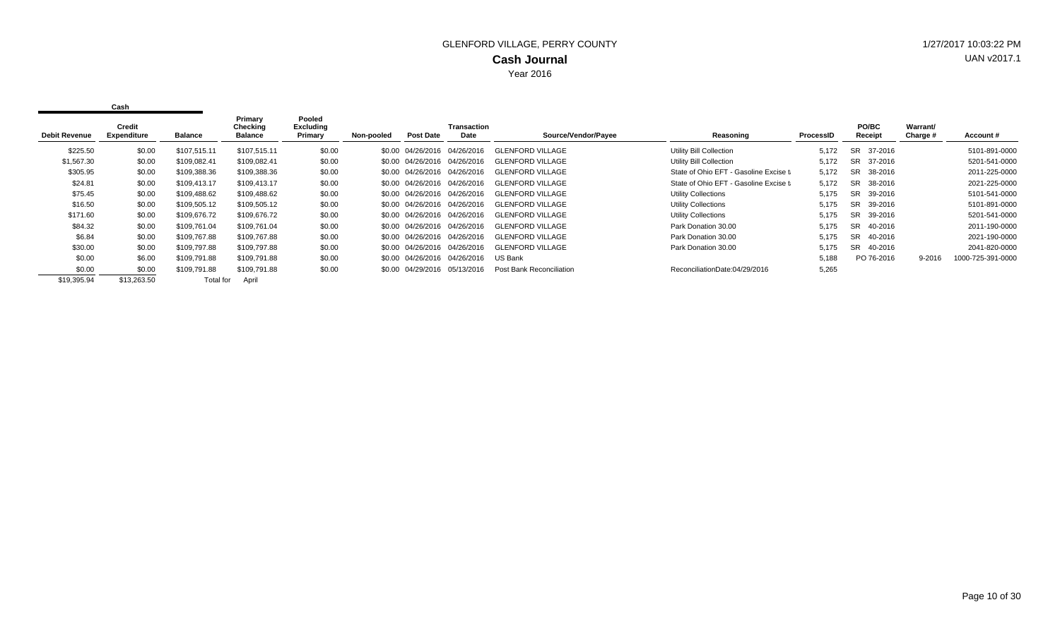# GLENFORD VILLAGE, PERRY COUNTY

## Cash Journal

Year 2016

1/27/2017 10:03:22 PM
UAN v2017.1

| Cash | | | | | | | | | | | | | |
|---|---|---|---|---|---|---|---|---|---|---|---|---|---|
| Debit Revenue | Credit Expenditure | Balance | Primary Checking Balance | Pooled Excluding Primary | Non-pooled | Post Date | Transaction Date | Source/Vendor/Payee | Reasoning | ProcessID | PO/BC Receipt | Warrant/ Charge # | Account # |
| $225.50 | $0.00 | $107,515.11 | $107,515.11 | $0.00 | $0.00 | 04/26/2016 | 04/26/2016 | GLENFORD VILLAGE | Utility Bill Collection | 5,172 | SR 37-2016 | | 5101-891-0000 |
| $1,567.30 | $0.00 | $109,082.41 | $109,082.41 | $0.00 | $0.00 | 04/26/2016 | 04/26/2016 | GLENFORD VILLAGE | Utility Bill Collection | 5,172 | SR 37-2016 | | 5201-541-0000 |
| $305.95 | $0.00 | $109,388.36 | $109,388.36 | $0.00 | $0.00 | 04/26/2016 | 04/26/2016 | GLENFORD VILLAGE | State of Ohio EFT - Gasoline Excise t | 5,172 | SR 38-2016 | | 2011-225-0000 |
| $24.81 | $0.00 | $109,413.17 | $109,413.17 | $0.00 | $0.00 | 04/26/2016 | 04/26/2016 | GLENFORD VILLAGE | State of Ohio EFT - Gasoline Excise t | 5,172 | SR 38-2016 | | 2021-225-0000 |
| $75.45 | $0.00 | $109,488.62 | $109,488.62 | $0.00 | $0.00 | 04/26/2016 | 04/26/2016 | GLENFORD VILLAGE | Utility Collections | 5,175 | SR 39-2016 | | 5101-541-0000 |
| $16.50 | $0.00 | $109,505.12 | $109,505.12 | $0.00 | $0.00 | 04/26/2016 | 04/26/2016 | GLENFORD VILLAGE | Utility Collections | 5,175 | SR 39-2016 | | 5101-891-0000 |
| $171.60 | $0.00 | $109,676.72 | $109,676.72 | $0.00 | $0.00 | 04/26/2016 | 04/26/2016 | GLENFORD VILLAGE | Utility Collections | 5,175 | SR 39-2016 | | 5201-541-0000 |
| $84.32 | $0.00 | $109,761.04 | $109,761.04 | $0.00 | $0.00 | 04/26/2016 | 04/26/2016 | GLENFORD VILLAGE | Park Donation 30.00 | 5,175 | SR 40-2016 | | 2011-190-0000 |
| $6.84 | $0.00 | $109,767.88 | $109,767.88 | $0.00 | $0.00 | 04/26/2016 | 04/26/2016 | GLENFORD VILLAGE | Park Donation 30.00 | 5,175 | SR 40-2016 | | 2021-190-0000 |
| $30.00 | $0.00 | $109,797.88 | $109,797.88 | $0.00 | $0.00 | 04/26/2016 | 04/26/2016 | GLENFORD VILLAGE | Park Donation 30.00 | 5,175 | SR 40-2016 | | 2041-820-0000 |
| $0.00 | $6.00 | $109,791.88 | $109,791.88 | $0.00 | $0.00 | 04/26/2016 | 04/26/2016 | US Bank | | 5,188 | PO 76-2016 | 9-2016 | 1000-725-391-0000 |
| $0.00 | $0.00 | $109,791.88 | $109,791.88 | $0.00 | $0.00 | 04/29/2016 | 05/13/2016 | Post Bank Reconciliation | ReconciliationDate:04/29/2016 | 5,265 | | | |
| $19,395.94 | $13,263.50 | Total for | April | | | | | | | | | | |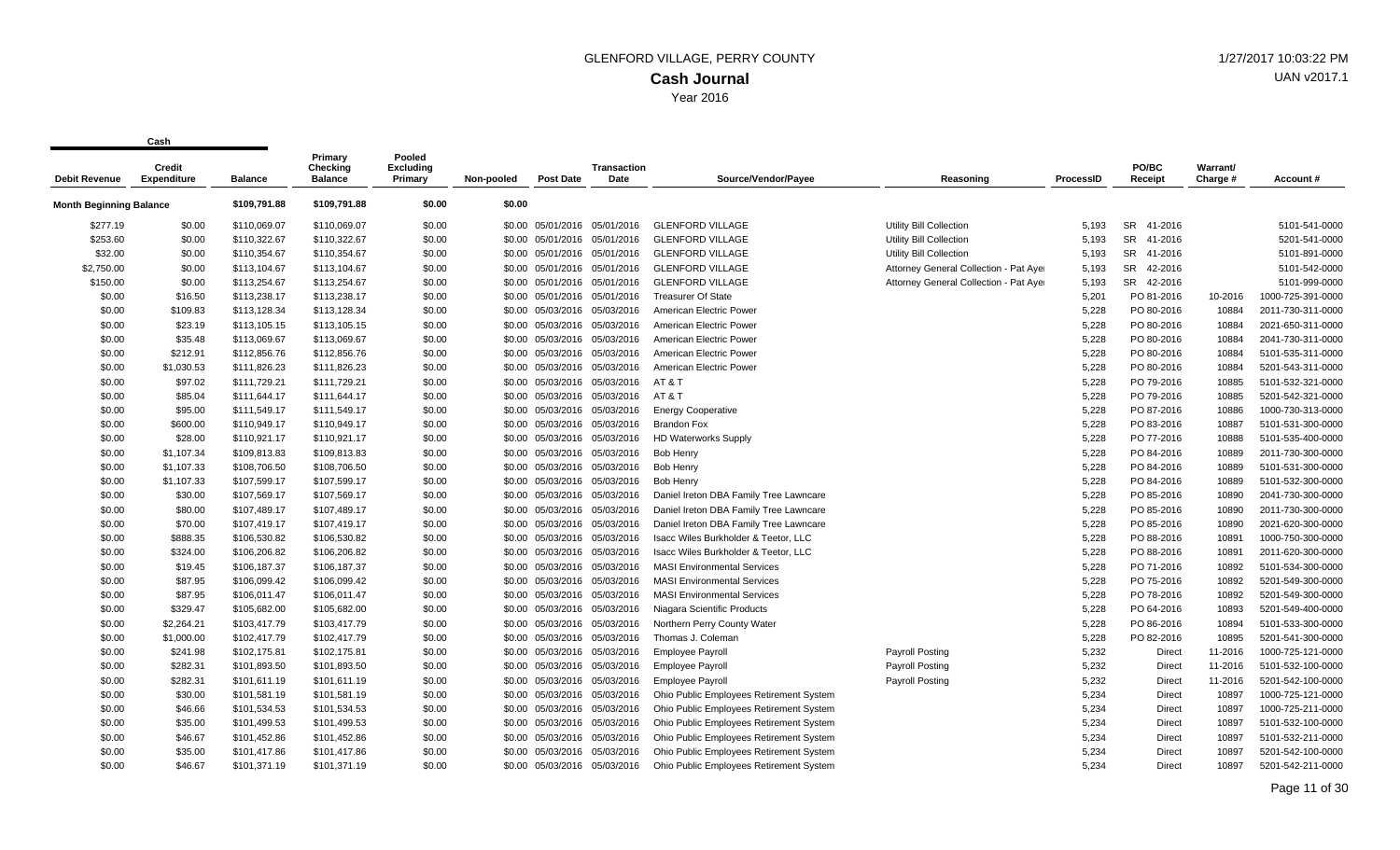# GLENFORD VILLAGE, PERRY COUNTY

## Cash Journal

Year 2016

1/27/2017 10:03:22 PM

UAN v2017.1

| Debit Revenue | Credit Expenditure | Balance | Primary Checking Balance | Pooled Excluding Primary | Non-pooled | Post Date | Transaction Date | Source/Vendor/Payee | Reasoning | ProcessID | PO/BC Receipt | Warrant/ Charge # | Account # |
|---|---|---|---|---|---|---|---|---|---|---|---|---|---|
| **Month Beginning Balance** | | $109,791.88 | $109,791.88 | $0.00 | $0.00 | | | | | | | | |
| $277.19 | $0.00 | $110,069.07 | $110,069.07 | $0.00 | $0.00 | 05/01/2016 | 05/01/2016 | GLENFORD VILLAGE | Utility Bill Collection | 5,193 | SR 41-2016 | | 5101-541-0000 |
| $253.60 | $0.00 | $110,322.67 | $110,322.67 | $0.00 | $0.00 | 05/01/2016 | 05/01/2016 | GLENFORD VILLAGE | Utility Bill Collection | 5,193 | SR 41-2016 | | 5201-541-0000 |
| $32.00 | $0.00 | $110,354.67 | $110,354.67 | $0.00 | $0.00 | 05/01/2016 | 05/01/2016 | GLENFORD VILLAGE | Utility Bill Collection | 5,193 | SR 41-2016 | | 5101-891-0000 |
| $2,750.00 | $0.00 | $113,104.67 | $113,104.67 | $0.00 | $0.00 | 05/01/2016 | 05/01/2016 | GLENFORD VILLAGE | Attorney General Collection - Pat Aye | 5,193 | SR 42-2016 | | 5101-542-0000 |
| $150.00 | $0.00 | $113,254.67 | $113,254.67 | $0.00 | $0.00 | 05/01/2016 | 05/01/2016 | GLENFORD VILLAGE | Attorney General Collection - Pat Aye | 5,193 | SR 42-2016 | | 5101-999-0000 |
| $0.00 | $16.50 | $113,238.17 | $113,238.17 | $0.00 | $0.00 | 05/01/2016 | 05/01/2016 | Treasurer Of State | | 5,201 | PO 81-2016 | 10-2016 | 1000-725-391-0000 |
| $0.00 | $109.83 | $113,128.34 | $113,128.34 | $0.00 | $0.00 | 05/03/2016 | 05/03/2016 | American Electric Power | | 5,228 | PO 80-2016 | 10884 | 2011-730-311-0000 |
| $0.00 | $23.19 | $113,105.15 | $113,105.15 | $0.00 | $0.00 | 05/03/2016 | 05/03/2016 | American Electric Power | | 5,228 | PO 80-2016 | 10884 | 2021-650-311-0000 |
| $0.00 | $35.48 | $113,069.67 | $113,069.67 | $0.00 | $0.00 | 05/03/2016 | 05/03/2016 | American Electric Power | | 5,228 | PO 80-2016 | 10884 | 2041-730-311-0000 |
| $0.00 | $212.91 | $112,856.76 | $112,856.76 | $0.00 | $0.00 | 05/03/2016 | 05/03/2016 | American Electric Power | | 5,228 | PO 80-2016 | 10884 | 5101-535-311-0000 |
| $0.00 | $1,030.53 | $111,826.23 | $111,826.23 | $0.00 | $0.00 | 05/03/2016 | 05/03/2016 | American Electric Power | | 5,228 | PO 80-2016 | 10884 | 5201-543-311-0000 |
| $0.00 | $97.02 | $111,729.21 | $111,729.21 | $0.00 | $0.00 | 05/03/2016 | 05/03/2016 | AT & T | | 5,228 | PO 79-2016 | 10885 | 5101-532-321-0000 |
| $0.00 | $85.04 | $111,644.17 | $111,644.17 | $0.00 | $0.00 | 05/03/2016 | 05/03/2016 | AT & T | | 5,228 | PO 79-2016 | 10885 | 5201-542-321-0000 |
| $0.00 | $95.00 | $111,549.17 | $111,549.17 | $0.00 | $0.00 | 05/03/2016 | 05/03/2016 | Energy Cooperative | | 5,228 | PO 87-2016 | 10886 | 1000-730-313-0000 |
| $0.00 | $600.00 | $110,949.17 | $110,949.17 | $0.00 | $0.00 | 05/03/2016 | 05/03/2016 | Brandon Fox | | 5,228 | PO 83-2016 | 10887 | 5101-531-300-0000 |
| $0.00 | $28.00 | $110,921.17 | $110,921.17 | $0.00 | $0.00 | 05/03/2016 | 05/03/2016 | HD Waterworks Supply | | 5,228 | PO 77-2016 | 10888 | 5101-535-400-0000 |
| $0.00 | $1,107.34 | $109,813.83 | $109,813.83 | $0.00 | $0.00 | 05/03/2016 | 05/03/2016 | Bob Henry | | 5,228 | PO 84-2016 | 10889 | 2011-730-300-0000 |
| $0.00 | $1,107.33 | $108,706.50 | $108,706.50 | $0.00 | $0.00 | 05/03/2016 | 05/03/2016 | Bob Henry | | 5,228 | PO 84-2016 | 10889 | 5101-531-300-0000 |
| $0.00 | $1,107.33 | $107,599.17 | $107,599.17 | $0.00 | $0.00 | 05/03/2016 | 05/03/2016 | Bob Henry | | 5,228 | PO 84-2016 | 10889 | 5101-532-300-0000 |
| $0.00 | $30.00 | $107,569.17 | $107,569.17 | $0.00 | $0.00 | 05/03/2016 | 05/03/2016 | Daniel Ireton DBA Family Tree Lawncare | | 5,228 | PO 85-2016 | 10890 | 2041-730-300-0000 |
| $0.00 | $80.00 | $107,489.17 | $107,489.17 | $0.00 | $0.00 | 05/03/2016 | 05/03/2016 | Daniel Ireton DBA Family Tree Lawncare | | 5,228 | PO 85-2016 | 10890 | 2011-730-300-0000 |
| $0.00 | $70.00 | $107,419.17 | $107,419.17 | $0.00 | $0.00 | 05/03/2016 | 05/03/2016 | Daniel Ireton DBA Family Tree Lawncare | | 5,228 | PO 85-2016 | 10890 | 2021-620-300-0000 |
| $0.00 | $888.35 | $106,530.82 | $106,530.82 | $0.00 | $0.00 | 05/03/2016 | 05/03/2016 | Isacc Wiles Burkholder & Teetor, LLC | | 5,228 | PO 88-2016 | 10891 | 1000-750-300-0000 |
| $0.00 | $324.00 | $106,206.82 | $106,206.82 | $0.00 | $0.00 | 05/03/2016 | 05/03/2016 | Isacc Wiles Burkholder & Teetor, LLC | | 5,228 | PO 88-2016 | 10891 | 2011-620-300-0000 |
| $0.00 | $19.45 | $106,187.37 | $106,187.37 | $0.00 | $0.00 | 05/03/2016 | 05/03/2016 | MASI Environmental Services | | 5,228 | PO 71-2016 | 10892 | 5101-534-300-0000 |
| $0.00 | $87.95 | $106,099.42 | $106,099.42 | $0.00 | $0.00 | 05/03/2016 | 05/03/2016 | MASI Environmental Services | | 5,228 | PO 75-2016 | 10892 | 5201-549-300-0000 |
| $0.00 | $87.95 | $106,011.47 | $106,011.47 | $0.00 | $0.00 | 05/03/2016 | 05/03/2016 | MASI Environmental Services | | 5,228 | PO 78-2016 | 10892 | 5201-549-300-0000 |
| $0.00 | $329.47 | $105,682.00 | $105,682.00 | $0.00 | $0.00 | 05/03/2016 | 05/03/2016 | Niagara Scientific Products | | 5,228 | PO 64-2016 | 10893 | 5201-549-400-0000 |
| $0.00 | $2,264.21 | $103,417.79 | $103,417.79 | $0.00 | $0.00 | 05/03/2016 | 05/03/2016 | Northern Perry County Water | | 5,228 | PO 86-2016 | 10894 | 5101-533-300-0000 |
| $0.00 | $1,000.00 | $102,417.79 | $102,417.79 | $0.00 | $0.00 | 05/03/2016 | 05/03/2016 | Thomas J. Coleman | | 5,228 | PO 82-2016 | 10895 | 5201-541-300-0000 |
| $0.00 | $241.98 | $102,175.81 | $102,175.81 | $0.00 | $0.00 | 05/03/2016 | 05/03/2016 | Employee Payroll | Payroll Posting | 5,232 | Direct | 11-2016 | 1000-725-121-0000 |
| $0.00 | $282.31 | $101,893.50 | $101,893.50 | $0.00 | $0.00 | 05/03/2016 | 05/03/2016 | Employee Payroll | Payroll Posting | 5,232 | Direct | 11-2016 | 5101-532-100-0000 |
| $0.00 | $282.31 | $101,611.19 | $101,611.19 | $0.00 | $0.00 | 05/03/2016 | 05/03/2016 | Employee Payroll | Payroll Posting | 5,232 | Direct | 11-2016 | 5201-542-100-0000 |
| $0.00 | $30.00 | $101,581.19 | $101,581.19 | $0.00 | $0.00 | 05/03/2016 | 05/03/2016 | Ohio Public Employees Retirement System | | 5,234 | Direct | 10897 | 1000-725-121-0000 |
| $0.00 | $46.66 | $101,534.53 | $101,534.53 | $0.00 | $0.00 | 05/03/2016 | 05/03/2016 | Ohio Public Employees Retirement System | | 5,234 | Direct | 10897 | 1000-725-211-0000 |
| $0.00 | $35.00 | $101,499.53 | $101,499.53 | $0.00 | $0.00 | 05/03/2016 | 05/03/2016 | Ohio Public Employees Retirement System | | 5,234 | Direct | 10897 | 5101-532-100-0000 |
| $0.00 | $46.67 | $101,452.86 | $101,452.86 | $0.00 | $0.00 | 05/03/2016 | 05/03/2016 | Ohio Public Employees Retirement System | | 5,234 | Direct | 10897 | 5101-532-211-0000 |
| $0.00 | $35.00 | $101,417.86 | $101,417.86 | $0.00 | $0.00 | 05/03/2016 | 05/03/2016 | Ohio Public Employees Retirement System | | 5,234 | Direct | 10897 | 5201-542-100-0000 |
| $0.00 | $46.67 | $101,371.19 | $101,371.19 | $0.00 | $0.00 | 05/03/2016 | 05/03/2016 | Ohio Public Employees Retirement System | | 5,234 | Direct | 10897 | 5201-542-211-0000 |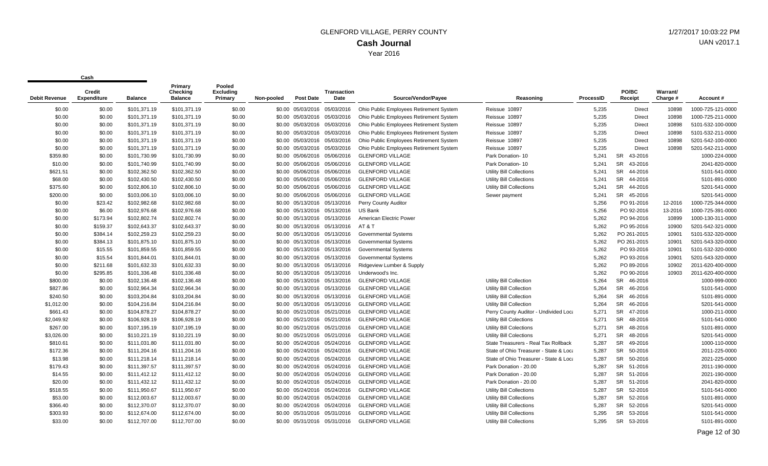# GLENFORD VILLAGE, PERRY COUNTY

## Cash Journal

Year 2016

Cash

| Debit Revenue | Credit Expenditure | Balance | Primary Checking Balance | Pooled Excluding Primary | Non-pooled | Post Date | Transaction Date | Source/Vendor/Payee | Reasoning | ProcessID | PO/BC Receipt | Warrant/ Charge # | Account # |
|---|---|---|---|---|---|---|---|---|---|---|---|---|---|
| $0.00 | $0.00 | $101,371.19 | $101,371.19 | $0.00 | $0.00 | 05/03/2016 | 05/03/2016 | Ohio Public Employees Retirement System | Reissue 10897 | 5,235 | Direct | 10898 | 1000-725-121-0000 |
| $0.00 | $0.00 | $101,371.19 | $101,371.19 | $0.00 | $0.00 | 05/03/2016 | 05/03/2016 | Ohio Public Employees Retirement System | Reissue 10897 | 5,235 | Direct | 10898 | 1000-725-211-0000 |
| $0.00 | $0.00 | $101,371.19 | $101,371.19 | $0.00 | $0.00 | 05/03/2016 | 05/03/2016 | Ohio Public Employees Retirement System | Reissue 10897 | 5,235 | Direct | 10898 | 5101-532-100-0000 |
| $0.00 | $0.00 | $101,371.19 | $101,371.19 | $0.00 | $0.00 | 05/03/2016 | 05/03/2016 | Ohio Public Employees Retirement System | Reissue 10897 | 5,235 | Direct | 10898 | 5101-532-211-0000 |
| $0.00 | $0.00 | $101,371.19 | $101,371.19 | $0.00 | $0.00 | 05/03/2016 | 05/03/2016 | Ohio Public Employees Retirement System | Reissue 10897 | 5,235 | Direct | 10898 | 5201-542-100-0000 |
| $0.00 | $0.00 | $101,371.19 | $101,371.19 | $0.00 | $0.00 | 05/03/2016 | 05/03/2016 | Ohio Public Employees Retirement System | Reissue 10897 | 5,235 | Direct | 10898 | 5201-542-211-0000 |
| $359.80 | $0.00 | $101,730.99 | $101,730.99 | $0.00 | $0.00 | 05/06/2016 | 05/06/2016 | GLENFORD VILLAGE | Park Donation- 10 | 5,241 | SR 43-2016 | | 1000-224-0000 |
| $10.00 | $0.00 | $101,740.99 | $101,740.99 | $0.00 | $0.00 | 05/06/2016 | 05/06/2016 | GLENFORD VILLAGE | Park Donation- 10 | 5,241 | SR 43-2016 | | 2041-820-0000 |
| $621.51 | $0.00 | $102,362.50 | $102,362.50 | $0.00 | $0.00 | 05/06/2016 | 05/06/2016 | GLENFORD VILLAGE | Utility Bill Collections | 5,241 | SR 44-2016 | | 5101-541-0000 |
| $68.00 | $0.00 | $102,430.50 | $102,430.50 | $0.00 | $0.00 | 05/06/2016 | 05/06/2016 | GLENFORD VILLAGE | Utility Bill Collections | 5,241 | SR 44-2016 | | 5101-891-0000 |
| $375.60 | $0.00 | $102,806.10 | $102,806.10 | $0.00 | $0.00 | 05/06/2016 | 05/06/2016 | GLENFORD VILLAGE | Utility Bill Collections | 5,241 | SR 44-2016 | | 5201-541-0000 |
| $200.00 | $0.00 | $103,006.10 | $103,006.10 | $0.00 | $0.00 | 05/06/2016 | 05/06/2016 | GLENFORD VILLAGE | Sewer payment | 5,241 | SR 45-2016 | | 5201-541-0000 |
| $0.00 | $23.42 | $102,982.68 | $102,982.68 | $0.00 | $0.00 | 05/13/2016 | 05/13/2016 | Perry County Auditor | | 5,256 | PO 91-2016 | 12-2016 | 1000-725-344-0000 |
| $0.00 | $6.00 | $102,976.68 | $102,976.68 | $0.00 | $0.00 | 05/13/2016 | 05/13/2016 | US Bank | | 5,256 | PO 92-2016 | 13-2016 | 1000-725-391-0000 |
| $0.00 | $173.94 | $102,802.74 | $102,802.74 | $0.00 | $0.00 | 05/13/2016 | 05/13/2016 | American Electric Power | | 5,262 | PO 94-2016 | 10899 | 1000-130-311-0000 |
| $0.00 | $159.37 | $102,643.37 | $102,643.37 | $0.00 | $0.00 | 05/13/2016 | 05/13/2016 | AT & T | | 5,262 | PO 95-2016 | 10900 | 5201-542-321-0000 |
| $0.00 | $384.14 | $102,259.23 | $102,259.23 | $0.00 | $0.00 | 05/13/2016 | 05/13/2016 | Governmental Systems | | 5,262 | PO 261-2015 | 10901 | 5101-532-320-0000 |
| $0.00 | $384.13 | $101,875.10 | $101,875.10 | $0.00 | $0.00 | 05/13/2016 | 05/13/2016 | Governmental Systems | | 5,262 | PO 261-2015 | 10901 | 5201-543-320-0000 |
| $0.00 | $15.55 | $101,859.55 | $101,859.55 | $0.00 | $0.00 | 05/13/2016 | 05/13/2016 | Governmental Systems | | 5,262 | PO 93-2016 | 10901 | 5101-532-320-0000 |
| $0.00 | $15.54 | $101,844.01 | $101,844.01 | $0.00 | $0.00 | 05/13/2016 | 05/13/2016 | Governmental Systems | | 5,262 | PO 93-2016 | 10901 | 5201-543-320-0000 |
| $0.00 | $211.68 | $101,632.33 | $101,632.33 | $0.00 | $0.00 | 05/13/2016 | 05/13/2016 | Ridgeview Lumber & Supply | | 5,262 | PO 89-2016 | 10902 | 2011-620-400-0000 |
| $0.00 | $295.85 | $101,336.48 | $101,336.48 | $0.00 | $0.00 | 05/13/2016 | 05/13/2016 | Underwood's Inc. | | 5,262 | PO 90-2016 | 10903 | 2011-620-400-0000 |
| $800.00 | $0.00 | $102,136.48 | $102,136.48 | $0.00 | $0.00 | 05/13/2016 | 05/13/2016 | GLENFORD VILLAGE | Utility Bill Collection | 5,264 | SR 46-2016 | | 1000-999-0000 |
| $827.86 | $0.00 | $102,964.34 | $102,964.34 | $0.00 | $0.00 | 05/13/2016 | 05/13/2016 | GLENFORD VILLAGE | Utility Bill Collection | 5,264 | SR 46-2016 | | 5101-541-0000 |
| $240.50 | $0.00 | $103,204.84 | $103,204.84 | $0.00 | $0.00 | 05/13/2016 | 05/13/2016 | GLENFORD VILLAGE | Utility Bill Collection | 5,264 | SR 46-2016 | | 5101-891-0000 |
| $1,012.00 | $0.00 | $104,216.84 | $104,216.84 | $0.00 | $0.00 | 05/13/2016 | 05/13/2016 | GLENFORD VILLAGE | Utility Bill Collection | 5,264 | SR 46-2016 | | 5201-541-0000 |
| $661.43 | $0.00 | $104,878.27 | $104,878.27 | $0.00 | $0.00 | 05/21/2016 | 05/21/2016 | GLENFORD VILLAGE | Perry County Auditor - Undivided Loca | 5,271 | SR 47-2016 | | 1000-211-0000 |
| $2,049.92 | $0.00 | $106,928.19 | $106,928.19 | $0.00 | $0.00 | 05/21/2016 | 05/21/2016 | GLENFORD VILLAGE | Utility Bill Colections | 5,271 | SR 48-2016 | | 5101-541-0000 |
| $267.00 | $0.00 | $107,195.19 | $107,195.19 | $0.00 | $0.00 | 05/21/2016 | 05/21/2016 | GLENFORD VILLAGE | Utility Bill Colections | 5,271 | SR 48-2016 | | 5101-891-0000 |
| $3,026.00 | $0.00 | $110,221.19 | $110,221.19 | $0.00 | $0.00 | 05/21/2016 | 05/21/2016 | GLENFORD VILLAGE | Utility Bill Colections | 5,271 | SR 48-2016 | | 5201-541-0000 |
| $810.61 | $0.00 | $111,031.80 | $111,031.80 | $0.00 | $0.00 | 05/24/2016 | 05/24/2016 | GLENFORD VILLAGE | State Treasurers - Real Tax Rollback | 5,287 | SR 49-2016 | | 1000-110-0000 |
| $172.36 | $0.00 | $111,204.16 | $111,204.16 | $0.00 | $0.00 | 05/24/2016 | 05/24/2016 | GLENFORD VILLAGE | State of Ohio Treasurer - State & Loca | 5,287 | SR 50-2016 | | 2011-225-0000 |
| $13.98 | $0.00 | $111,218.14 | $111,218.14 | $0.00 | $0.00 | 05/24/2016 | 05/24/2016 | GLENFORD VILLAGE | State of Ohio Treasurer - State & Loca | 5,287 | SR 50-2016 | | 2021-225-0000 |
| $179.43 | $0.00 | $111,397.57 | $111,397.57 | $0.00 | $0.00 | 05/24/2016 | 05/24/2016 | GLENFORD VILLAGE | Park Donation - 20.00 | 5,287 | SR 51-2016 | | 2011-190-0000 |
| $14.55 | $0.00 | $111,412.12 | $111,412.12 | $0.00 | $0.00 | 05/24/2016 | 05/24/2016 | GLENFORD VILLAGE | Park Donation - 20.00 | 5,287 | SR 51-2016 | | 2021-190-0000 |
| $20.00 | $0.00 | $111,432.12 | $111,432.12 | $0.00 | $0.00 | 05/24/2016 | 05/24/2016 | GLENFORD VILLAGE | Park Donation - 20.00 | 5,287 | SR 51-2016 | | 2041-820-0000 |
| $518.55 | $0.00 | $111,950.67 | $111,950.67 | $0.00 | $0.00 | 05/24/2016 | 05/24/2016 | GLENFORD VILLAGE | Utility Bill Collections | 5,287 | SR 52-2016 | | 5101-541-0000 |
| $53.00 | $0.00 | $112,003.67 | $112,003.67 | $0.00 | $0.00 | 05/24/2016 | 05/24/2016 | GLENFORD VILLAGE | Utility Bill Collections | 5,287 | SR 52-2016 | | 5101-891-0000 |
| $366.40 | $0.00 | $112,370.07 | $112,370.07 | $0.00 | $0.00 | 05/24/2016 | 05/24/2016 | GLENFORD VILLAGE | Utility Bill Collections | 5,287 | SR 52-2016 | | 5201-541-0000 |
| $303.93 | $0.00 | $112,674.00 | $112,674.00 | $0.00 | $0.00 | 05/31/2016 | 05/31/2016 | GLENFORD VILLAGE | Utility Bill Collections | 5,295 | SR 53-2016 | | 5101-541-0000 |
| $33.00 | $0.00 | $112,707.00 | $112,707.00 | $0.00 | $0.00 | 05/31/2016 | 05/31/2016 | GLENFORD VILLAGE | Utility Bill Collections | 5,295 | SR 53-2016 | | 5101-891-0000 |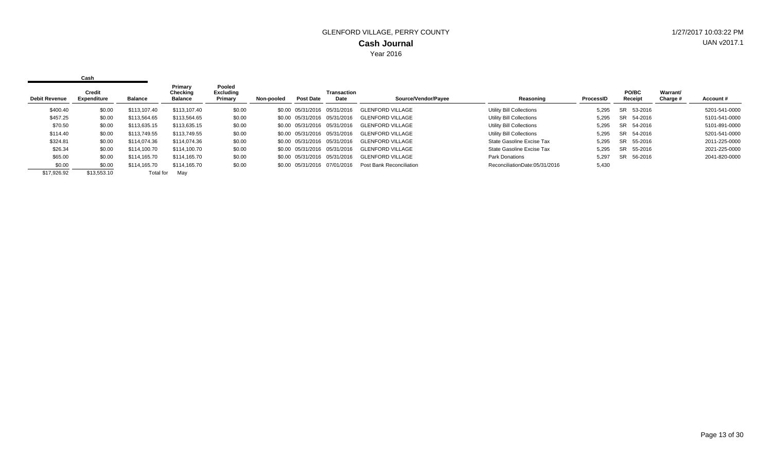GLENFORD VILLAGE, PERRY COUNTY

1/27/2017 10:03:22 PM

# Cash Journal

UAN v2017.1

Year 2016

| Cash | | | | | | | | | | | | | | |
|---|---|---|---|---|---|---|---|---|---|---|---|---|---|---|
| Debit Revenue | Credit Expenditure | Balance | Primary Checking Balance | Pooled Excluding Primary | Non-pooled | Post Date | Transaction Date | Source/Vendor/Payee | Reasoning | ProcessID | PO/BC Receipt | Warrant/ Charge # | Account # |
| $400.40 | $0.00 | $113,107.40 | $113,107.40 | $0.00 | $0.00 | 05/31/2016 | 05/31/2016 | GLENFORD VILLAGE | Utility Bill Collections | 5,295 | SR 53-2016 | | 5201-541-0000 |
| $457.25 | $0.00 | $113,564.65 | $113,564.65 | $0.00 | $0.00 | 05/31/2016 | 05/31/2016 | GLENFORD VILLAGE | Utility Bill Collections | 5,295 | SR 54-2016 | | 5101-541-0000 |
| $70.50 | $0.00 | $113,635.15 | $113,635.15 | $0.00 | $0.00 | 05/31/2016 | 05/31/2016 | GLENFORD VILLAGE | Utility Bill Collections | 5,295 | SR 54-2016 | | 5101-891-0000 |
| $114.40 | $0.00 | $113,749.55 | $113,749.55 | $0.00 | $0.00 | 05/31/2016 | 05/31/2016 | GLENFORD VILLAGE | Utility Bill Collections | 5,295 | SR 54-2016 | | 5201-541-0000 |
| $324.81 | $0.00 | $114,074.36 | $114,074.36 | $0.00 | $0.00 | 05/31/2016 | 05/31/2016 | GLENFORD VILLAGE | State Gasoline Excise Tax | 5,295 | SR 55-2016 | | 2011-225-0000 |
| $26.34 | $0.00 | $114,100.70 | $114,100.70 | $0.00 | $0.00 | 05/31/2016 | 05/31/2016 | GLENFORD VILLAGE | State Gasoline Excise Tax | 5,295 | SR 55-2016 | | 2021-225-0000 |
| $65.00 | $0.00 | $114,165.70 | $114,165.70 | $0.00 | $0.00 | 05/31/2016 | 05/31/2016 | GLENFORD VILLAGE | Park Donations | 5,297 | SR 56-2016 | | 2041-820-0000 |
| $0.00 | $0.00 | $114,165.70 | $114,165.70 | $0.00 | $0.00 | 05/31/2016 | 07/01/2016 | Post Bank Reconciliation | ReconciliationDate:05/31/2016 | 5,430 | | | |
| $17,926.92 | $13,553.10 | Total for | May | | | | | | | | | | |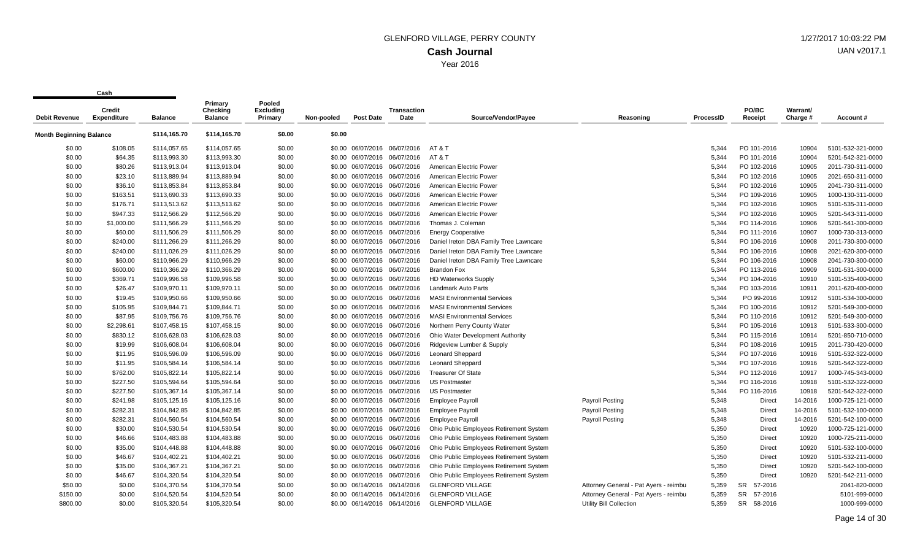GLENFORD VILLAGE, PERRY COUNTY

1/27/2017 10:03:22 PM

UAN v2017.1

# Cash Journal

Year 2016

| Cash | | | | | | | | | | | | | | |
|---|---|---|---|---|---|---|---|---|---|---|---|---|---|---|
| Debit Revenue | Credit Expenditure | Balance | Primary Checking Balance | Pooled Excluding Primary | Non-pooled | Post Date | Transaction Date | Source/Vendor/Payee | Reasoning | ProcessID | PO/BC Receipt | Warrant/ Charge # | Account # |
| **Month Beginning Balance** | | $114,165.70 | $114,165.70 | $0.00 | $0.00 | | | | | | | | |
| $0.00 | $108.05 | $114,057.65 | $114,057.65 | $0.00 | $0.00 | 06/07/2016 | 06/07/2016 | AT & T | | 5,344 | PO 101-2016 | 10904 | 5101-532-321-0000 |
| $0.00 | $64.35 | $113,993.30 | $113,993.30 | $0.00 | $0.00 | 06/07/2016 | 06/07/2016 | AT & T | | 5,344 | PO 101-2016 | 10904 | 5201-532-321-0000 |
| $0.00 | $80.26 | $113,913.04 | $113,913.04 | $0.00 | $0.00 | 06/07/2016 | 06/07/2016 | American Electric Power | | 5,344 | PO 102-2016 | 10905 | 2011-730-311-0000 |
| $0.00 | $23.10 | $113,889.94 | $113,889.94 | $0.00 | $0.00 | 06/07/2016 | 06/07/2016 | American Electric Power | | 5,344 | PO 102-2016 | 10905 | 2021-650-311-0000 |
| $0.00 | $36.10 | $113,853.84 | $113,853.84 | $0.00 | $0.00 | 06/07/2016 | 06/07/2016 | American Electric Power | | 5,344 | PO 102-2016 | 10905 | 2041-730-311-0000 |
| $0.00 | $163.51 | $113,690.33 | $113,690.33 | $0.00 | $0.00 | 06/07/2016 | 06/07/2016 | American Electric Power | | 5,344 | PO 109-2016 | 10905 | 1000-130-311-0000 |
| $0.00 | $176.71 | $113,513.62 | $113,513.62 | $0.00 | $0.00 | 06/07/2016 | 06/07/2016 | American Electric Power | | 5,344 | PO 102-2016 | 10905 | 5101-535-311-0000 |
| $0.00 | $947.33 | $112,566.29 | $112,566.29 | $0.00 | $0.00 | 06/07/2016 | 06/07/2016 | American Electric Power | | 5,344 | PO 102-2016 | 10905 | 5201-543-311-0000 |
| $0.00 | $1,000.00 | $111,566.29 | $111,566.29 | $0.00 | $0.00 | 06/07/2016 | 06/07/2016 | Thomas J. Coleman | | 5,344 | PO 114-2016 | 10906 | 5201-541-300-0000 |
| $0.00 | $60.00 | $111,506.29 | $111,506.29 | $0.00 | $0.00 | 06/07/2016 | 06/07/2016 | Energy Cooperative | | 5,344 | PO 111-2016 | 10907 | 1000-730-313-0000 |
| $0.00 | $240.00 | $111,266.29 | $111,266.29 | $0.00 | $0.00 | 06/07/2016 | 06/07/2016 | Daniel Ireton DBA Family Tree Lawncare | | 5,344 | PO 106-2016 | 10908 | 2011-730-300-0000 |
| $0.00 | $240.00 | $111,026.29 | $111,026.29 | $0.00 | $0.00 | 06/07/2016 | 06/07/2016 | Daniel Ireton DBA Family Tree Lawncare | | 5,344 | PO 106-2016 | 10908 | 2021-620-300-0000 |
| $0.00 | $60.00 | $110,966.29 | $110,966.29 | $0.00 | $0.00 | 06/07/2016 | 06/07/2016 | Daniel Ireton DBA Family Tree Lawncare | | 5,344 | PO 106-2016 | 10908 | 2041-730-300-0000 |
| $0.00 | $600.00 | $110,366.29 | $110,366.29 | $0.00 | $0.00 | 06/07/2016 | 06/07/2016 | Brandon Fox | | 5,344 | PO 113-2016 | 10909 | 5101-531-300-0000 |
| $0.00 | $369.71 | $109,996.58 | $109,996.58 | $0.00 | $0.00 | 06/07/2016 | 06/07/2016 | HD Waterworks Supply | | 5,344 | PO 104-2016 | 10910 | 5101-535-400-0000 |
| $0.00 | $26.47 | $109,970.11 | $109,970.11 | $0.00 | $0.00 | 06/07/2016 | 06/07/2016 | Landmark Auto Parts | | 5,344 | PO 103-2016 | 10911 | 2011-620-400-0000 |
| $0.00 | $19.45 | $109,950.66 | $109,950.66 | $0.00 | $0.00 | 06/07/2016 | 06/07/2016 | MASI Environmental Services | | 5,344 | PO 99-2016 | 10912 | 5101-534-300-0000 |
| $0.00 | $105.95 | $109,844.71 | $109,844.71 | $0.00 | $0.00 | 06/07/2016 | 06/07/2016 | MASI Environmental Services | | 5,344 | PO 100-2016 | 10912 | 5201-549-300-0000 |
| $0.00 | $87.95 | $109,756.76 | $109,756.76 | $0.00 | $0.00 | 06/07/2016 | 06/07/2016 | MASI Environmental Services | | 5,344 | PO 110-2016 | 10912 | 5201-549-300-0000 |
| $0.00 | $2,298.61 | $107,458.15 | $107,458.15 | $0.00 | $0.00 | 06/07/2016 | 06/07/2016 | Northern Perry County Water | | 5,344 | PO 105-2016 | 10913 | 5101-533-300-0000 |
| $0.00 | $830.12 | $106,628.03 | $106,628.03 | $0.00 | $0.00 | 06/07/2016 | 06/07/2016 | Ohio Water Development Authority | | 5,344 | PO 115-2016 | 10914 | 5201-850-710-0000 |
| $0.00 | $19.99 | $106,608.04 | $106,608.04 | $0.00 | $0.00 | 06/07/2016 | 06/07/2016 | Ridgeview Lumber & Supply | | 5,344 | PO 108-2016 | 10915 | 2011-730-420-0000 |
| $0.00 | $11.95 | $106,596.09 | $106,596.09 | $0.00 | $0.00 | 06/07/2016 | 06/07/2016 | Leonard Sheppard | | 5,344 | PO 107-2016 | 10916 | 5101-532-322-0000 |
| $0.00 | $11.95 | $106,584.14 | $106,584.14 | $0.00 | $0.00 | 06/07/2016 | 06/07/2016 | Leonard Sheppard | | 5,344 | PO 107-2016 | 10916 | 5201-542-322-0000 |
| $0.00 | $762.00 | $105,822.14 | $105,822.14 | $0.00 | $0.00 | 06/07/2016 | 06/07/2016 | Treasurer Of State | | 5,344 | PO 112-2016 | 10917 | 1000-745-343-0000 |
| $0.00 | $227.50 | $105,594.64 | $105,594.64 | $0.00 | $0.00 | 06/07/2016 | 06/07/2016 | US Postmaster | | 5,344 | PO 116-2016 | 10918 | 5101-532-322-0000 |
| $0.00 | $227.50 | $105,367.14 | $105,367.14 | $0.00 | $0.00 | 06/07/2016 | 06/07/2016 | US Postmaster | | 5,344 | PO 116-2016 | 10918 | 5201-542-322-0000 |
| $0.00 | $241.98 | $105,125.16 | $105,125.16 | $0.00 | $0.00 | 06/07/2016 | 06/07/2016 | Employee Payroll | Payroll Posting | 5,348 | Direct | 14-2016 | 1000-725-121-0000 |
| $0.00 | $282.31 | $104,842.85 | $104,842.85 | $0.00 | $0.00 | 06/07/2016 | 06/07/2016 | Employee Payroll | Payroll Posting | 5,348 | Direct | 14-2016 | 5101-532-100-0000 |
| $0.00 | $282.31 | $104,560.54 | $104,560.54 | $0.00 | $0.00 | 06/07/2016 | 06/07/2016 | Employee Payroll | Payroll Posting | 5,348 | Direct | 14-2016 | 5201-542-100-0000 |
| $0.00 | $30.00 | $104,530.54 | $104,530.54 | $0.00 | $0.00 | 06/07/2016 | 06/07/2016 | Ohio Public Employees Retirement System | | 5,350 | Direct | 10920 | 1000-725-121-0000 |
| $0.00 | $46.66 | $104,483.88 | $104,483.88 | $0.00 | $0.00 | 06/07/2016 | 06/07/2016 | Ohio Public Employees Retirement System | | 5,350 | Direct | 10920 | 1000-725-211-0000 |
| $0.00 | $35.00 | $104,448.88 | $104,448.88 | $0.00 | $0.00 | 06/07/2016 | 06/07/2016 | Ohio Public Employees Retirement System | | 5,350 | Direct | 10920 | 5101-532-100-0000 |
| $0.00 | $46.67 | $104,402.21 | $104,402.21 | $0.00 | $0.00 | 06/07/2016 | 06/07/2016 | Ohio Public Employees Retirement System | | 5,350 | Direct | 10920 | 5101-532-211-0000 |
| $0.00 | $35.00 | $104,367.21 | $104,367.21 | $0.00 | $0.00 | 06/07/2016 | 06/07/2016 | Ohio Public Employees Retirement System | | 5,350 | Direct | 10920 | 5201-542-100-0000 |
| $0.00 | $46.67 | $104,320.54 | $104,320.54 | $0.00 | $0.00 | 06/07/2016 | 06/07/2016 | Ohio Public Employees Retirement System | | 5,350 | Direct | 10920 | 5201-542-211-0000 |
| $50.00 | $0.00 | $104,370.54 | $104,370.54 | $0.00 | $0.00 | 06/14/2016 | 06/14/2016 | GLENFORD VILLAGE | Attorney General - Pat Ayers - reimbu | 5,359 | SR 57-2016 | | 2041-820-0000 |
| $150.00 | $0.00 | $104,520.54 | $104,520.54 | $0.00 | $0.00 | 06/14/2016 | 06/14/2016 | GLENFORD VILLAGE | Attorney General - Pat Ayers - reimbu | 5,359 | SR 57-2016 | | 5101-999-0000 |
| $800.00 | $0.00 | $105,320.54 | $105,320.54 | $0.00 | $0.00 | 06/14/2016 | 06/14/2016 | GLENFORD VILLAGE | Utility Bill Collection | 5,359 | SR 58-2016 | | 1000-999-0000 |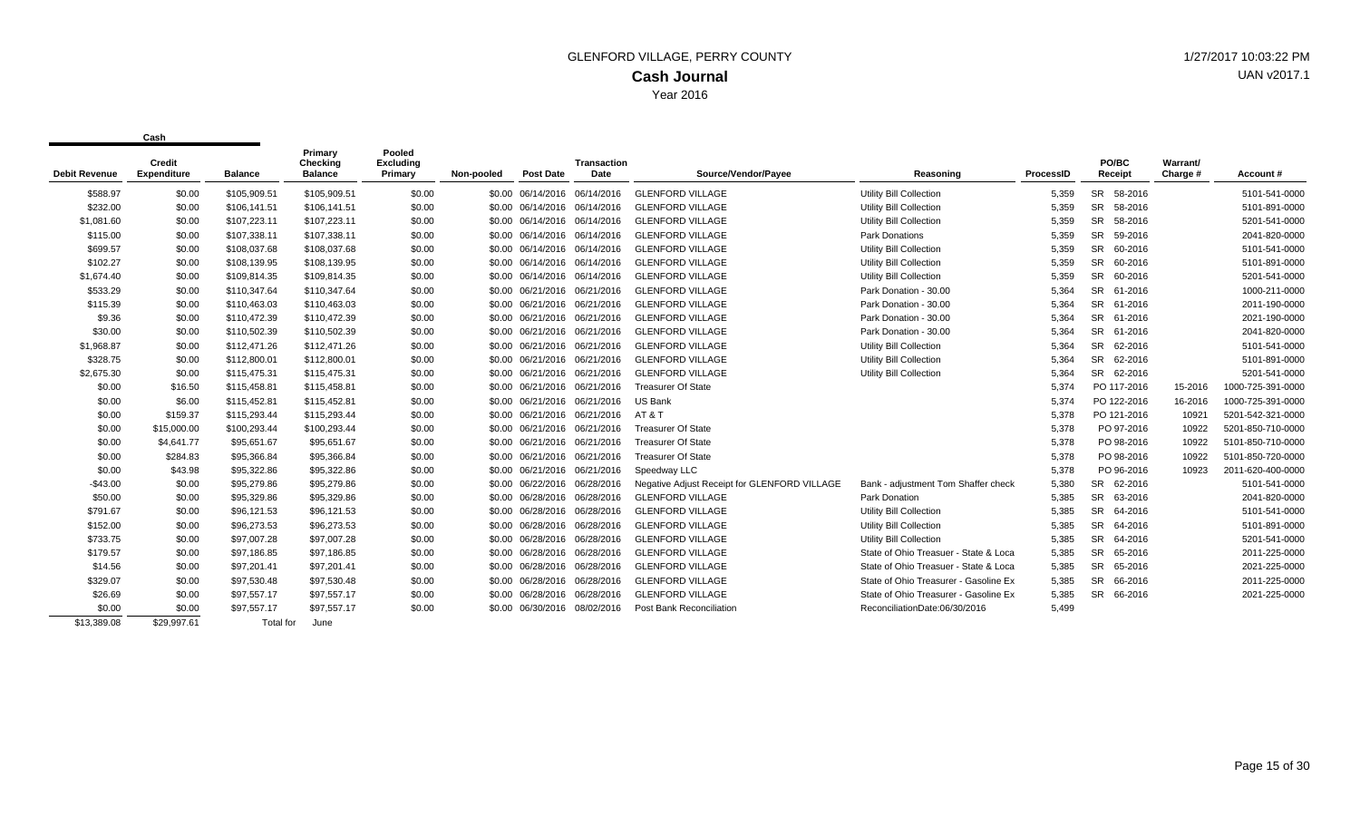# GLENFORD VILLAGE, PERRY COUNTY

## Cash Journal

Year 2016

1/27/2017 10:03:22 PM
UAN v2017.1

| Cash | | | | | | | | | | | | | | |
|---|---|---|---|---|---|---|---|---|---|---|---|---|---|---|
| Debit Revenue | Credit Expenditure | Balance | Primary Checking Balance | Pooled Excluding Primary | Non-pooled | Post Date | Transaction Date | Source/Vendor/Payee | Reasoning | ProcessID | PO/BC Receipt | Warrant/ Charge # | Account # |
| $588.97 | $0.00 | $105,909.51 | $105,909.51 | $0.00 | $0.00 | 06/14/2016 | 06/14/2016 | GLENFORD VILLAGE | Utility Bill Collection | 5,359 | SR 58-2016 | | 5101-541-0000 |
| $232.00 | $0.00 | $106,141.51 | $106,141.51 | $0.00 | $0.00 | 06/14/2016 | 06/14/2016 | GLENFORD VILLAGE | Utility Bill Collection | 5,359 | SR 58-2016 | | 5101-891-0000 |
| $1,081.60 | $0.00 | $107,223.11 | $107,223.11 | $0.00 | $0.00 | 06/14/2016 | 06/14/2016 | GLENFORD VILLAGE | Utility Bill Collection | 5,359 | SR 58-2016 | | 5201-541-0000 |
| $115.00 | $0.00 | $107,338.11 | $107,338.11 | $0.00 | $0.00 | 06/14/2016 | 06/14/2016 | GLENFORD VILLAGE | Park Donations | 5,359 | SR 59-2016 | | 2041-820-0000 |
| $699.57 | $0.00 | $108,037.68 | $108,037.68 | $0.00 | $0.00 | 06/14/2016 | 06/14/2016 | GLENFORD VILLAGE | Utility Bill Collection | 5,359 | SR 60-2016 | | 5101-541-0000 |
| $102.27 | $0.00 | $108,139.95 | $108,139.95 | $0.00 | $0.00 | 06/14/2016 | 06/14/2016 | GLENFORD VILLAGE | Utility Bill Collection | 5,359 | SR 60-2016 | | 5101-891-0000 |
| $1,674.40 | $0.00 | $109,814.35 | $109,814.35 | $0.00 | $0.00 | 06/14/2016 | 06/14/2016 | GLENFORD VILLAGE | Utility Bill Collection | 5,359 | SR 60-2016 | | 5201-541-0000 |
| $533.29 | $0.00 | $110,347.64 | $110,347.64 | $0.00 | $0.00 | 06/21/2016 | 06/21/2016 | GLENFORD VILLAGE | Park Donation - 30.00 | 5,364 | SR 61-2016 | | 1000-211-0000 |
| $115.39 | $0.00 | $110,463.03 | $110,463.03 | $0.00 | $0.00 | 06/21/2016 | 06/21/2016 | GLENFORD VILLAGE | Park Donation - 30.00 | 5,364 | SR 61-2016 | | 2011-190-0000 |
| $9.36 | $0.00 | $110,472.39 | $110,472.39 | $0.00 | $0.00 | 06/21/2016 | 06/21/2016 | GLENFORD VILLAGE | Park Donation - 30.00 | 5,364 | SR 61-2016 | | 2021-190-0000 |
| $30.00 | $0.00 | $110,502.39 | $110,502.39 | $0.00 | $0.00 | 06/21/2016 | 06/21/2016 | GLENFORD VILLAGE | Park Donation - 30.00 | 5,364 | SR 61-2016 | | 2041-820-0000 |
| $1,968.87 | $0.00 | $112,471.26 | $112,471.26 | $0.00 | $0.00 | 06/21/2016 | 06/21/2016 | GLENFORD VILLAGE | Utility Bill Collection | 5,364 | SR 62-2016 | | 5101-541-0000 |
| $328.75 | $0.00 | $112,800.01 | $112,800.01 | $0.00 | $0.00 | 06/21/2016 | 06/21/2016 | GLENFORD VILLAGE | Utility Bill Collection | 5,364 | SR 62-2016 | | 5101-891-0000 |
| $2,675.30 | $0.00 | $115,475.31 | $115,475.31 | $0.00 | $0.00 | 06/21/2016 | 06/21/2016 | GLENFORD VILLAGE | Utility Bill Collection | 5,364 | SR 62-2016 | | 5201-541-0000 |
| $0.00 | $16.50 | $115,458.81 | $115,458.81 | $0.00 | $0.00 | 06/21/2016 | 06/21/2016 | Treasurer Of State | | 5,374 | PO 117-2016 | 15-2016 | 1000-725-391-0000 |
| $0.00 | $6.00 | $115,452.81 | $115,452.81 | $0.00 | $0.00 | 06/21/2016 | 06/21/2016 | US Bank | | 5,374 | PO 122-2016 | 16-2016 | 1000-725-391-0000 |
| $0.00 | $159.37 | $115,293.44 | $115,293.44 | $0.00 | $0.00 | 06/21/2016 | 06/21/2016 | AT & T | | 5,378 | PO 121-2016 | 10921 | 5201-542-321-0000 |
| $0.00 | $15,000.00 | $100,293.44 | $100,293.44 | $0.00 | $0.00 | 06/21/2016 | 06/21/2016 | Treasurer Of State | | 5,378 | PO 97-2016 | 10922 | 5201-850-710-0000 |
| $0.00 | $4,641.77 | $95,651.67 | $95,651.67 | $0.00 | $0.00 | 06/21/2016 | 06/21/2016 | Treasurer Of State | | 5,378 | PO 98-2016 | 10922 | 5101-850-710-0000 |
| $0.00 | $284.83 | $95,366.84 | $95,366.84 | $0.00 | $0.00 | 06/21/2016 | 06/21/2016 | Treasurer Of State | | 5,378 | PO 98-2016 | 10922 | 5101-850-720-0000 |
| $0.00 | $43.98 | $95,322.86 | $95,322.86 | $0.00 | $0.00 | 06/21/2016 | 06/21/2016 | Speedway LLC | | 5,378 | PO 96-2016 | 10923 | 2011-620-400-0000 |
| -$43.00 | $0.00 | $95,279.86 | $95,279.86 | $0.00 | $0.00 | 06/22/2016 | 06/28/2016 | Negative Adjust Receipt for GLENFORD VILLAGE | Bank - adjustment Tom Shaffer check | 5,380 | SR 62-2016 | | 5101-541-0000 |
| $50.00 | $0.00 | $95,329.86 | $95,329.86 | $0.00 | $0.00 | 06/28/2016 | 06/28/2016 | GLENFORD VILLAGE | Park Donation | 5,385 | SR 63-2016 | | 2041-820-0000 |
| $791.67 | $0.00 | $96,121.53 | $96,121.53 | $0.00 | $0.00 | 06/28/2016 | 06/28/2016 | GLENFORD VILLAGE | Utility Bill Collection | 5,385 | SR 64-2016 | | 5101-541-0000 |
| $152.00 | $0.00 | $96,273.53 | $96,273.53 | $0.00 | $0.00 | 06/28/2016 | 06/28/2016 | GLENFORD VILLAGE | Utility Bill Collection | 5,385 | SR 64-2016 | | 5101-891-0000 |
| $733.75 | $0.00 | $97,007.28 | $97,007.28 | $0.00 | $0.00 | 06/28/2016 | 06/28/2016 | GLENFORD VILLAGE | Utility Bill Collection | 5,385 | SR 64-2016 | | 5201-541-0000 |
| $179.57 | $0.00 | $97,186.85 | $97,186.85 | $0.00 | $0.00 | 06/28/2016 | 06/28/2016 | GLENFORD VILLAGE | State of Ohio Treasuer - State & Loca | 5,385 | SR 65-2016 | | 2011-225-0000 |
| $14.56 | $0.00 | $97,201.41 | $97,201.41 | $0.00 | $0.00 | 06/28/2016 | 06/28/2016 | GLENFORD VILLAGE | State of Ohio Treasuer - State & Loca | 5,385 | SR 65-2016 | | 2021-225-0000 |
| $329.07 | $0.00 | $97,530.48 | $97,530.48 | $0.00 | $0.00 | 06/28/2016 | 06/28/2016 | GLENFORD VILLAGE | State of Ohio Treasurer - Gasoline Ex | 5,385 | SR 66-2016 | | 2011-225-0000 |
| $26.69 | $0.00 | $97,557.17 | $97,557.17 | $0.00 | $0.00 | 06/28/2016 | 06/28/2016 | GLENFORD VILLAGE | State of Ohio Treasurer - Gasoline Ex | 5,385 | SR 66-2016 | | 2021-225-0000 |
| $0.00 | $0.00 | $97,557.17 | $97,557.17 | $0.00 | $0.00 | 06/30/2016 | 08/02/2016 | Post Bank Reconciliation | ReconciliationDate:06/30/2016 | 5,499 | | | |
| $13,389.08 | $29,997.61 | Total for | June | | | | | | | | | | |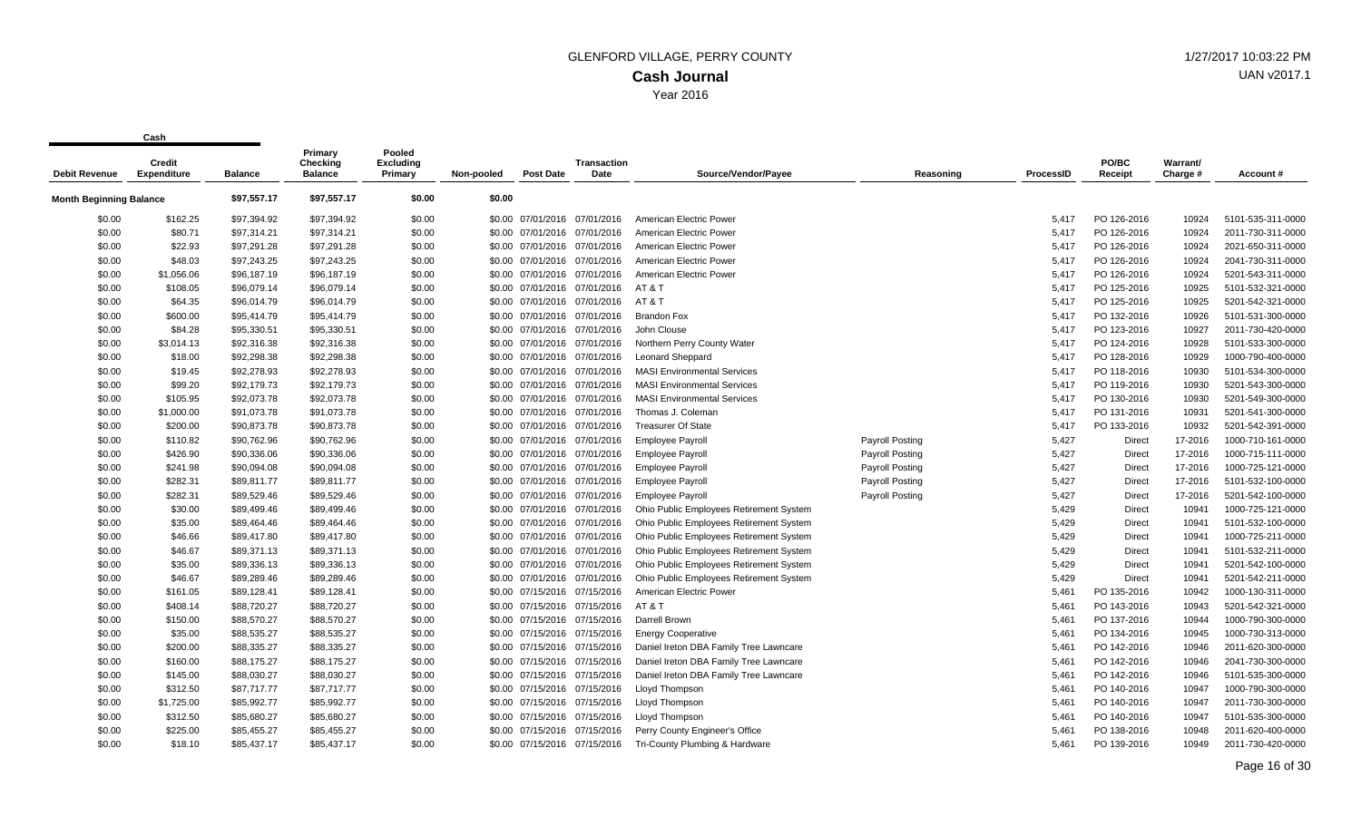# GLENFORD VILLAGE, PERRY COUNTY

## Cash Journal

Year 2016

1/27/2017 10:03:22 PM

UAN v2017.1

| Cash | | | | | | | | | | | | | | |
|---|---|---|---|---|---|---|---|---|---|---|---|---|---|---|
| Debit Revenue | Credit Expenditure | Balance | Primary Checking Balance | Pooled Excluding Primary | Non-pooled | Post Date | Transaction Date | Source/Vendor/Payee | Reasoning | ProcessID | PO/BC Receipt | Warrant/ Charge # | Account # |
| Month Beginning Balance | | $97,557.17 | $97,557.17 | $0.00 | $0.00 | | | | | | | | |
| $0.00 | $162.25 | $97,394.92 | $97,394.92 | $0.00 | $0.00 | 07/01/2016 | 07/01/2016 | American Electric Power | | 5,417 | PO 126-2016 | 10924 | 5101-535-311-0000 |
| $0.00 | $80.71 | $97,314.21 | $97,314.21 | $0.00 | $0.00 | 07/01/2016 | 07/01/2016 | American Electric Power | | 5,417 | PO 126-2016 | 10924 | 2011-730-311-0000 |
| $0.00 | $22.93 | $97,291.28 | $97,291.28 | $0.00 | $0.00 | 07/01/2016 | 07/01/2016 | American Electric Power | | 5,417 | PO 126-2016 | 10924 | 2021-650-311-0000 |
| $0.00 | $48.03 | $97,243.25 | $97,243.25 | $0.00 | $0.00 | 07/01/2016 | 07/01/2016 | American Electric Power | | 5,417 | PO 126-2016 | 10924 | 2041-730-311-0000 |
| $0.00 | $1,056.06 | $96,187.19 | $96,187.19 | $0.00 | $0.00 | 07/01/2016 | 07/01/2016 | American Electric Power | | 5,417 | PO 126-2016 | 10924 | 5201-543-311-0000 |
| $0.00 | $108.05 | $96,079.14 | $96,079.14 | $0.00 | $0.00 | 07/01/2016 | 07/01/2016 | AT & T | | 5,417 | PO 125-2016 | 10925 | 5101-532-321-0000 |
| $0.00 | $64.35 | $96,014.79 | $96,014.79 | $0.00 | $0.00 | 07/01/2016 | 07/01/2016 | AT & T | | 5,417 | PO 125-2016 | 10925 | 5201-542-321-0000 |
| $0.00 | $600.00 | $95,414.79 | $95,414.79 | $0.00 | $0.00 | 07/01/2016 | 07/01/2016 | Brandon Fox | | 5,417 | PO 132-2016 | 10926 | 5101-531-300-0000 |
| $0.00 | $84.28 | $95,330.51 | $95,330.51 | $0.00 | $0.00 | 07/01/2016 | 07/01/2016 | John Clouse | | 5,417 | PO 123-2016 | 10927 | 2011-730-420-0000 |
| $0.00 | $3,014.13 | $92,316.38 | $92,316.38 | $0.00 | $0.00 | 07/01/2016 | 07/01/2016 | Northern Perry County Water | | 5,417 | PO 124-2016 | 10928 | 5101-533-300-0000 |
| $0.00 | $18.00 | $92,298.38 | $92,298.38 | $0.00 | $0.00 | 07/01/2016 | 07/01/2016 | Leonard Sheppard | | 5,417 | PO 128-2016 | 10929 | 1000-790-400-0000 |
| $0.00 | $19.45 | $92,278.93 | $92,278.93 | $0.00 | $0.00 | 07/01/2016 | 07/01/2016 | MASI Environmental Services | | 5,417 | PO 118-2016 | 10930 | 5101-534-300-0000 |
| $0.00 | $99.20 | $92,179.73 | $92,179.73 | $0.00 | $0.00 | 07/01/2016 | 07/01/2016 | MASI Environmental Services | | 5,417 | PO 119-2016 | 10930 | 5201-543-300-0000 |
| $0.00 | $105.95 | $92,073.78 | $92,073.78 | $0.00 | $0.00 | 07/01/2016 | 07/01/2016 | MASI Environmental Services | | 5,417 | PO 130-2016 | 10930 | 5201-549-300-0000 |
| $0.00 | $1,000.00 | $91,073.78 | $91,073.78 | $0.00 | $0.00 | 07/01/2016 | 07/01/2016 | Thomas J. Coleman | | 5,417 | PO 131-2016 | 10931 | 5201-541-300-0000 |
| $0.00 | $200.00 | $90,873.78 | $90,873.78 | $0.00 | $0.00 | 07/01/2016 | 07/01/2016 | Treasurer Of State | | 5,417 | PO 133-2016 | 10932 | 5201-542-391-0000 |
| $0.00 | $110.82 | $90,762.96 | $90,762.96 | $0.00 | $0.00 | 07/01/2016 | 07/01/2016 | Employee Payroll | Payroll Posting | 5,427 | Direct | 17-2016 | 1000-710-161-0000 |
| $0.00 | $426.90 | $90,336.06 | $90,336.06 | $0.00 | $0.00 | 07/01/2016 | 07/01/2016 | Employee Payroll | Payroll Posting | 5,427 | Direct | 17-2016 | 1000-715-111-0000 |
| $0.00 | $241.98 | $90,094.08 | $90,094.08 | $0.00 | $0.00 | 07/01/2016 | 07/01/2016 | Employee Payroll | Payroll Posting | 5,427 | Direct | 17-2016 | 1000-725-121-0000 |
| $0.00 | $282.31 | $89,811.77 | $89,811.77 | $0.00 | $0.00 | 07/01/2016 | 07/01/2016 | Employee Payroll | Payroll Posting | 5,427 | Direct | 17-2016 | 5101-532-100-0000 |
| $0.00 | $282.31 | $89,529.46 | $89,529.46 | $0.00 | $0.00 | 07/01/2016 | 07/01/2016 | Employee Payroll | Payroll Posting | 5,427 | Direct | 17-2016 | 5201-542-100-0000 |
| $0.00 | $30.00 | $89,499.46 | $89,499.46 | $0.00 | $0.00 | 07/01/2016 | 07/01/2016 | Ohio Public Employees Retirement System | | 5,429 | Direct | 10941 | 1000-725-121-0000 |
| $0.00 | $35.00 | $89,464.46 | $89,464.46 | $0.00 | $0.00 | 07/01/2016 | 07/01/2016 | Ohio Public Employees Retirement System | | 5,429 | Direct | 10941 | 5101-532-100-0000 |
| $0.00 | $46.66 | $89,417.80 | $89,417.80 | $0.00 | $0.00 | 07/01/2016 | 07/01/2016 | Ohio Public Employees Retirement System | | 5,429 | Direct | 10941 | 1000-725-211-0000 |
| $0.00 | $46.67 | $89,371.13 | $89,371.13 | $0.00 | $0.00 | 07/01/2016 | 07/01/2016 | Ohio Public Employees Retirement System | | 5,429 | Direct | 10941 | 5101-532-211-0000 |
| $0.00 | $35.00 | $89,336.13 | $89,336.13 | $0.00 | $0.00 | 07/01/2016 | 07/01/2016 | Ohio Public Employees Retirement System | | 5,429 | Direct | 10941 | 5201-542-100-0000 |
| $0.00 | $46.67 | $89,289.46 | $89,289.46 | $0.00 | $0.00 | 07/01/2016 | 07/01/2016 | Ohio Public Employees Retirement System | | 5,429 | Direct | 10941 | 5201-542-211-0000 |
| $0.00 | $161.05 | $89,128.41 | $89,128.41 | $0.00 | $0.00 | 07/15/2016 | 07/15/2016 | American Electric Power | | 5,461 | PO 135-2016 | 10942 | 1000-130-311-0000 |
| $0.00 | $408.14 | $88,720.27 | $88,720.27 | $0.00 | $0.00 | 07/15/2016 | 07/15/2016 | AT & T | | 5,461 | PO 143-2016 | 10943 | 5201-542-321-0000 |
| $0.00 | $150.00 | $88,570.27 | $88,570.27 | $0.00 | $0.00 | 07/15/2016 | 07/15/2016 | Darrell Brown | | 5,461 | PO 137-2016 | 10944 | 1000-790-300-0000 |
| $0.00 | $35.00 | $88,535.27 | $88,535.27 | $0.00 | $0.00 | 07/15/2016 | 07/15/2016 | Energy Cooperative | | 5,461 | PO 134-2016 | 10945 | 1000-730-313-0000 |
| $0.00 | $200.00 | $88,335.27 | $88,335.27 | $0.00 | $0.00 | 07/15/2016 | 07/15/2016 | Daniel Ireton DBA Family Tree Lawncare | | 5,461 | PO 142-2016 | 10946 | 2011-620-300-0000 |
| $0.00 | $160.00 | $88,175.27 | $88,175.27 | $0.00 | $0.00 | 07/15/2016 | 07/15/2016 | Daniel Ireton DBA Family Tree Lawncare | | 5,461 | PO 142-2016 | 10946 | 2041-730-300-0000 |
| $0.00 | $145.00 | $88,030.27 | $88,030.27 | $0.00 | $0.00 | 07/15/2016 | 07/15/2016 | Daniel Ireton DBA Family Tree Lawncare | | 5,461 | PO 142-2016 | 10946 | 5101-535-300-0000 |
| $0.00 | $312.50 | $87,717.77 | $87,717.77 | $0.00 | $0.00 | 07/15/2016 | 07/15/2016 | Lloyd Thompson | | 5,461 | PO 140-2016 | 10947 | 1000-790-300-0000 |
| $0.00 | $1,725.00 | $85,992.77 | $85,992.77 | $0.00 | $0.00 | 07/15/2016 | 07/15/2016 | Lloyd Thompson | | 5,461 | PO 140-2016 | 10947 | 2011-730-300-0000 |
| $0.00 | $312.50 | $85,680.27 | $85,680.27 | $0.00 | $0.00 | 07/15/2016 | 07/15/2016 | Lloyd Thompson | | 5,461 | PO 140-2016 | 10947 | 5101-535-300-0000 |
| $0.00 | $225.00 | $85,455.27 | $85,455.27 | $0.00 | $0.00 | 07/15/2016 | 07/15/2016 | Perry County Engineer's Office | | 5,461 | PO 138-2016 | 10948 | 2011-620-400-0000 |
| $0.00 | $18.10 | $85,437.17 | $85,437.17 | $0.00 | $0.00 | 07/15/2016 | 07/15/2016 | Tri-County Plumbing & Hardware | | 5,461 | PO 139-2016 | 10949 | 2011-730-420-0000 |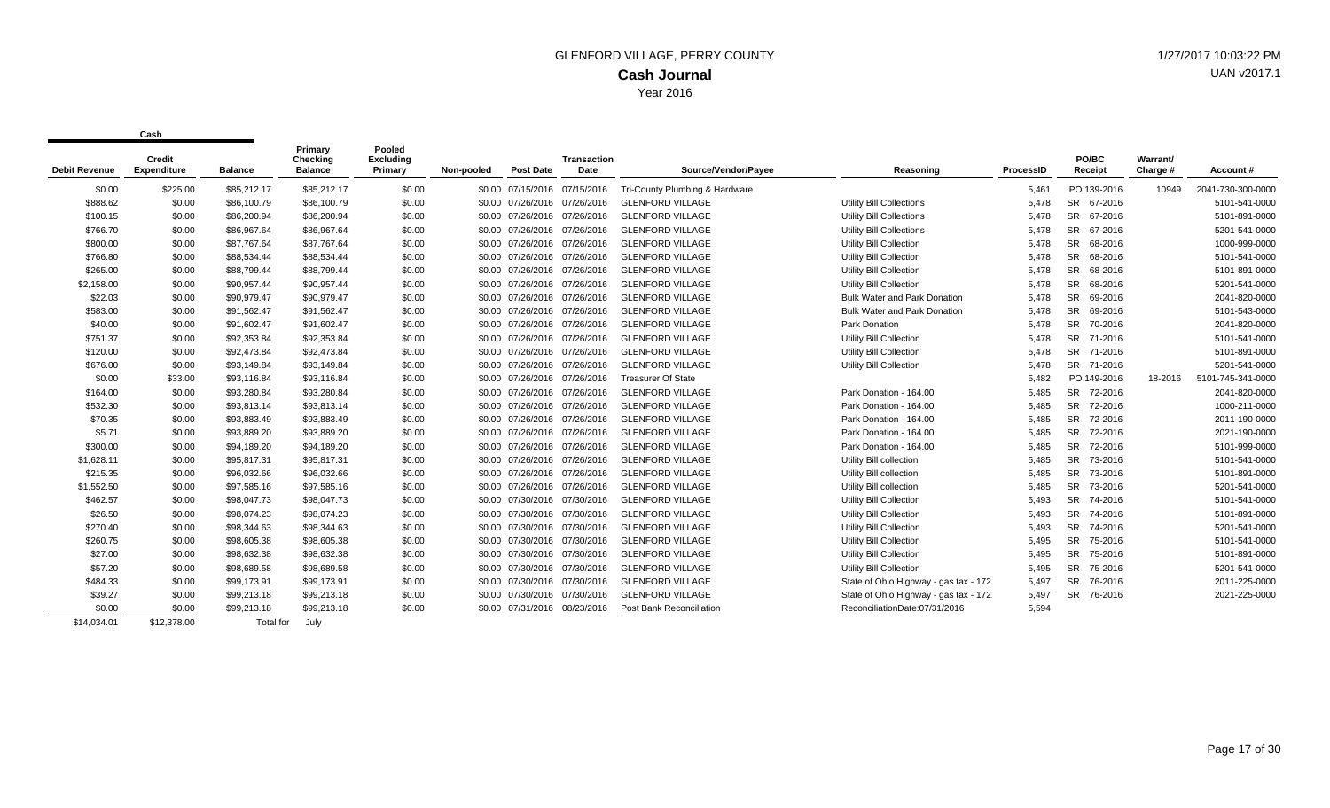# GLENFORD VILLAGE, PERRY COUNTY

## Cash Journal

Year 2016

1/27/2017 10:03:22 PM
UAN v2017.1

| Cash | | | | | | | | | | | | | | |
|---|---|---|---|---|---|---|---|---|---|---|---|---|---|---|
| Debit Revenue | Credit Expenditure | Balance | Primary Checking Balance | Pooled Excluding Primary | Non-pooled | Post Date | Transaction Date | Source/Vendor/Payee | Reasoning | ProcessID | PO/BC Receipt | Warrant/ Charge # | Account # |
| $0.00 | $225.00 | $85,212.17 | $85,212.17 | $0.00 | $0.00 | 07/15/2016 | 07/15/2016 | Tri-County Plumbing & Hardware | | 5,461 | PO 139-2016 | 10949 | 2041-730-300-0000 |
| $888.62 | $0.00 | $86,100.79 | $86,100.79 | $0.00 | $0.00 | 07/26/2016 | 07/26/2016 | GLENFORD VILLAGE | Utility Bill Collections | 5,478 | SR 67-2016 | | 5101-541-0000 |
| $100.15 | $0.00 | $86,200.94 | $86,200.94 | $0.00 | $0.00 | 07/26/2016 | 07/26/2016 | GLENFORD VILLAGE | Utility Bill Collections | 5,478 | SR 67-2016 | | 5101-891-0000 |
| $766.70 | $0.00 | $86,967.64 | $86,967.64 | $0.00 | $0.00 | 07/26/2016 | 07/26/2016 | GLENFORD VILLAGE | Utility Bill Collections | 5,478 | SR 67-2016 | | 5201-541-0000 |
| $800.00 | $0.00 | $87,767.64 | $87,767.64 | $0.00 | $0.00 | 07/26/2016 | 07/26/2016 | GLENFORD VILLAGE | Utility Bill Collection | 5,478 | SR 68-2016 | | 1000-999-0000 |
| $766.80 | $0.00 | $88,534.44 | $88,534.44 | $0.00 | $0.00 | 07/26/2016 | 07/26/2016 | GLENFORD VILLAGE | Utility Bill Collection | 5,478 | SR 68-2016 | | 5101-541-0000 |
| $265.00 | $0.00 | $88,799.44 | $88,799.44 | $0.00 | $0.00 | 07/26/2016 | 07/26/2016 | GLENFORD VILLAGE | Utility Bill Collection | 5,478 | SR 68-2016 | | 5101-891-0000 |
| $2,158.00 | $0.00 | $90,957.44 | $90,957.44 | $0.00 | $0.00 | 07/26/2016 | 07/26/2016 | GLENFORD VILLAGE | Utility Bill Collection | 5,478 | SR 68-2016 | | 5201-541-0000 |
| $22.03 | $0.00 | $90,979.47 | $90,979.47 | $0.00 | $0.00 | 07/26/2016 | 07/26/2016 | GLENFORD VILLAGE | Bulk Water and Park Donation | 5,478 | SR 69-2016 | | 2041-820-0000 |
| $583.00 | $0.00 | $91,562.47 | $91,562.47 | $0.00 | $0.00 | 07/26/2016 | 07/26/2016 | GLENFORD VILLAGE | Bulk Water and Park Donation | 5,478 | SR 69-2016 | | 5101-543-0000 |
| $40.00 | $0.00 | $91,602.47 | $91,602.47 | $0.00 | $0.00 | 07/26/2016 | 07/26/2016 | GLENFORD VILLAGE | Park Donation | 5,478 | SR 70-2016 | | 2041-820-0000 |
| $751.37 | $0.00 | $92,353.84 | $92,353.84 | $0.00 | $0.00 | 07/26/2016 | 07/26/2016 | GLENFORD VILLAGE | Utility Bill Collection | 5,478 | SR 71-2016 | | 5101-541-0000 |
| $120.00 | $0.00 | $92,473.84 | $92,473.84 | $0.00 | $0.00 | 07/26/2016 | 07/26/2016 | GLENFORD VILLAGE | Utility Bill Collection | 5,478 | SR 71-2016 | | 5101-891-0000 |
| $676.00 | $0.00 | $93,149.84 | $93,149.84 | $0.00 | $0.00 | 07/26/2016 | 07/26/2016 | GLENFORD VILLAGE | Utility Bill Collection | 5,478 | SR 71-2016 | | 5201-541-0000 |
| $0.00 | $33.00 | $93,116.84 | $93,116.84 | $0.00 | $0.00 | 07/26/2016 | 07/26/2016 | Treasurer Of State | | 5,482 | PO 149-2016 | 18-2016 | 5101-745-341-0000 |
| $164.00 | $0.00 | $93,280.84 | $93,280.84 | $0.00 | $0.00 | 07/26/2016 | 07/26/2016 | GLENFORD VILLAGE | Park Donation - 164.00 | 5,485 | SR 72-2016 | | 2041-820-0000 |
| $532.30 | $0.00 | $93,813.14 | $93,813.14 | $0.00 | $0.00 | 07/26/2016 | 07/26/2016 | GLENFORD VILLAGE | Park Donation - 164.00 | 5,485 | SR 72-2016 | | 1000-211-0000 |
| $70.35 | $0.00 | $93,883.49 | $93,883.49 | $0.00 | $0.00 | 07/26/2016 | 07/26/2016 | GLENFORD VILLAGE | Park Donation - 164.00 | 5,485 | SR 72-2016 | | 2011-190-0000 |
| $5.71 | $0.00 | $93,889.20 | $93,889.20 | $0.00 | $0.00 | 07/26/2016 | 07/26/2016 | GLENFORD VILLAGE | Park Donation - 164.00 | 5,485 | SR 72-2016 | | 2021-190-0000 |
| $300.00 | $0.00 | $94,189.20 | $94,189.20 | $0.00 | $0.00 | 07/26/2016 | 07/26/2016 | GLENFORD VILLAGE | Park Donation - 164.00 | 5,485 | SR 72-2016 | | 5101-999-0000 |
| $1,628.11 | $0.00 | $95,817.31 | $95,817.31 | $0.00 | $0.00 | 07/26/2016 | 07/26/2016 | GLENFORD VILLAGE | Utility Bill collection | 5,485 | SR 73-2016 | | 5101-541-0000 |
| $215.35 | $0.00 | $96,032.66 | $96,032.66 | $0.00 | $0.00 | 07/26/2016 | 07/26/2016 | GLENFORD VILLAGE | Utility Bill collection | 5,485 | SR 73-2016 | | 5101-891-0000 |
| $1,552.50 | $0.00 | $97,585.16 | $97,585.16 | $0.00 | $0.00 | 07/26/2016 | 07/26/2016 | GLENFORD VILLAGE | Utility Bill collection | 5,485 | SR 73-2016 | | 5201-541-0000 |
| $462.57 | $0.00 | $98,047.73 | $98,047.73 | $0.00 | $0.00 | 07/30/2016 | 07/30/2016 | GLENFORD VILLAGE | Utility Bill Collection | 5,493 | SR 74-2016 | | 5101-541-0000 |
| $26.50 | $0.00 | $98,074.23 | $98,074.23 | $0.00 | $0.00 | 07/30/2016 | 07/30/2016 | GLENFORD VILLAGE | Utility Bill Collection | 5,493 | SR 74-2016 | | 5101-891-0000 |
| $270.40 | $0.00 | $98,344.63 | $98,344.63 | $0.00 | $0.00 | 07/30/2016 | 07/30/2016 | GLENFORD VILLAGE | Utility Bill Collection | 5,493 | SR 74-2016 | | 5201-541-0000 |
| $260.75 | $0.00 | $98,605.38 | $98,605.38 | $0.00 | $0.00 | 07/30/2016 | 07/30/2016 | GLENFORD VILLAGE | Utility Bill Collection | 5,495 | SR 75-2016 | | 5101-541-0000 |
| $27.00 | $0.00 | $98,632.38 | $98,632.38 | $0.00 | $0.00 | 07/30/2016 | 07/30/2016 | GLENFORD VILLAGE | Utility Bill Collection | 5,495 | SR 75-2016 | | 5101-891-0000 |
| $57.20 | $0.00 | $98,689.58 | $98,689.58 | $0.00 | $0.00 | 07/30/2016 | 07/30/2016 | GLENFORD VILLAGE | Utility Bill Collection | 5,495 | SR 75-2016 | | 5201-541-0000 |
| $484.33 | $0.00 | $99,173.91 | $99,173.91 | $0.00 | $0.00 | 07/30/2016 | 07/30/2016 | GLENFORD VILLAGE | State of Ohio Highway - gas tax - 172 | 5,497 | SR 76-2016 | | 2011-225-0000 |
| $39.27 | $0.00 | $99,213.18 | $99,213.18 | $0.00 | $0.00 | 07/30/2016 | 07/30/2016 | GLENFORD VILLAGE | State of Ohio Highway - gas tax - 172 | 5,497 | SR 76-2016 | | 2021-225-0000 |
| $0.00 | $0.00 | $99,213.18 | $99,213.18 | $0.00 | $0.00 | 07/31/2016 | 08/23/2016 | Post Bank Reconciliation | ReconciliationDate:07/31/2016 | 5,594 | | | |
| $14,034.01 | $12,378.00 | Total for | July | | | | | | | | | | |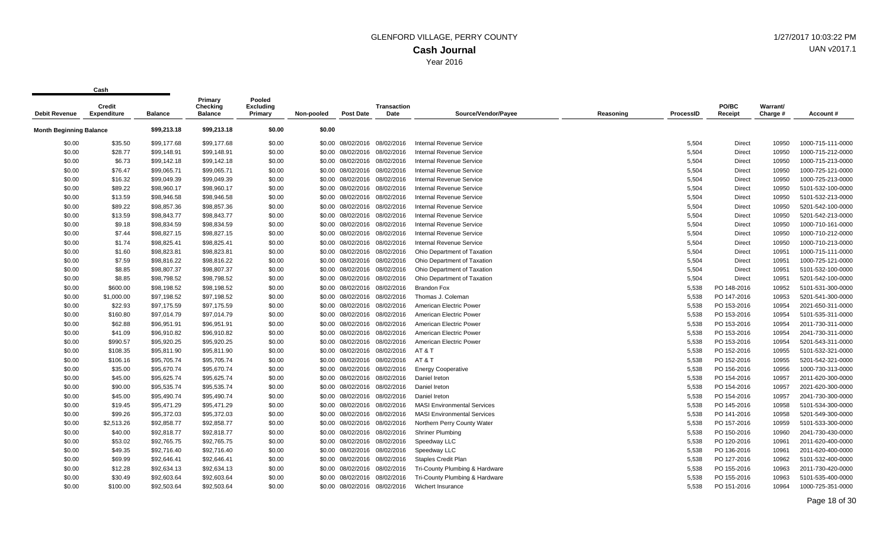# GLENFORD VILLAGE, PERRY COUNTY

## Cash Journal

Year 2016

| Debit Revenue | Cash Credit Expenditure | Balance | Primary Checking Balance | Pooled Excluding Primary | Non-pooled | Post Date | Transaction Date | Source/Vendor/Payee | Reasoning | ProcessID | PO/BC Receipt | Warrant/ Charge # | Account # |
|---|---|---|---|---|---|---|---|---|---|---|---|---|---|
| **Month Beginning Balance** | | $99,213.18 | $99,213.18 | $0.00 | $0.00 | | | | | | | | |
| $0.00 | $35.50 | $99,177.68 | $99,177.68 | $0.00 | $0.00 | 08/02/2016 | 08/02/2016 | Internal Revenue Service | | 5,504 | Direct | 10950 | 1000-715-111-0000 |
| $0.00 | $28.77 | $99,148.91 | $99,148.91 | $0.00 | $0.00 | 08/02/2016 | 08/02/2016 | Internal Revenue Service | | 5,504 | Direct | 10950 | 1000-715-212-0000 |
| $0.00 | $6.73 | $99,142.18 | $99,142.18 | $0.00 | $0.00 | 08/02/2016 | 08/02/2016 | Internal Revenue Service | | 5,504 | Direct | 10950 | 1000-715-213-0000 |
| $0.00 | $76.47 | $99,065.71 | $99,065.71 | $0.00 | $0.00 | 08/02/2016 | 08/02/2016 | Internal Revenue Service | | 5,504 | Direct | 10950 | 1000-725-121-0000 |
| $0.00 | $16.32 | $99,049.39 | $99,049.39 | $0.00 | $0.00 | 08/02/2016 | 08/02/2016 | Internal Revenue Service | | 5,504 | Direct | 10950 | 1000-725-213-0000 |
| $0.00 | $89.22 | $98,960.17 | $98,960.17 | $0.00 | $0.00 | 08/02/2016 | 08/02/2016 | Internal Revenue Service | | 5,504 | Direct | 10950 | 5101-532-100-0000 |
| $0.00 | $13.59 | $98,946.58 | $98,946.58 | $0.00 | $0.00 | 08/02/2016 | 08/02/2016 | Internal Revenue Service | | 5,504 | Direct | 10950 | 5101-532-213-0000 |
| $0.00 | $89.22 | $98,857.36 | $98,857.36 | $0.00 | $0.00 | 08/02/2016 | 08/02/2016 | Internal Revenue Service | | 5,504 | Direct | 10950 | 5201-542-100-0000 |
| $0.00 | $13.59 | $98,843.77 | $98,843.77 | $0.00 | $0.00 | 08/02/2016 | 08/02/2016 | Internal Revenue Service | | 5,504 | Direct | 10950 | 5201-542-213-0000 |
| $0.00 | $9.18 | $98,834.59 | $98,834.59 | $0.00 | $0.00 | 08/02/2016 | 08/02/2016 | Internal Revenue Service | | 5,504 | Direct | 10950 | 1000-710-161-0000 |
| $0.00 | $7.44 | $98,827.15 | $98,827.15 | $0.00 | $0.00 | 08/02/2016 | 08/02/2016 | Internal Revenue Service | | 5,504 | Direct | 10950 | 1000-710-212-0000 |
| $0.00 | $1.74 | $98,825.41 | $98,825.41 | $0.00 | $0.00 | 08/02/2016 | 08/02/2016 | Internal Revenue Service | | 5,504 | Direct | 10950 | 1000-710-213-0000 |
| $0.00 | $1.60 | $98,823.81 | $98,823.81 | $0.00 | $0.00 | 08/02/2016 | 08/02/2016 | Ohio Department of Taxation | | 5,504 | Direct | 10951 | 1000-715-111-0000 |
| $0.00 | $7.59 | $98,816.22 | $98,816.22 | $0.00 | $0.00 | 08/02/2016 | 08/02/2016 | Ohio Department of Taxation | | 5,504 | Direct | 10951 | 1000-725-121-0000 |
| $0.00 | $8.85 | $98,807.37 | $98,807.37 | $0.00 | $0.00 | 08/02/2016 | 08/02/2016 | Ohio Department of Taxation | | 5,504 | Direct | 10951 | 5101-532-100-0000 |
| $0.00 | $8.85 | $98,798.52 | $98,798.52 | $0.00 | $0.00 | 08/02/2016 | 08/02/2016 | Ohio Department of Taxation | | 5,504 | Direct | 10951 | 5201-542-100-0000 |
| $0.00 | $600.00 | $98,198.52 | $98,198.52 | $0.00 | $0.00 | 08/02/2016 | 08/02/2016 | Brandon Fox | | 5,538 | PO 148-2016 | 10952 | 5101-531-300-0000 |
| $0.00 | $1,000.00 | $97,198.52 | $97,198.52 | $0.00 | $0.00 | 08/02/2016 | 08/02/2016 | Thomas J. Coleman | | 5,538 | PO 147-2016 | 10953 | 5201-541-300-0000 |
| $0.00 | $22.93 | $97,175.59 | $97,175.59 | $0.00 | $0.00 | 08/02/2016 | 08/02/2016 | American Electric Power | | 5,538 | PO 153-2016 | 10954 | 2021-650-311-0000 |
| $0.00 | $160.80 | $97,014.79 | $97,014.79 | $0.00 | $0.00 | 08/02/2016 | 08/02/2016 | American Electric Power | | 5,538 | PO 153-2016 | 10954 | 5101-535-311-0000 |
| $0.00 | $62.88 | $96,951.91 | $96,951.91 | $0.00 | $0.00 | 08/02/2016 | 08/02/2016 | American Electric Power | | 5,538 | PO 153-2016 | 10954 | 2011-730-311-0000 |
| $0.00 | $41.09 | $96,910.82 | $96,910.82 | $0.00 | $0.00 | 08/02/2016 | 08/02/2016 | American Electric Power | | 5,538 | PO 153-2016 | 10954 | 2041-730-311-0000 |
| $0.00 | $990.57 | $95,920.25 | $95,920.25 | $0.00 | $0.00 | 08/02/2016 | 08/02/2016 | American Electric Power | | 5,538 | PO 153-2016 | 10954 | 5201-543-311-0000 |
| $0.00 | $108.35 | $95,811.90 | $95,811.90 | $0.00 | $0.00 | 08/02/2016 | 08/02/2016 | AT & T | | 5,538 | PO 152-2016 | 10955 | 5101-532-321-0000 |
| $0.00 | $106.16 | $95,705.74 | $95,705.74 | $0.00 | $0.00 | 08/02/2016 | 08/02/2016 | AT & T | | 5,538 | PO 152-2016 | 10955 | 5201-542-321-0000 |
| $0.00 | $35.00 | $95,670.74 | $95,670.74 | $0.00 | $0.00 | 08/02/2016 | 08/02/2016 | Energy Cooperative | | 5,538 | PO 156-2016 | 10956 | 1000-730-313-0000 |
| $0.00 | $45.00 | $95,625.74 | $95,625.74 | $0.00 | $0.00 | 08/02/2016 | 08/02/2016 | Daniel Ireton | | 5,538 | PO 154-2016 | 10957 | 2011-620-300-0000 |
| $0.00 | $90.00 | $95,535.74 | $95,535.74 | $0.00 | $0.00 | 08/02/2016 | 08/02/2016 | Daniel Ireton | | 5,538 | PO 154-2016 | 10957 | 2021-620-300-0000 |
| $0.00 | $45.00 | $95,490.74 | $95,490.74 | $0.00 | $0.00 | 08/02/2016 | 08/02/2016 | Daniel Ireton | | 5,538 | PO 154-2016 | 10957 | 2041-730-300-0000 |
| $0.00 | $19.45 | $95,471.29 | $95,471.29 | $0.00 | $0.00 | 08/02/2016 | 08/02/2016 | MASI Environmental Services | | 5,538 | PO 145-2016 | 10958 | 5101-534-300-0000 |
| $0.00 | $99.26 | $95,372.03 | $95,372.03 | $0.00 | $0.00 | 08/02/2016 | 08/02/2016 | MASI Environmental Services | | 5,538 | PO 141-2016 | 10958 | 5201-549-300-0000 |
| $0.00 | $2,513.26 | $92,858.77 | $92,858.77 | $0.00 | $0.00 | 08/02/2016 | 08/02/2016 | Northern Perry County Water | | 5,538 | PO 157-2016 | 10959 | 5101-533-300-0000 |
| $0.00 | $40.00 | $92,818.77 | $92,818.77 | $0.00 | $0.00 | 08/02/2016 | 08/02/2016 | Shriner Plumbing | | 5,538 | PO 150-2016 | 10960 | 2041-730-430-0000 |
| $0.00 | $53.02 | $92,765.75 | $92,765.75 | $0.00 | $0.00 | 08/02/2016 | 08/02/2016 | Speedway LLC | | 5,538 | PO 120-2016 | 10961 | 2011-620-400-0000 |
| $0.00 | $49.35 | $92,716.40 | $92,716.40 | $0.00 | $0.00 | 08/02/2016 | 08/02/2016 | Speedway LLC | | 5,538 | PO 136-2016 | 10961 | 2011-620-400-0000 |
| $0.00 | $69.99 | $92,646.41 | $92,646.41 | $0.00 | $0.00 | 08/02/2016 | 08/02/2016 | Staples Credit Plan | | 5,538 | PO 127-2016 | 10962 | 5101-532-400-0000 |
| $0.00 | $12.28 | $92,634.13 | $92,634.13 | $0.00 | $0.00 | 08/02/2016 | 08/02/2016 | Tri-County Plumbing & Hardware | | 5,538 | PO 155-2016 | 10963 | 2011-730-420-0000 |
| $0.00 | $30.49 | $92,603.64 | $92,603.64 | $0.00 | $0.00 | 08/02/2016 | 08/02/2016 | Tri-County Plumbing & Hardware | | 5,538 | PO 155-2016 | 10963 | 5101-535-400-0000 |
| $0.00 | $100.00 | $92,503.64 | $92,503.64 | $0.00 | $0.00 | 08/02/2016 | 08/02/2016 | Wichert Insurance | | 5,538 | PO 151-2016 | 10964 | 1000-725-351-0000 |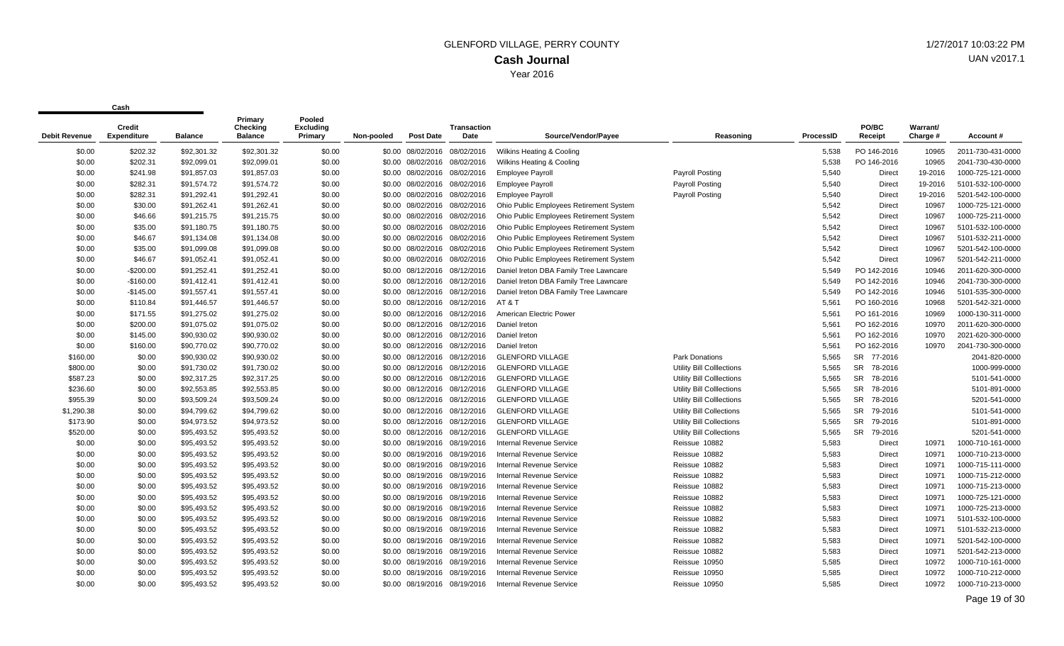# GLENFORD VILLAGE, PERRY COUNTY

## Cash Journal

Year 2016

1/27/2017 10:03:22 PM

UAN v2017.1

| Debit Revenue | Cash Credit Expenditure | Balance | Primary Checking Balance | Pooled Excluding Primary | Non-pooled | Post Date | Transaction Date | Source/Vendor/Payee | Reasoning | ProcessID | PO/BC Receipt | Warrant/ Charge # | Account # |
|---|---|---|---|---|---|---|---|---|---|---|---|---|---|
| $0.00 | $202.32 | $92,301.32 | $92,301.32 | $0.00 | $0.00 | 08/02/2016 | 08/02/2016 | Wilkins Heating & Cooling | | 5,538 | PO 146-2016 | 10965 | 2011-730-431-0000 |
| $0.00 | $202.31 | $92,099.01 | $92,099.01 | $0.00 | $0.00 | 08/02/2016 | 08/02/2016 | Wilkins Heating & Cooling | | 5,538 | PO 146-2016 | 10965 | 2041-730-430-0000 |
| $0.00 | $241.98 | $91,857.03 | $91,857.03 | $0.00 | $0.00 | 08/02/2016 | 08/02/2016 | Employee Payroll | Payroll Posting | 5,540 | Direct | 19-2016 | 1000-725-121-0000 |
| $0.00 | $282.31 | $91,574.72 | $91,574.72 | $0.00 | $0.00 | 08/02/2016 | 08/02/2016 | Employee Payroll | Payroll Posting | 5,540 | Direct | 19-2016 | 5101-532-100-0000 |
| $0.00 | $282.31 | $91,292.41 | $91,292.41 | $0.00 | $0.00 | 08/02/2016 | 08/02/2016 | Employee Payroll | Payroll Posting | 5,540 | Direct | 19-2016 | 5201-542-100-0000 |
| $0.00 | $30.00 | $91,262.41 | $91,262.41 | $0.00 | $0.00 | 08/02/2016 | 08/02/2016 | Ohio Public Employees Retirement System | | 5,542 | Direct | 10967 | 1000-725-121-0000 |
| $0.00 | $46.66 | $91,215.75 | $91,215.75 | $0.00 | $0.00 | 08/02/2016 | 08/02/2016 | Ohio Public Employees Retirement System | | 5,542 | Direct | 10967 | 1000-725-211-0000 |
| $0.00 | $35.00 | $91,180.75 | $91,180.75 | $0.00 | $0.00 | 08/02/2016 | 08/02/2016 | Ohio Public Employees Retirement System | | 5,542 | Direct | 10967 | 5101-532-100-0000 |
| $0.00 | $46.67 | $91,134.08 | $91,134.08 | $0.00 | $0.00 | 08/02/2016 | 08/02/2016 | Ohio Public Employees Retirement System | | 5,542 | Direct | 10967 | 5101-532-211-0000 |
| $0.00 | $35.00 | $91,099.08 | $91,099.08 | $0.00 | $0.00 | 08/02/2016 | 08/02/2016 | Ohio Public Employees Retirement System | | 5,542 | Direct | 10967 | 5201-542-100-0000 |
| $0.00 | $46.67 | $91,052.41 | $91,052.41 | $0.00 | $0.00 | 08/02/2016 | 08/02/2016 | Ohio Public Employees Retirement System | | 5,542 | Direct | 10967 | 5201-542-211-0000 |
| $0.00 | -$200.00 | $91,252.41 | $91,252.41 | $0.00 | $0.00 | 08/12/2016 | 08/12/2016 | Daniel Ireton DBA Family Tree Lawncare | | 5,549 | PO 142-2016 | 10946 | 2011-620-300-0000 |
| $0.00 | -$160.00 | $91,412.41 | $91,412.41 | $0.00 | $0.00 | 08/12/2016 | 08/12/2016 | Daniel Ireton DBA Family Tree Lawncare | | 5,549 | PO 142-2016 | 10946 | 2041-730-300-0000 |
| $0.00 | -$145.00 | $91,557.41 | $91,557.41 | $0.00 | $0.00 | 08/12/2016 | 08/12/2016 | Daniel Ireton DBA Family Tree Lawncare | | 5,549 | PO 142-2016 | 10946 | 5101-535-300-0000 |
| $0.00 | $110.84 | $91,446.57 | $91,446.57 | $0.00 | $0.00 | 08/12/2016 | 08/12/2016 | AT & T | | 5,561 | PO 160-2016 | 10968 | 5201-542-321-0000 |
| $0.00 | $171.55 | $91,275.02 | $91,275.02 | $0.00 | $0.00 | 08/12/2016 | 08/12/2016 | American Electric Power | | 5,561 | PO 161-2016 | 10969 | 1000-130-311-0000 |
| $0.00 | $200.00 | $91,075.02 | $91,075.02 | $0.00 | $0.00 | 08/12/2016 | 08/12/2016 | Daniel Ireton | | 5,561 | PO 162-2016 | 10970 | 2011-620-300-0000 |
| $0.00 | $145.00 | $90,930.02 | $90,930.02 | $0.00 | $0.00 | 08/12/2016 | 08/12/2016 | Daniel Ireton | | 5,561 | PO 162-2016 | 10970 | 2021-620-300-0000 |
| $0.00 | $160.00 | $90,770.02 | $90,770.02 | $0.00 | $0.00 | 08/12/2016 | 08/12/2016 | Daniel Ireton | | 5,561 | PO 162-2016 | 10970 | 2041-730-300-0000 |
| $160.00 | $0.00 | $90,930.02 | $90,930.02 | $0.00 | $0.00 | 08/12/2016 | 08/12/2016 | GLENFORD VILLAGE | Park Donations | 5,565 | SR 77-2016 | | 2041-820-0000 |
| $800.00 | $0.00 | $91,730.02 | $91,730.02 | $0.00 | $0.00 | 08/12/2016 | 08/12/2016 | GLENFORD VILLAGE | Utility Bill Colllections | 5,565 | SR 78-2016 | | 1000-999-0000 |
| $587.23 | $0.00 | $92,317.25 | $92,317.25 | $0.00 | $0.00 | 08/12/2016 | 08/12/2016 | GLENFORD VILLAGE | Utility Bill Colllections | 5,565 | SR 78-2016 | | 5101-541-0000 |
| $236.60 | $0.00 | $92,553.85 | $92,553.85 | $0.00 | $0.00 | 08/12/2016 | 08/12/2016 | GLENFORD VILLAGE | Utility Bill Colllections | 5,565 | SR 78-2016 | | 5101-891-0000 |
| $955.39 | $0.00 | $93,509.24 | $93,509.24 | $0.00 | $0.00 | 08/12/2016 | 08/12/2016 | GLENFORD VILLAGE | Utility Bill Colllections | 5,565 | SR 78-2016 | | 5201-541-0000 |
| $1,290.38 | $0.00 | $94,799.62 | $94,799.62 | $0.00 | $0.00 | 08/12/2016 | 08/12/2016 | GLENFORD VILLAGE | Utility Bill Collections | 5,565 | SR 79-2016 | | 5101-541-0000 |
| $173.90 | $0.00 | $94,973.52 | $94,973.52 | $0.00 | $0.00 | 08/12/2016 | 08/12/2016 | GLENFORD VILLAGE | Utility Bill Collections | 5,565 | SR 79-2016 | | 5101-891-0000 |
| $520.00 | $0.00 | $95,493.52 | $95,493.52 | $0.00 | $0.00 | 08/12/2016 | 08/12/2016 | GLENFORD VILLAGE | Utility Bill Collections | 5,565 | SR 79-2016 | | 5201-541-0000 |
| $0.00 | $0.00 | $95,493.52 | $95,493.52 | $0.00 | $0.00 | 08/19/2016 | 08/19/2016 | Internal Revenue Service | Reissue 10882 | 5,583 | Direct | 10971 | 1000-710-161-0000 |
| $0.00 | $0.00 | $95,493.52 | $95,493.52 | $0.00 | $0.00 | 08/19/2016 | 08/19/2016 | Internal Revenue Service | Reissue 10882 | 5,583 | Direct | 10971 | 1000-710-213-0000 |
| $0.00 | $0.00 | $95,493.52 | $95,493.52 | $0.00 | $0.00 | 08/19/2016 | 08/19/2016 | Internal Revenue Service | Reissue 10882 | 5,583 | Direct | 10971 | 1000-715-111-0000 |
| $0.00 | $0.00 | $95,493.52 | $95,493.52 | $0.00 | $0.00 | 08/19/2016 | 08/19/2016 | Internal Revenue Service | Reissue 10882 | 5,583 | Direct | 10971 | 1000-715-212-0000 |
| $0.00 | $0.00 | $95,493.52 | $95,493.52 | $0.00 | $0.00 | 08/19/2016 | 08/19/2016 | Internal Revenue Service | Reissue 10882 | 5,583 | Direct | 10971 | 1000-715-213-0000 |
| $0.00 | $0.00 | $95,493.52 | $95,493.52 | $0.00 | $0.00 | 08/19/2016 | 08/19/2016 | Internal Revenue Service | Reissue 10882 | 5,583 | Direct | 10971 | 1000-725-121-0000 |
| $0.00 | $0.00 | $95,493.52 | $95,493.52 | $0.00 | $0.00 | 08/19/2016 | 08/19/2016 | Internal Revenue Service | Reissue 10882 | 5,583 | Direct | 10971 | 1000-725-213-0000 |
| $0.00 | $0.00 | $95,493.52 | $95,493.52 | $0.00 | $0.00 | 08/19/2016 | 08/19/2016 | Internal Revenue Service | Reissue 10882 | 5,583 | Direct | 10971 | 5101-532-100-0000 |
| $0.00 | $0.00 | $95,493.52 | $95,493.52 | $0.00 | $0.00 | 08/19/2016 | 08/19/2016 | Internal Revenue Service | Reissue 10882 | 5,583 | Direct | 10971 | 5101-532-213-0000 |
| $0.00 | $0.00 | $95,493.52 | $95,493.52 | $0.00 | $0.00 | 08/19/2016 | 08/19/2016 | Internal Revenue Service | Reissue 10882 | 5,583 | Direct | 10971 | 5201-542-100-0000 |
| $0.00 | $0.00 | $95,493.52 | $95,493.52 | $0.00 | $0.00 | 08/19/2016 | 08/19/2016 | Internal Revenue Service | Reissue 10882 | 5,583 | Direct | 10971 | 5201-542-213-0000 |
| $0.00 | $0.00 | $95,493.52 | $95,493.52 | $0.00 | $0.00 | 08/19/2016 | 08/19/2016 | Internal Revenue Service | Reissue 10950 | 5,585 | Direct | 10972 | 1000-710-161-0000 |
| $0.00 | $0.00 | $95,493.52 | $95,493.52 | $0.00 | $0.00 | 08/19/2016 | 08/19/2016 | Internal Revenue Service | Reissue 10950 | 5,585 | Direct | 10972 | 1000-710-212-0000 |
| $0.00 | $0.00 | $95,493.52 | $95,493.52 | $0.00 | $0.00 | 08/19/2016 | 08/19/2016 | Internal Revenue Service | Reissue 10950 | 5,585 | Direct | 10972 | 1000-710-213-0000 |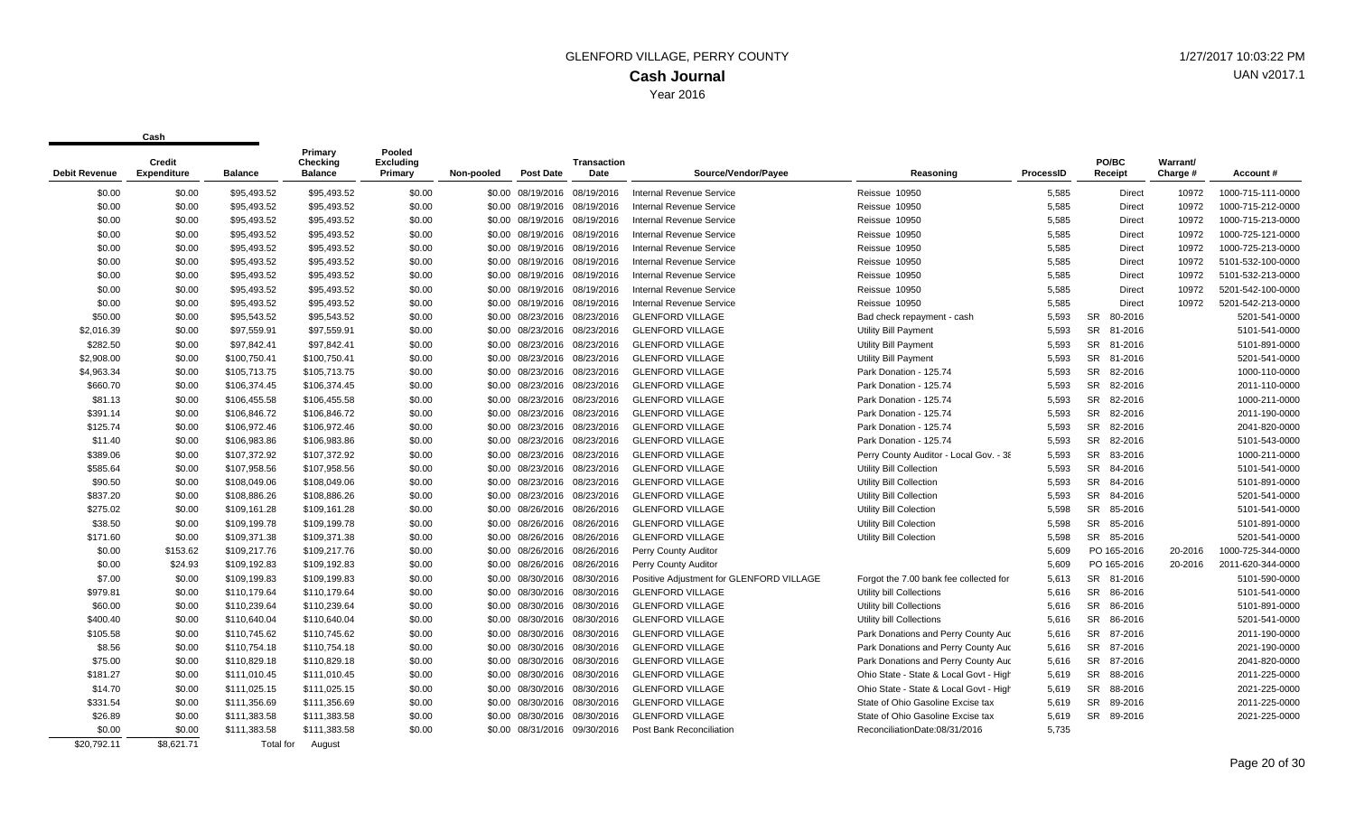# GLENFORD VILLAGE, PERRY COUNTY

## Cash Journal

Year 2016

1/27/2017 10:03:22 PM
UAN v2017.1

| Debit Revenue | Credit Expenditure | Cash Balance | Primary Checking Balance | Pooled Excluding Primary | Non-pooled | Post Date | Transaction Date | Source/Vendor/Payee | Reasoning | ProcessID | PO/BC Receipt | Warrant/ Charge # | Account # |
|---|---|---|---|---|---|---|---|---|---|---|---|---|---|
| $0.00 | $0.00 | $95,493.52 | $95,493.52 | $0.00 | $0.00 | 08/19/2016 | 08/19/2016 | Internal Revenue Service | Reissue 10950 | 5,585 | Direct | 10972 | 1000-715-111-0000 |
| $0.00 | $0.00 | $95,493.52 | $95,493.52 | $0.00 | $0.00 | 08/19/2016 | 08/19/2016 | Internal Revenue Service | Reissue 10950 | 5,585 | Direct | 10972 | 1000-715-212-0000 |
| $0.00 | $0.00 | $95,493.52 | $95,493.52 | $0.00 | $0.00 | 08/19/2016 | 08/19/2016 | Internal Revenue Service | Reissue 10950 | 5,585 | Direct | 10972 | 1000-715-213-0000 |
| $0.00 | $0.00 | $95,493.52 | $95,493.52 | $0.00 | $0.00 | 08/19/2016 | 08/19/2016 | Internal Revenue Service | Reissue 10950 | 5,585 | Direct | 10972 | 1000-725-121-0000 |
| $0.00 | $0.00 | $95,493.52 | $95,493.52 | $0.00 | $0.00 | 08/19/2016 | 08/19/2016 | Internal Revenue Service | Reissue 10950 | 5,585 | Direct | 10972 | 1000-725-213-0000 |
| $0.00 | $0.00 | $95,493.52 | $95,493.52 | $0.00 | $0.00 | 08/19/2016 | 08/19/2016 | Internal Revenue Service | Reissue 10950 | 5,585 | Direct | 10972 | 5101-532-100-0000 |
| $0.00 | $0.00 | $95,493.52 | $95,493.52 | $0.00 | $0.00 | 08/19/2016 | 08/19/2016 | Internal Revenue Service | Reissue 10950 | 5,585 | Direct | 10972 | 5101-532-213-0000 |
| $0.00 | $0.00 | $95,493.52 | $95,493.52 | $0.00 | $0.00 | 08/19/2016 | 08/19/2016 | Internal Revenue Service | Reissue 10950 | 5,585 | Direct | 10972 | 5201-542-100-0000 |
| $0.00 | $0.00 | $95,493.52 | $95,493.52 | $0.00 | $0.00 | 08/19/2016 | 08/19/2016 | Internal Revenue Service | Reissue 10950 | 5,585 | Direct | 10972 | 5201-542-213-0000 |
| $50.00 | $0.00 | $95,543.52 | $95,543.52 | $0.00 | $0.00 | 08/23/2016 | 08/23/2016 | GLENFORD VILLAGE | Bad check repayment - cash | 5,593 | SR 80-2016 | | 5201-541-0000 |
| $2,016.39 | $0.00 | $97,559.91 | $97,559.91 | $0.00 | $0.00 | 08/23/2016 | 08/23/2016 | GLENFORD VILLAGE | Utility Bill Payment | 5,593 | SR 81-2016 | | 5101-541-0000 |
| $282.50 | $0.00 | $97,842.41 | $97,842.41 | $0.00 | $0.00 | 08/23/2016 | 08/23/2016 | GLENFORD VILLAGE | Utility Bill Payment | 5,593 | SR 81-2016 | | 5101-891-0000 |
| $2,908.00 | $0.00 | $100,750.41 | $100,750.41 | $0.00 | $0.00 | 08/23/2016 | 08/23/2016 | GLENFORD VILLAGE | Utility Bill Payment | 5,593 | SR 81-2016 | | 5201-541-0000 |
| $4,963.34 | $0.00 | $105,713.75 | $105,713.75 | $0.00 | $0.00 | 08/23/2016 | 08/23/2016 | GLENFORD VILLAGE | Park Donation - 125.74 | 5,593 | SR 82-2016 | | 1000-110-0000 |
| $660.70 | $0.00 | $106,374.45 | $106,374.45 | $0.00 | $0.00 | 08/23/2016 | 08/23/2016 | GLENFORD VILLAGE | Park Donation - 125.74 | 5,593 | SR 82-2016 | | 2011-110-0000 |
| $81.13 | $0.00 | $106,455.58 | $106,455.58 | $0.00 | $0.00 | 08/23/2016 | 08/23/2016 | GLENFORD VILLAGE | Park Donation - 125.74 | 5,593 | SR 82-2016 | | 1000-211-0000 |
| $391.14 | $0.00 | $106,846.72 | $106,846.72 | $0.00 | $0.00 | 08/23/2016 | 08/23/2016 | GLENFORD VILLAGE | Park Donation - 125.74 | 5,593 | SR 82-2016 | | 2011-190-0000 |
| $125.74 | $0.00 | $106,972.46 | $106,972.46 | $0.00 | $0.00 | 08/23/2016 | 08/23/2016 | GLENFORD VILLAGE | Park Donation - 125.74 | 5,593 | SR 82-2016 | | 2041-820-0000 |
| $11.40 | $0.00 | $106,983.86 | $106,983.86 | $0.00 | $0.00 | 08/23/2016 | 08/23/2016 | GLENFORD VILLAGE | Park Donation - 125.74 | 5,593 | SR 82-2016 | | 5101-543-0000 |
| $389.06 | $0.00 | $107,372.92 | $107,372.92 | $0.00 | $0.00 | 08/23/2016 | 08/23/2016 | GLENFORD VILLAGE | Perry County Auditor - Local Gov. - 38 | 5,593 | SR 83-2016 | | 1000-211-0000 |
| $585.64 | $0.00 | $107,958.56 | $107,958.56 | $0.00 | $0.00 | 08/23/2016 | 08/23/2016 | GLENFORD VILLAGE | Utility Bill Collection | 5,593 | SR 84-2016 | | 5101-541-0000 |
| $90.50 | $0.00 | $108,049.06 | $108,049.06 | $0.00 | $0.00 | 08/23/2016 | 08/23/2016 | GLENFORD VILLAGE | Utility Bill Collection | 5,593 | SR 84-2016 | | 5101-891-0000 |
| $837.20 | $0.00 | $108,886.26 | $108,886.26 | $0.00 | $0.00 | 08/23/2016 | 08/23/2016 | GLENFORD VILLAGE | Utility Bill Collection | 5,593 | SR 84-2016 | | 5201-541-0000 |
| $275.02 | $0.00 | $109,161.28 | $109,161.28 | $0.00 | $0.00 | 08/26/2016 | 08/26/2016 | GLENFORD VILLAGE | Utility Bill Colection | 5,598 | SR 85-2016 | | 5101-541-0000 |
| $38.50 | $0.00 | $109,199.78 | $109,199.78 | $0.00 | $0.00 | 08/26/2016 | 08/26/2016 | GLENFORD VILLAGE | Utility Bill Colection | 5,598 | SR 85-2016 | | 5101-891-0000 |
| $171.60 | $0.00 | $109,371.38 | $109,371.38 | $0.00 | $0.00 | 08/26/2016 | 08/26/2016 | GLENFORD VILLAGE | Utility Bill Colection | 5,598 | SR 85-2016 | | 5201-541-0000 |
| $0.00 | $153.62 | $109,217.76 | $109,217.76 | $0.00 | $0.00 | 08/26/2016 | 08/26/2016 | Perry County Auditor | | 5,609 | PO 165-2016 | 20-2016 | 1000-725-344-0000 |
| $0.00 | $24.93 | $109,192.83 | $109,192.83 | $0.00 | $0.00 | 08/26/2016 | 08/26/2016 | Perry County Auditor | | 5,609 | PO 165-2016 | 20-2016 | 2011-620-344-0000 |
| $7.00 | $0.00 | $109,199.83 | $109,199.83 | $0.00 | $0.00 | 08/30/2016 | 08/30/2016 | Positive Adjustment for GLENFORD VILLAGE | Forgot the 7.00 bank fee collected for | 5,613 | SR 81-2016 | | 5101-590-0000 |
| $979.81 | $0.00 | $110,179.64 | $110,179.64 | $0.00 | $0.00 | 08/30/2016 | 08/30/2016 | GLENFORD VILLAGE | Utility bill Collections | 5,616 | SR 86-2016 | | 5101-541-0000 |
| $60.00 | $0.00 | $110,239.64 | $110,239.64 | $0.00 | $0.00 | 08/30/2016 | 08/30/2016 | GLENFORD VILLAGE | Utility bill Collections | 5,616 | SR 86-2016 | | 5101-891-0000 |
| $400.40 | $0.00 | $110,640.04 | $110,640.04 | $0.00 | $0.00 | 08/30/2016 | 08/30/2016 | GLENFORD VILLAGE | Utility bill Collections | 5,616 | SR 86-2016 | | 5201-541-0000 |
| $105.58 | $0.00 | $110,745.62 | $110,745.62 | $0.00 | $0.00 | 08/30/2016 | 08/30/2016 | GLENFORD VILLAGE | Park Donations and Perry County Auc | 5,616 | SR 87-2016 | | 2011-190-0000 |
| $8.56 | $0.00 | $110,754.18 | $110,754.18 | $0.00 | $0.00 | 08/30/2016 | 08/30/2016 | GLENFORD VILLAGE | Park Donations and Perry County Auc | 5,616 | SR 87-2016 | | 2021-190-0000 |
| $75.00 | $0.00 | $110,829.18 | $110,829.18 | $0.00 | $0.00 | 08/30/2016 | 08/30/2016 | GLENFORD VILLAGE | Park Donations and Perry County Auc | 5,616 | SR 87-2016 | | 2041-820-0000 |
| $181.27 | $0.00 | $111,010.45 | $111,010.45 | $0.00 | $0.00 | 08/30/2016 | 08/30/2016 | GLENFORD VILLAGE | Ohio State - State & Local Govt - High | 5,619 | SR 88-2016 | | 2011-225-0000 |
| $14.70 | $0.00 | $111,025.15 | $111,025.15 | $0.00 | $0.00 | 08/30/2016 | 08/30/2016 | GLENFORD VILLAGE | Ohio State - State & Local Govt - High | 5,619 | SR 88-2016 | | 2021-225-0000 |
| $331.54 | $0.00 | $111,356.69 | $111,356.69 | $0.00 | $0.00 | 08/30/2016 | 08/30/2016 | GLENFORD VILLAGE | State of Ohio Gasoline Excise tax | 5,619 | SR 89-2016 | | 2011-225-0000 |
| $26.89 | $0.00 | $111,383.58 | $111,383.58 | $0.00 | $0.00 | 08/30/2016 | 08/30/2016 | GLENFORD VILLAGE | State of Ohio Gasoline Excise tax | 5,619 | SR 89-2016 | | 2021-225-0000 |
| $0.00 | $0.00 | $111,383.58 | $111,383.58 | $0.00 | $0.00 | 08/31/2016 | 09/30/2016 | Post Bank Reconciliation | ReconciliationDate:08/31/2016 | 5,735 | | | |
| $20,792.11 | $8,621.71 | Total for | August | | | | | | | | | | |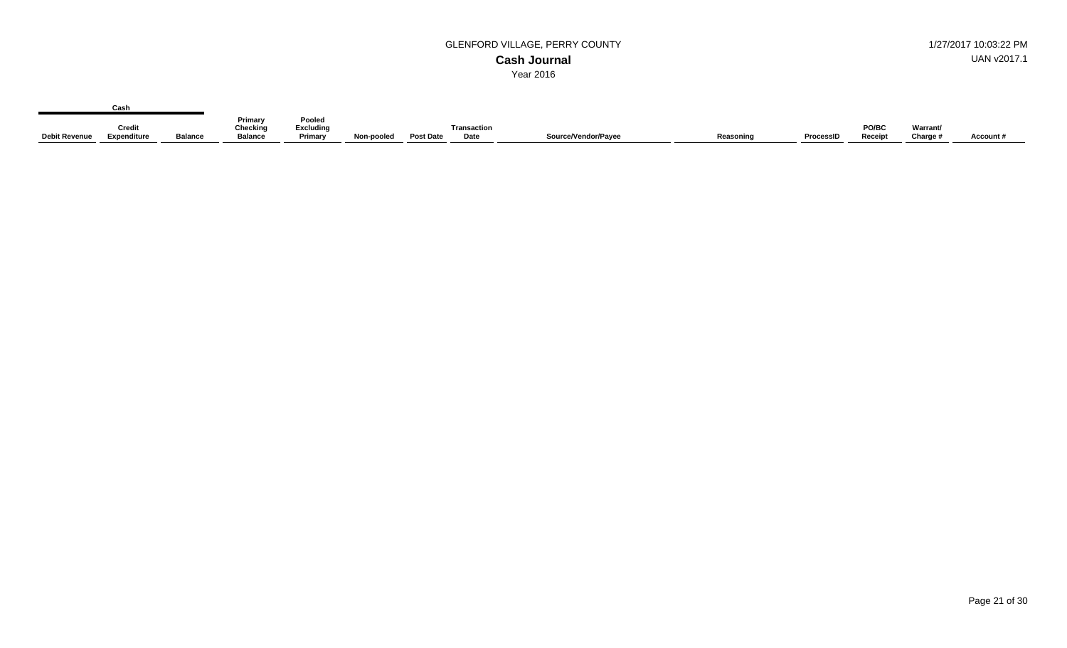# GLENFORD VILLAGE, PERRY COUNTY

## Cash Journal

Year 2016

| Cash | | | | | | | | | | | | | |
|---|---|---|---|---|---|---|---|---|---|---|---|---|---|
| Debit Revenue | Credit Expenditure | Balance | Primary Checking Balance | Pooled Excluding Primary | Non-pooled | Post Date | Transaction Date | Source/Vendor/Payee | Reasoning | ProcessID | PO/BC Receipt | Warrant/ Charge # | Account # |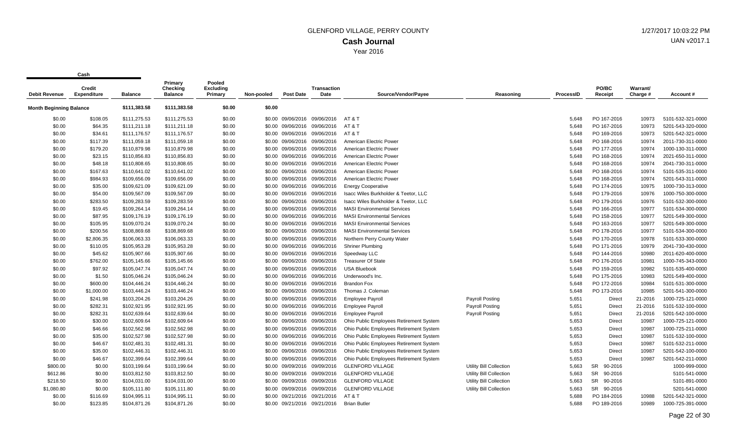# GLENFORD VILLAGE, PERRY COUNTY

## Cash Journal

Year 2016

1/27/2017 10:03:22 PM

UAN v2017.1

| Debit Revenue | Credit Expenditure | Balance | Primary Checking Balance | Pooled Excluding Primary | Non-pooled | Post Date | Transaction Date | Source/Vendor/Payee | Reasoning | ProcessID | PO/BC Receipt | Warrant/ Charge # | Account # |
|---|---|---|---|---|---|---|---|---|---|---|---|---|---|
| **Month Beginning Balance** | | $111,383.58 | $111,383.58 | $0.00 | $0.00 | | | | | | | | |
| $0.00 | $108.05 | $111,275.53 | $111,275.53 | $0.00 | $0.00 | 09/06/2016 | 09/06/2016 | AT & T | | 5,648 | PO 167-2016 | 10973 | 5101-532-321-0000 |
| $0.00 | $64.35 | $111,211.18 | $111,211.18 | $0.00 | $0.00 | 09/06/2016 | 09/06/2016 | AT & T | | 5,648 | PO 167-2016 | 10973 | 5201-543-320-0000 |
| $0.00 | $34.61 | $111,176.57 | $111,176.57 | $0.00 | $0.00 | 09/06/2016 | 09/06/2016 | AT & T | | 5,648 | PO 169-2016 | 10973 | 5201-542-321-0000 |
| $0.00 | $117.39 | $111,059.18 | $111,059.18 | $0.00 | $0.00 | 09/06/2016 | 09/06/2016 | American Electric Power | | 5,648 | PO 168-2016 | 10974 | 2011-730-311-0000 |
| $0.00 | $179.20 | $110,879.98 | $110,879.98 | $0.00 | $0.00 | 09/06/2016 | 09/06/2016 | American Electric Power | | 5,648 | PO 177-2016 | 10974 | 1000-130-311-0000 |
| $0.00 | $23.15 | $110,856.83 | $110,856.83 | $0.00 | $0.00 | 09/06/2016 | 09/06/2016 | American Electric Power | | 5,648 | PO 168-2016 | 10974 | 2021-650-311-0000 |
| $0.00 | $48.18 | $110,808.65 | $110,808.65 | $0.00 | $0.00 | 09/06/2016 | 09/06/2016 | American Electric Power | | 5,648 | PO 168-2016 | 10974 | 2041-730-311-0000 |
| $0.00 | $167.63 | $110,641.02 | $110,641.02 | $0.00 | $0.00 | 09/06/2016 | 09/06/2016 | American Electric Power | | 5,648 | PO 168-2016 | 10974 | 5101-535-311-0000 |
| $0.00 | $984.93 | $109,656.09 | $109,656.09 | $0.00 | $0.00 | 09/06/2016 | 09/06/2016 | American Electric Power | | 5,648 | PO 168-2016 | 10974 | 5201-543-311-0000 |
| $0.00 | $35.00 | $109,621.09 | $109,621.09 | $0.00 | $0.00 | 09/06/2016 | 09/06/2016 | Energy Cooperative | | 5,648 | PO 174-2016 | 10975 | 1000-730-313-0000 |
| $0.00 | $54.00 | $109,567.09 | $109,567.09 | $0.00 | $0.00 | 09/06/2016 | 09/06/2016 | Isacc Wiles Burkholder & Teetor, LLC | | 5,648 | PO 179-2016 | 10976 | 1000-750-300-0000 |
| $0.00 | $283.50 | $109,283.59 | $109,283.59 | $0.00 | $0.00 | 09/06/2016 | 09/06/2016 | Isacc Wiles Burkholder & Teetor, LLC | | 5,648 | PO 179-2016 | 10976 | 5101-532-300-0000 |
| $0.00 | $19.45 | $109,264.14 | $109,264.14 | $0.00 | $0.00 | 09/06/2016 | 09/06/2016 | MASI Environmental Services | | 5,648 | PO 166-2016 | 10977 | 5101-534-300-0000 |
| $0.00 | $87.95 | $109,176.19 | $109,176.19 | $0.00 | $0.00 | 09/06/2016 | 09/06/2016 | MASI Environmental Services | | 5,648 | PO 158-2016 | 10977 | 5201-549-300-0000 |
| $0.00 | $105.95 | $109,070.24 | $109,070.24 | $0.00 | $0.00 | 09/06/2016 | 09/06/2016 | MASI Environmental Services | | 5,648 | PO 163-2016 | 10977 | 5201-549-300-0000 |
| $0.00 | $200.56 | $108,869.68 | $108,869.68 | $0.00 | $0.00 | 09/06/2016 | 09/06/2016 | MASI Environmental Services | | 5,648 | PO 178-2016 | 10977 | 5101-534-300-0000 |
| $0.00 | $2,806.35 | $106,063.33 | $106,063.33 | $0.00 | $0.00 | 09/06/2016 | 09/06/2016 | Northern Perry County Water | | 5,648 | PO 170-2016 | 10978 | 5101-533-300-0000 |
| $0.00 | $110.05 | $105,953.28 | $105,953.28 | $0.00 | $0.00 | 09/06/2016 | 09/06/2016 | Shriner Plumbing | | 5,648 | PO 171-2016 | 10979 | 2041-730-430-0000 |
| $0.00 | $45.62 | $105,907.66 | $105,907.66 | $0.00 | $0.00 | 09/06/2016 | 09/06/2016 | Speedway LLC | | 5,648 | PO 144-2016 | 10980 | 2011-620-400-0000 |
| $0.00 | $762.00 | $105,145.66 | $105,145.66 | $0.00 | $0.00 | 09/06/2016 | 09/06/2016 | Treasurer Of State | | 5,648 | PO 176-2016 | 10981 | 1000-745-343-0000 |
| $0.00 | $97.92 | $105,047.74 | $105,047.74 | $0.00 | $0.00 | 09/06/2016 | 09/06/2016 | USA Bluebook | | 5,648 | PO 159-2016 | 10982 | 5101-535-400-0000 |
| $0.00 | $1.50 | $105,046.24 | $105,046.24 | $0.00 | $0.00 | 09/06/2016 | 09/06/2016 | Underwood's Inc. | | 5,648 | PO 175-2016 | 10983 | 5201-549-400-0000 |
| $0.00 | $600.00 | $104,446.24 | $104,446.24 | $0.00 | $0.00 | 09/06/2016 | 09/06/2016 | Brandon Fox | | 5,648 | PO 172-2016 | 10984 | 5101-531-300-0000 |
| $0.00 | $1,000.00 | $103,446.24 | $103,446.24 | $0.00 | $0.00 | 09/06/2016 | 09/06/2016 | Thomas J. Coleman | | 5,648 | PO 173-2016 | 10985 | 5201-541-300-0000 |
| $0.00 | $241.98 | $103,204.26 | $103,204.26 | $0.00 | $0.00 | 09/06/2016 | 09/06/2016 | Employee Payroll | Payroll Posting | 5,651 | Direct | 21-2016 | 1000-725-121-0000 |
| $0.00 | $282.31 | $102,921.95 | $102,921.95 | $0.00 | $0.00 | 09/06/2016 | 09/06/2016 | Employee Payroll | Payroll Posting | 5,651 | Direct | 21-2016 | 5101-532-100-0000 |
| $0.00 | $282.31 | $102,639.64 | $102,639.64 | $0.00 | $0.00 | 09/06/2016 | 09/06/2016 | Employee Payroll | Payroll Posting | 5,651 | Direct | 21-2016 | 5201-542-100-0000 |
| $0.00 | $30.00 | $102,609.64 | $102,609.64 | $0.00 | $0.00 | 09/06/2016 | 09/06/2016 | Ohio Public Employees Retirement System | | 5,653 | Direct | 10987 | 1000-725-121-0000 |
| $0.00 | $46.66 | $102,562.98 | $102,562.98 | $0.00 | $0.00 | 09/06/2016 | 09/06/2016 | Ohio Public Employees Retirement System | | 5,653 | Direct | 10987 | 1000-725-211-0000 |
| $0.00 | $35.00 | $102,527.98 | $102,527.98 | $0.00 | $0.00 | 09/06/2016 | 09/06/2016 | Ohio Public Employees Retirement System | | 5,653 | Direct | 10987 | 5101-532-100-0000 |
| $0.00 | $46.67 | $102,481.31 | $102,481.31 | $0.00 | $0.00 | 09/06/2016 | 09/06/2016 | Ohio Public Employees Retirement System | | 5,653 | Direct | 10987 | 5101-532-211-0000 |
| $0.00 | $35.00 | $102,446.31 | $102,446.31 | $0.00 | $0.00 | 09/06/2016 | 09/06/2016 | Ohio Public Employees Retirement System | | 5,653 | Direct | 10987 | 5201-542-100-0000 |
| $0.00 | $46.67 | $102,399.64 | $102,399.64 | $0.00 | $0.00 | 09/06/2016 | 09/06/2016 | Ohio Public Employees Retirement System | | 5,653 | Direct | 10987 | 5201-542-211-0000 |
| $800.00 | $0.00 | $103,199.64 | $103,199.64 | $0.00 | $0.00 | 09/09/2016 | 09/09/2016 | GLENFORD VILLAGE | Utility Bill Collection | 5,663 | SR 90-2016 | | 1000-999-0000 |
| $612.86 | $0.00 | $103,812.50 | $103,812.50 | $0.00 | $0.00 | 09/09/2016 | 09/09/2016 | GLENFORD VILLAGE | Utility Bill Collection | 5,663 | SR 90-2016 | | 5101-541-0000 |
| $218.50 | $0.00 | $104,031.00 | $104,031.00 | $0.00 | $0.00 | 09/09/2016 | 09/09/2016 | GLENFORD VILLAGE | Utility Bill Collection | 5,663 | SR 90-2016 | | 5101-891-0000 |
| $1,080.80 | $0.00 | $105,111.80 | $105,111.80 | $0.00 | $0.00 | 09/09/2016 | 09/09/2016 | GLENFORD VILLAGE | Utility Bill Collection | 5,663 | SR 90-2016 | | 5201-541-0000 |
| $0.00 | $116.69 | $104,995.11 | $104,995.11 | $0.00 | $0.00 | 09/21/2016 | 09/21/2016 | AT & T | | 5,688 | PO 184-2016 | 10988 | 5201-542-321-0000 |
| $0.00 | $123.85 | $104,871.26 | $104,871.26 | $0.00 | $0.00 | 09/21/2016 | 09/21/2016 | Brian Butler | | 5,688 | PO 189-2016 | 10989 | 1000-725-391-0000 |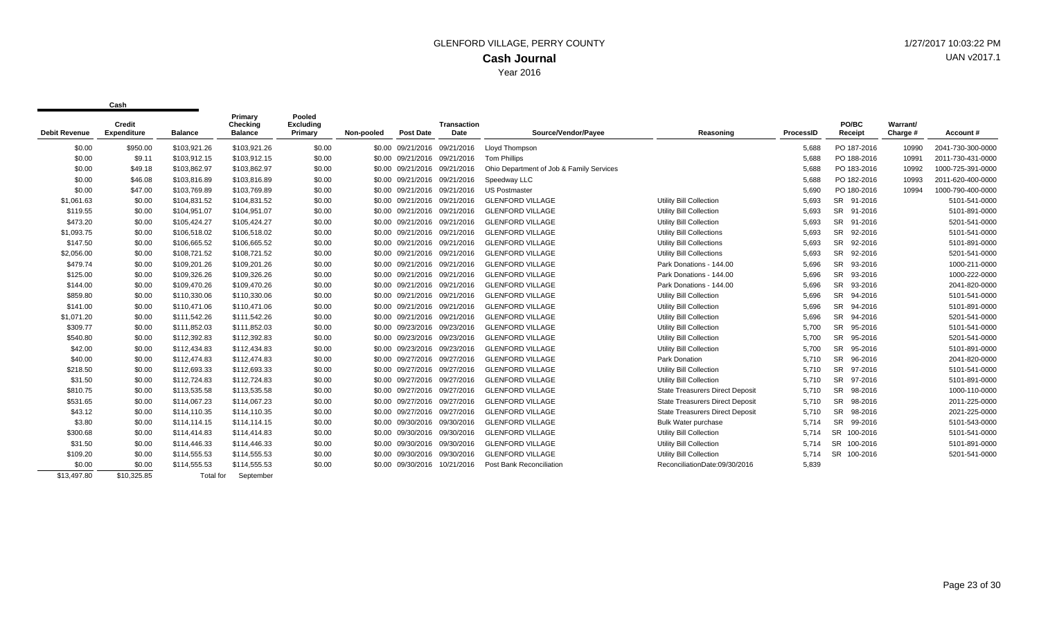# GLENFORD VILLAGE, PERRY COUNTY

## Cash Journal

Year 2016

1/27/2017 10:03:22 PM

UAN v2017.1

| Cash | | | | | | | | | | | | | | |
|---|---|---|---|---|---|---|---|---|---|---|---|---|---|---|
| Debit Revenue | Credit Expenditure | Balance | Primary Checking Balance | Pooled Excluding Primary | Non-pooled | Post Date | Transaction Date | Source/Vendor/Payee | Reasoning | ProcessID | PO/BC Receipt | Warrant/ Charge # | Account # |
| $0.00 | $950.00 | $103,921.26 | $103,921.26 | $0.00 | $0.00 | 09/21/2016 | 09/21/2016 | Lloyd Thompson | | 5,688 | PO 187-2016 | 10990 | 2041-730-300-0000 |
| $0.00 | $9.11 | $103,912.15 | $103,912.15 | $0.00 | $0.00 | 09/21/2016 | 09/21/2016 | Tom Phillips | | 5,688 | PO 188-2016 | 10991 | 2011-730-431-0000 |
| $0.00 | $49.18 | $103,862.97 | $103,862.97 | $0.00 | $0.00 | 09/21/2016 | 09/21/2016 | Ohio Department of Job & Family Services | | 5,688 | PO 183-2016 | 10992 | 1000-725-391-0000 |
| $0.00 | $46.08 | $103,816.89 | $103,816.89 | $0.00 | $0.00 | 09/21/2016 | 09/21/2016 | Speedway LLC | | 5,688 | PO 182-2016 | 10993 | 2011-620-400-0000 |
| $0.00 | $47.00 | $103,769.89 | $103,769.89 | $0.00 | $0.00 | 09/21/2016 | 09/21/2016 | US Postmaster | | 5,690 | PO 180-2016 | 10994 | 1000-790-400-0000 |
| $1,061.63 | $0.00 | $104,831.52 | $104,831.52 | $0.00 | $0.00 | 09/21/2016 | 09/21/2016 | GLENFORD VILLAGE | Utility Bill Collection | 5,693 | SR 91-2016 | | 5101-541-0000 |
| $119.55 | $0.00 | $104,951.07 | $104,951.07 | $0.00 | $0.00 | 09/21/2016 | 09/21/2016 | GLENFORD VILLAGE | Utility Bill Collection | 5,693 | SR 91-2016 | | 5101-891-0000 |
| $473.20 | $0.00 | $105,424.27 | $105,424.27 | $0.00 | $0.00 | 09/21/2016 | 09/21/2016 | GLENFORD VILLAGE | Utility Bill Collection | 5,693 | SR 91-2016 | | 5201-541-0000 |
| $1,093.75 | $0.00 | $106,518.02 | $106,518.02 | $0.00 | $0.00 | 09/21/2016 | 09/21/2016 | GLENFORD VILLAGE | Utility Bill Collections | 5,693 | SR 92-2016 | | 5101-541-0000 |
| $147.50 | $0.00 | $106,665.52 | $106,665.52 | $0.00 | $0.00 | 09/21/2016 | 09/21/2016 | GLENFORD VILLAGE | Utility Bill Collections | 5,693 | SR 92-2016 | | 5101-891-0000 |
| $2,056.00 | $0.00 | $108,721.52 | $108,721.52 | $0.00 | $0.00 | 09/21/2016 | 09/21/2016 | GLENFORD VILLAGE | Utility Bill Collections | 5,693 | SR 92-2016 | | 5201-541-0000 |
| $479.74 | $0.00 | $109,201.26 | $109,201.26 | $0.00 | $0.00 | 09/21/2016 | 09/21/2016 | GLENFORD VILLAGE | Park Donations - 144.00 | 5,696 | SR 93-2016 | | 1000-211-0000 |
| $125.00 | $0.00 | $109,326.26 | $109,326.26 | $0.00 | $0.00 | 09/21/2016 | 09/21/2016 | GLENFORD VILLAGE | Park Donations - 144.00 | 5,696 | SR 93-2016 | | 1000-222-0000 |
| $144.00 | $0.00 | $109,470.26 | $109,470.26 | $0.00 | $0.00 | 09/21/2016 | 09/21/2016 | GLENFORD VILLAGE | Park Donations - 144.00 | 5,696 | SR 93-2016 | | 2041-820-0000 |
| $859.80 | $0.00 | $110,330.06 | $110,330.06 | $0.00 | $0.00 | 09/21/2016 | 09/21/2016 | GLENFORD VILLAGE | Utility Bill Collection | 5,696 | SR 94-2016 | | 5101-541-0000 |
| $141.00 | $0.00 | $110,471.06 | $110,471.06 | $0.00 | $0.00 | 09/21/2016 | 09/21/2016 | GLENFORD VILLAGE | Utility Bill Collection | 5,696 | SR 94-2016 | | 5101-891-0000 |
| $1,071.20 | $0.00 | $111,542.26 | $111,542.26 | $0.00 | $0.00 | 09/21/2016 | 09/21/2016 | GLENFORD VILLAGE | Utility Bill Collection | 5,696 | SR 94-2016 | | 5201-541-0000 |
| $309.77 | $0.00 | $111,852.03 | $111,852.03 | $0.00 | $0.00 | 09/23/2016 | 09/23/2016 | GLENFORD VILLAGE | Utility Bill Collection | 5,700 | SR 95-2016 | | 5101-541-0000 |
| $540.80 | $0.00 | $112,392.83 | $112,392.83 | $0.00 | $0.00 | 09/23/2016 | 09/23/2016 | GLENFORD VILLAGE | Utility Bill Collection | 5,700 | SR 95-2016 | | 5201-541-0000 |
| $42.00 | $0.00 | $112,434.83 | $112,434.83 | $0.00 | $0.00 | 09/23/2016 | 09/23/2016 | GLENFORD VILLAGE | Utility Bill Collection | 5,700 | SR 95-2016 | | 5101-891-0000 |
| $40.00 | $0.00 | $112,474.83 | $112,474.83 | $0.00 | $0.00 | 09/27/2016 | 09/27/2016 | GLENFORD VILLAGE | Park Donation | 5,710 | SR 96-2016 | | 2041-820-0000 |
| $218.50 | $0.00 | $112,693.33 | $112,693.33 | $0.00 | $0.00 | 09/27/2016 | 09/27/2016 | GLENFORD VILLAGE | Utility Bill Collection | 5,710 | SR 97-2016 | | 5101-541-0000 |
| $31.50 | $0.00 | $112,724.83 | $112,724.83 | $0.00 | $0.00 | 09/27/2016 | 09/27/2016 | GLENFORD VILLAGE | Utility Bill Collection | 5,710 | SR 97-2016 | | 5101-891-0000 |
| $810.75 | $0.00 | $113,535.58 | $113,535.58 | $0.00 | $0.00 | 09/27/2016 | 09/27/2016 | GLENFORD VILLAGE | State Treasurers Direct Deposit | 5,710 | SR 98-2016 | | 1000-110-0000 |
| $531.65 | $0.00 | $114,067.23 | $114,067.23 | $0.00 | $0.00 | 09/27/2016 | 09/27/2016 | GLENFORD VILLAGE | State Treasurers Direct Deposit | 5,710 | SR 98-2016 | | 2011-225-0000 |
| $43.12 | $0.00 | $114,110.35 | $114,110.35 | $0.00 | $0.00 | 09/27/2016 | 09/27/2016 | GLENFORD VILLAGE | State Treasurers Direct Deposit | 5,710 | SR 98-2016 | | 2021-225-0000 |
| $3.80 | $0.00 | $114,114.15 | $114,114.15 | $0.00 | $0.00 | 09/30/2016 | 09/30/2016 | GLENFORD VILLAGE | Bulk Water purchase | 5,714 | SR 99-2016 | | 5101-543-0000 |
| $300.68 | $0.00 | $114,414.83 | $114,414.83 | $0.00 | $0.00 | 09/30/2016 | 09/30/2016 | GLENFORD VILLAGE | Utility Bill Collection | 5,714 | SR 100-2016 | | 5101-541-0000 |
| $31.50 | $0.00 | $114,446.33 | $114,446.33 | $0.00 | $0.00 | 09/30/2016 | 09/30/2016 | GLENFORD VILLAGE | Utility Bill Collection | 5,714 | SR 100-2016 | | 5101-891-0000 |
| $109.20 | $0.00 | $114,555.53 | $114,555.53 | $0.00 | $0.00 | 09/30/2016 | 09/30/2016 | GLENFORD VILLAGE | Utility Bill Collection | 5,714 | SR 100-2016 | | 5201-541-0000 |
| $0.00 | $0.00 | $114,555.53 | $114,555.53 | $0.00 | $0.00 | 09/30/2016 | 10/21/2016 | Post Bank Reconciliation | ReconciliationDate:09/30/2016 | 5,839 | | | |
| $13,497.80 | $10,325.85 | Total for | September | | | | | | | | | | |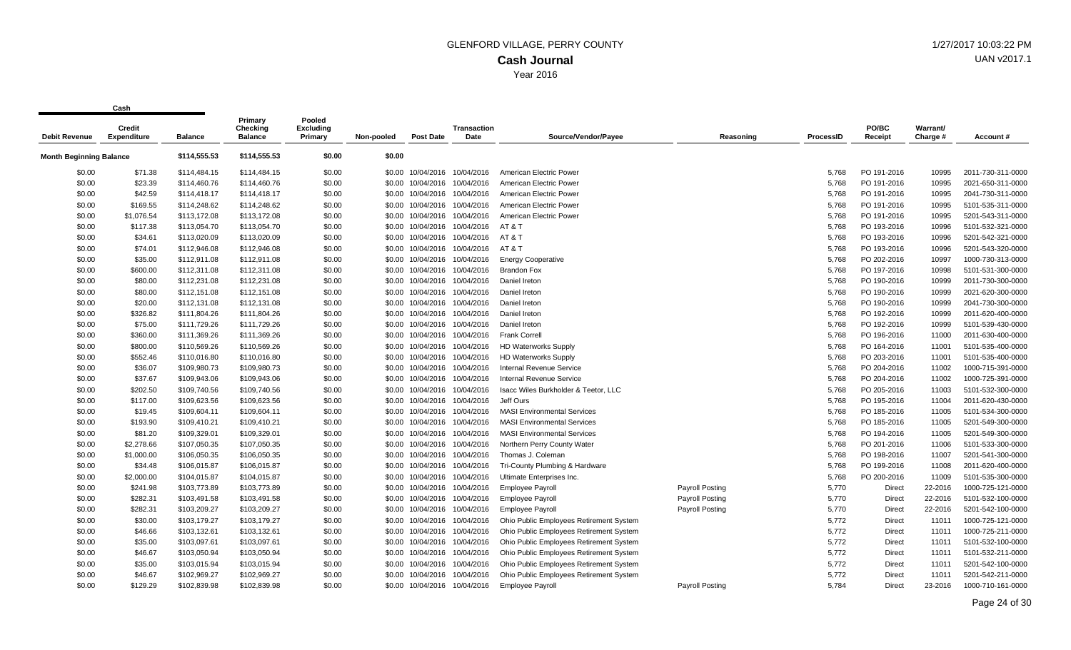# GLENFORD VILLAGE, PERRY COUNTY

## Cash Journal

Year 2016

| Debit Revenue | Cash Credit Expenditure | Balance | Primary Checking Balance | Pooled Excluding Primary | Non-pooled | Post Date | Transaction Date | Source/Vendor/Payee | Reasoning | ProcessID | PO/BC Receipt | Warrant/ Charge # | Account # |
|---|---|---|---|---|---|---|---|---|---|---|---|---|---|
| **Month Beginning Balance** | | $114,555.53 | $114,555.53 | $0.00 | $0.00 | | | | | | | | |
| $0.00 | $71.38 | $114,484.15 | $114,484.15 | $0.00 | $0.00 | 10/04/2016 | 10/04/2016 | American Electric Power | | 5,768 | PO 191-2016 | 10995 | 2011-730-311-0000 |
| $0.00 | $23.39 | $114,460.76 | $114,460.76 | $0.00 | $0.00 | 10/04/2016 | 10/04/2016 | American Electric Power | | 5,768 | PO 191-2016 | 10995 | 2021-650-311-0000 |
| $0.00 | $42.59 | $114,418.17 | $114,418.17 | $0.00 | $0.00 | 10/04/2016 | 10/04/2016 | American Electric Power | | 5,768 | PO 191-2016 | 10995 | 2041-730-311-0000 |
| $0.00 | $169.55 | $114,248.62 | $114,248.62 | $0.00 | $0.00 | 10/04/2016 | 10/04/2016 | American Electric Power | | 5,768 | PO 191-2016 | 10995 | 5101-535-311-0000 |
| $0.00 | $1,076.54 | $113,172.08 | $113,172.08 | $0.00 | $0.00 | 10/04/2016 | 10/04/2016 | American Electric Power | | 5,768 | PO 191-2016 | 10995 | 5201-543-311-0000 |
| $0.00 | $117.38 | $113,054.70 | $113,054.70 | $0.00 | $0.00 | 10/04/2016 | 10/04/2016 | AT & T | | 5,768 | PO 193-2016 | 10996 | 5101-532-321-0000 |
| $0.00 | $34.61 | $113,020.09 | $113,020.09 | $0.00 | $0.00 | 10/04/2016 | 10/04/2016 | AT & T | | 5,768 | PO 193-2016 | 10996 | 5201-542-321-0000 |
| $0.00 | $74.01 | $112,946.08 | $112,946.08 | $0.00 | $0.00 | 10/04/2016 | 10/04/2016 | AT & T | | 5,768 | PO 193-2016 | 10996 | 5201-542-320-0000 |
| $0.00 | $35.00 | $112,911.08 | $112,911.08 | $0.00 | $0.00 | 10/04/2016 | 10/04/2016 | Energy Cooperative | | 5,768 | PO 202-2016 | 10997 | 1000-730-313-0000 |
| $0.00 | $600.00 | $112,311.08 | $112,311.08 | $0.00 | $0.00 | 10/04/2016 | 10/04/2016 | Brandon Fox | | 5,768 | PO 197-2016 | 10998 | 5101-531-300-0000 |
| $0.00 | $80.00 | $112,231.08 | $112,231.08 | $0.00 | $0.00 | 10/04/2016 | 10/04/2016 | Daniel Ireton | | 5,768 | PO 190-2016 | 10999 | 2011-730-300-0000 |
| $0.00 | $80.00 | $112,151.08 | $112,151.08 | $0.00 | $0.00 | 10/04/2016 | 10/04/2016 | Daniel Ireton | | 5,768 | PO 190-2016 | 10999 | 2021-620-300-0000 |
| $0.00 | $20.00 | $112,131.08 | $112,131.08 | $0.00 | $0.00 | 10/04/2016 | 10/04/2016 | Daniel Ireton | | 5,768 | PO 190-2016 | 10999 | 2041-730-300-0000 |
| $0.00 | $326.82 | $111,804.26 | $111,804.26 | $0.00 | $0.00 | 10/04/2016 | 10/04/2016 | Daniel Ireton | | 5,768 | PO 192-2016 | 10999 | 2011-620-400-0000 |
| $0.00 | $75.00 | $111,729.26 | $111,729.26 | $0.00 | $0.00 | 10/04/2016 | 10/04/2016 | Daniel Ireton | | 5,768 | PO 192-2016 | 10999 | 5101-539-430-0000 |
| $0.00 | $360.00 | $111,369.26 | $111,369.26 | $0.00 | $0.00 | 10/04/2016 | 10/04/2016 | Frank Correll | | 5,768 | PO 196-2016 | 11000 | 2011-630-400-0000 |
| $0.00 | $800.00 | $110,569.26 | $110,569.26 | $0.00 | $0.00 | 10/04/2016 | 10/04/2016 | HD Waterworks Supply | | 5,768 | PO 164-2016 | 11001 | 5101-535-400-0000 |
| $0.00 | $552.46 | $110,016.80 | $110,016.80 | $0.00 | $0.00 | 10/04/2016 | 10/04/2016 | HD Waterworks Supply | | 5,768 | PO 203-2016 | 11001 | 5101-535-400-0000 |
| $0.00 | $36.07 | $109,980.73 | $109,980.73 | $0.00 | $0.00 | 10/04/2016 | 10/04/2016 | Internal Revenue Service | | 5,768 | PO 204-2016 | 11002 | 1000-715-391-0000 |
| $0.00 | $37.67 | $109,943.06 | $109,943.06 | $0.00 | $0.00 | 10/04/2016 | 10/04/2016 | Internal Revenue Service | | 5,768 | PO 204-2016 | 11002 | 1000-725-391-0000 |
| $0.00 | $202.50 | $109,740.56 | $109,740.56 | $0.00 | $0.00 | 10/04/2016 | 10/04/2016 | Isacc Wiles Burkholder & Teetor, LLC | | 5,768 | PO 205-2016 | 11003 | 5101-532-300-0000 |
| $0.00 | $117.00 | $109,623.56 | $109,623.56 | $0.00 | $0.00 | 10/04/2016 | 10/04/2016 | Jeff Ours | | 5,768 | PO 195-2016 | 11004 | 2011-620-430-0000 |
| $0.00 | $19.45 | $109,604.11 | $109,604.11 | $0.00 | $0.00 | 10/04/2016 | 10/04/2016 | MASI Environmental Services | | 5,768 | PO 185-2016 | 11005 | 5101-534-300-0000 |
| $0.00 | $193.90 | $109,410.21 | $109,410.21 | $0.00 | $0.00 | 10/04/2016 | 10/04/2016 | MASI Environmental Services | | 5,768 | PO 185-2016 | 11005 | 5201-549-300-0000 |
| $0.00 | $81.20 | $109,329.01 | $109,329.01 | $0.00 | $0.00 | 10/04/2016 | 10/04/2016 | MASI Environmental Services | | 5,768 | PO 194-2016 | 11005 | 5201-549-300-0000 |
| $0.00 | $2,278.66 | $107,050.35 | $107,050.35 | $0.00 | $0.00 | 10/04/2016 | 10/04/2016 | Northern Perry County Water | | 5,768 | PO 201-2016 | 11006 | 5101-533-300-0000 |
| $0.00 | $1,000.00 | $106,050.35 | $106,050.35 | $0.00 | $0.00 | 10/04/2016 | 10/04/2016 | Thomas J. Coleman | | 5,768 | PO 198-2016 | 11007 | 5201-541-300-0000 |
| $0.00 | $34.48 | $106,015.87 | $106,015.87 | $0.00 | $0.00 | 10/04/2016 | 10/04/2016 | Tri-County Plumbing & Hardware | | 5,768 | PO 199-2016 | 11008 | 2021-620-400-0000 |
| $0.00 | $2,000.00 | $104,015.87 | $104,015.87 | $0.00 | $0.00 | 10/04/2016 | 10/04/2016 | Ultimate Enterprises Inc. | | 5,768 | PO 200-2016 | 11009 | 5101-535-300-0000 |
| $0.00 | $241.98 | $103,773.89 | $103,773.89 | $0.00 | $0.00 | 10/04/2016 | 10/04/2016 | Employee Payroll | Payroll Posting | 5,770 | Direct | 22-2016 | 1000-725-121-0000 |
| $0.00 | $282.31 | $103,491.58 | $103,491.58 | $0.00 | $0.00 | 10/04/2016 | 10/04/2016 | Employee Payroll | Payroll Posting | 5,770 | Direct | 22-2016 | 5101-532-100-0000 |
| $0.00 | $282.31 | $103,209.27 | $103,209.27 | $0.00 | $0.00 | 10/04/2016 | 10/04/2016 | Employee Payroll | Payroll Posting | 5,770 | Direct | 22-2016 | 5201-542-100-0000 |
| $0.00 | $30.00 | $103,179.27 | $103,179.27 | $0.00 | $0.00 | 10/04/2016 | 10/04/2016 | Ohio Public Employees Retirement System | | 5,772 | Direct | 11011 | 1000-725-121-0000 |
| $0.00 | $46.66 | $103,132.61 | $103,132.61 | $0.00 | $0.00 | 10/04/2016 | 10/04/2016 | Ohio Public Employees Retirement System | | 5,772 | Direct | 11011 | 1000-725-211-0000 |
| $0.00 | $35.00 | $103,097.61 | $103,097.61 | $0.00 | $0.00 | 10/04/2016 | 10/04/2016 | Ohio Public Employees Retirement System | | 5,772 | Direct | 11011 | 5101-532-100-0000 |
| $0.00 | $46.67 | $103,050.94 | $103,050.94 | $0.00 | $0.00 | 10/04/2016 | 10/04/2016 | Ohio Public Employees Retirement System | | 5,772 | Direct | 11011 | 5101-532-211-0000 |
| $0.00 | $35.00 | $103,015.94 | $103,015.94 | $0.00 | $0.00 | 10/04/2016 | 10/04/2016 | Ohio Public Employees Retirement System | | 5,772 | Direct | 11011 | 5201-542-100-0000 |
| $0.00 | $46.67 | $102,969.27 | $102,969.27 | $0.00 | $0.00 | 10/04/2016 | 10/04/2016 | Ohio Public Employees Retirement System | | 5,772 | Direct | 11011 | 5201-542-211-0000 |
| $0.00 | $129.29 | $102,839.98 | $102,839.98 | $0.00 | $0.00 | 10/04/2016 | 10/04/2016 | Employee Payroll | Payroll Posting | 5,784 | Direct | 23-2016 | 1000-710-161-0000 |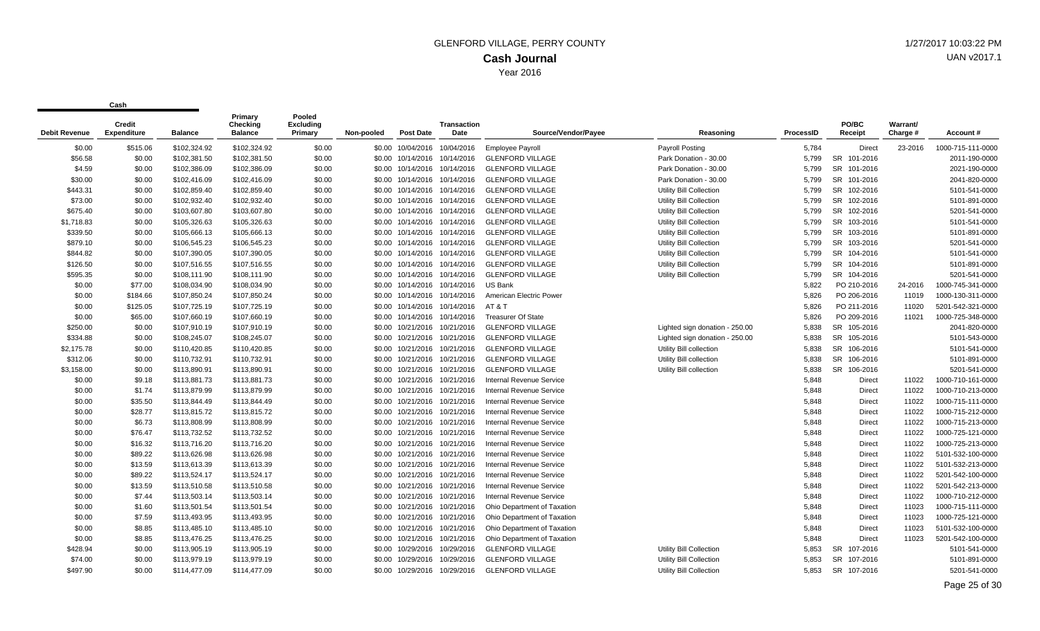# GLENFORD VILLAGE, PERRY COUNTY

## Cash Journal

Year 2016

| Debit Revenue | Credit Expenditure | Balance | Primary Checking Balance | Pooled Excluding Primary | Non-pooled | Post Date | Transaction Date | Source/Vendor/Payee | Reasoning | ProcessID | PO/BC Receipt | Warrant/ Charge # | Account # |
|---|---|---|---|---|---|---|---|---|---|---|---|---|---|
| Cash | | | | | | | | | | | | | |
| $0.00 | $515.06 | $102,324.92 | $102,324.92 | $0.00 | $0.00 | 10/04/2016 | 10/04/2016 | Employee Payroll | Payroll Posting | 5,784 | Direct | 23-2016 | 1000-715-111-0000 |
| $56.58 | $0.00 | $102,381.50 | $102,381.50 | $0.00 | $0.00 | 10/14/2016 | 10/14/2016 | GLENFORD VILLAGE | Park Donation - 30.00 | 5,799 | SR 101-2016 | | 2011-190-0000 |
| $4.59 | $0.00 | $102,386.09 | $102,386.09 | $0.00 | $0.00 | 10/14/2016 | 10/14/2016 | GLENFORD VILLAGE | Park Donation - 30.00 | 5,799 | SR 101-2016 | | 2021-190-0000 |
| $30.00 | $0.00 | $102,416.09 | $102,416.09 | $0.00 | $0.00 | 10/14/2016 | 10/14/2016 | GLENFORD VILLAGE | Park Donation - 30.00 | 5,799 | SR 101-2016 | | 2041-820-0000 |
| $443.31 | $0.00 | $102,859.40 | $102,859.40 | $0.00 | $0.00 | 10/14/2016 | 10/14/2016 | GLENFORD VILLAGE | Utility Bill Collection | 5,799 | SR 102-2016 | | 5101-541-0000 |
| $73.00 | $0.00 | $102,932.40 | $102,932.40 | $0.00 | $0.00 | 10/14/2016 | 10/14/2016 | GLENFORD VILLAGE | Utility Bill Collection | 5,799 | SR 102-2016 | | 5101-891-0000 |
| $675.40 | $0.00 | $103,607.80 | $103,607.80 | $0.00 | $0.00 | 10/14/2016 | 10/14/2016 | GLENFORD VILLAGE | Utility Bill Collection | 5,799 | SR 102-2016 | | 5201-541-0000 |
| $1,718.83 | $0.00 | $105,326.63 | $105,326.63 | $0.00 | $0.00 | 10/14/2016 | 10/14/2016 | GLENFORD VILLAGE | Utility Bill Collection | 5,799 | SR 103-2016 | | 5101-541-0000 |
| $339.50 | $0.00 | $105,666.13 | $105,666.13 | $0.00 | $0.00 | 10/14/2016 | 10/14/2016 | GLENFORD VILLAGE | Utility Bill Collection | 5,799 | SR 103-2016 | | 5101-891-0000 |
| $879.10 | $0.00 | $106,545.23 | $106,545.23 | $0.00 | $0.00 | 10/14/2016 | 10/14/2016 | GLENFORD VILLAGE | Utility Bill Collection | 5,799 | SR 103-2016 | | 5201-541-0000 |
| $844.82 | $0.00 | $107,390.05 | $107,390.05 | $0.00 | $0.00 | 10/14/2016 | 10/14/2016 | GLENFORD VILLAGE | Utility Bill Collection | 5,799 | SR 104-2016 | | 5101-541-0000 |
| $126.50 | $0.00 | $107,516.55 | $107,516.55 | $0.00 | $0.00 | 10/14/2016 | 10/14/2016 | GLENFORD VILLAGE | Utility Bill Collection | 5,799 | SR 104-2016 | | 5101-891-0000 |
| $595.35 | $0.00 | $108,111.90 | $108,111.90 | $0.00 | $0.00 | 10/14/2016 | 10/14/2016 | GLENFORD VILLAGE | Utility Bill Collection | 5,799 | SR 104-2016 | | 5201-541-0000 |
| $0.00 | $77.00 | $108,034.90 | $108,034.90 | $0.00 | $0.00 | 10/14/2016 | 10/14/2016 | US Bank | | 5,822 | PO 210-2016 | 24-2016 | 1000-745-341-0000 |
| $0.00 | $184.66 | $107,850.24 | $107,850.24 | $0.00 | $0.00 | 10/14/2016 | 10/14/2016 | American Electric Power | | 5,826 | PO 206-2016 | 11019 | 1000-130-311-0000 |
| $0.00 | $125.05 | $107,725.19 | $107,725.19 | $0.00 | $0.00 | 10/14/2016 | 10/14/2016 | AT & T | | 5,826 | PO 211-2016 | 11020 | 5201-542-321-0000 |
| $0.00 | $65.00 | $107,660.19 | $107,660.19 | $0.00 | $0.00 | 10/14/2016 | 10/14/2016 | Treasurer Of State | | 5,826 | PO 209-2016 | 11021 | 1000-725-348-0000 |
| $250.00 | $0.00 | $107,910.19 | $107,910.19 | $0.00 | $0.00 | 10/21/2016 | 10/21/2016 | GLENFORD VILLAGE | Lighted sign donation - 250.00 | 5,838 | SR 105-2016 | | 2041-820-0000 |
| $334.88 | $0.00 | $108,245.07 | $108,245.07 | $0.00 | $0.00 | 10/21/2016 | 10/21/2016 | GLENFORD VILLAGE | Lighted sign donation - 250.00 | 5,838 | SR 105-2016 | | 5101-543-0000 |
| $2,175.78 | $0.00 | $110,420.85 | $110,420.85 | $0.00 | $0.00 | 10/21/2016 | 10/21/2016 | GLENFORD VILLAGE | Utility Bill collection | 5,838 | SR 106-2016 | | 5101-541-0000 |
| $312.06 | $0.00 | $110,732.91 | $110,732.91 | $0.00 | $0.00 | 10/21/2016 | 10/21/2016 | GLENFORD VILLAGE | Utility Bill collection | 5,838 | SR 106-2016 | | 5101-891-0000 |
| $3,158.00 | $0.00 | $113,890.91 | $113,890.91 | $0.00 | $0.00 | 10/21/2016 | 10/21/2016 | GLENFORD VILLAGE | Utility Bill collection | 5,838 | SR 106-2016 | | 5201-541-0000 |
| $0.00 | $9.18 | $113,881.73 | $113,881.73 | $0.00 | $0.00 | 10/21/2016 | 10/21/2016 | Internal Revenue Service | | 5,848 | Direct | 11022 | 1000-710-161-0000 |
| $0.00 | $1.74 | $113,879.99 | $113,879.99 | $0.00 | $0.00 | 10/21/2016 | 10/21/2016 | Internal Revenue Service | | 5,848 | Direct | 11022 | 1000-710-213-0000 |
| $0.00 | $35.50 | $113,844.49 | $113,844.49 | $0.00 | $0.00 | 10/21/2016 | 10/21/2016 | Internal Revenue Service | | 5,848 | Direct | 11022 | 1000-715-111-0000 |
| $0.00 | $28.77 | $113,815.72 | $113,815.72 | $0.00 | $0.00 | 10/21/2016 | 10/21/2016 | Internal Revenue Service | | 5,848 | Direct | 11022 | 1000-715-212-0000 |
| $0.00 | $6.73 | $113,808.99 | $113,808.99 | $0.00 | $0.00 | 10/21/2016 | 10/21/2016 | Internal Revenue Service | | 5,848 | Direct | 11022 | 1000-715-213-0000 |
| $0.00 | $76.47 | $113,732.52 | $113,732.52 | $0.00 | $0.00 | 10/21/2016 | 10/21/2016 | Internal Revenue Service | | 5,848 | Direct | 11022 | 1000-725-121-0000 |
| $0.00 | $16.32 | $113,716.20 | $113,716.20 | $0.00 | $0.00 | 10/21/2016 | 10/21/2016 | Internal Revenue Service | | 5,848 | Direct | 11022 | 1000-725-213-0000 |
| $0.00 | $89.22 | $113,626.98 | $113,626.98 | $0.00 | $0.00 | 10/21/2016 | 10/21/2016 | Internal Revenue Service | | 5,848 | Direct | 11022 | 5101-532-100-0000 |
| $0.00 | $13.59 | $113,613.39 | $113,613.39 | $0.00 | $0.00 | 10/21/2016 | 10/21/2016 | Internal Revenue Service | | 5,848 | Direct | 11022 | 5101-532-213-0000 |
| $0.00 | $89.22 | $113,524.17 | $113,524.17 | $0.00 | $0.00 | 10/21/2016 | 10/21/2016 | Internal Revenue Service | | 5,848 | Direct | 11022 | 5201-542-100-0000 |
| $0.00 | $13.59 | $113,510.58 | $113,510.58 | $0.00 | $0.00 | 10/21/2016 | 10/21/2016 | Internal Revenue Service | | 5,848 | Direct | 11022 | 5201-542-213-0000 |
| $0.00 | $7.44 | $113,503.14 | $113,503.14 | $0.00 | $0.00 | 10/21/2016 | 10/21/2016 | Internal Revenue Service | | 5,848 | Direct | 11022 | 1000-710-212-0000 |
| $0.00 | $1.60 | $113,501.54 | $113,501.54 | $0.00 | $0.00 | 10/21/2016 | 10/21/2016 | Ohio Department of Taxation | | 5,848 | Direct | 11023 | 1000-715-111-0000 |
| $0.00 | $7.59 | $113,493.95 | $113,493.95 | $0.00 | $0.00 | 10/21/2016 | 10/21/2016 | Ohio Department of Taxation | | 5,848 | Direct | 11023 | 1000-725-121-0000 |
| $0.00 | $8.85 | $113,485.10 | $113,485.10 | $0.00 | $0.00 | 10/21/2016 | 10/21/2016 | Ohio Department of Taxation | | 5,848 | Direct | 11023 | 5101-532-100-0000 |
| $0.00 | $8.85 | $113,476.25 | $113,476.25 | $0.00 | $0.00 | 10/21/2016 | 10/21/2016 | Ohio Department of Taxation | | 5,848 | Direct | 11023 | 5201-542-100-0000 |
| $428.94 | $0.00 | $113,905.19 | $113,905.19 | $0.00 | $0.00 | 10/29/2016 | 10/29/2016 | GLENFORD VILLAGE | Utility Bill Collection | 5,853 | SR 107-2016 | | 5101-541-0000 |
| $74.00 | $0.00 | $113,979.19 | $113,979.19 | $0.00 | $0.00 | 10/29/2016 | 10/29/2016 | GLENFORD VILLAGE | Utility Bill Collection | 5,853 | SR 107-2016 | | 5101-891-0000 |
| $497.90 | $0.00 | $114,477.09 | $114,477.09 | $0.00 | $0.00 | 10/29/2016 | 10/29/2016 | GLENFORD VILLAGE | Utility Bill Collection | 5,853 | SR 107-2016 | | 5201-541-0000 |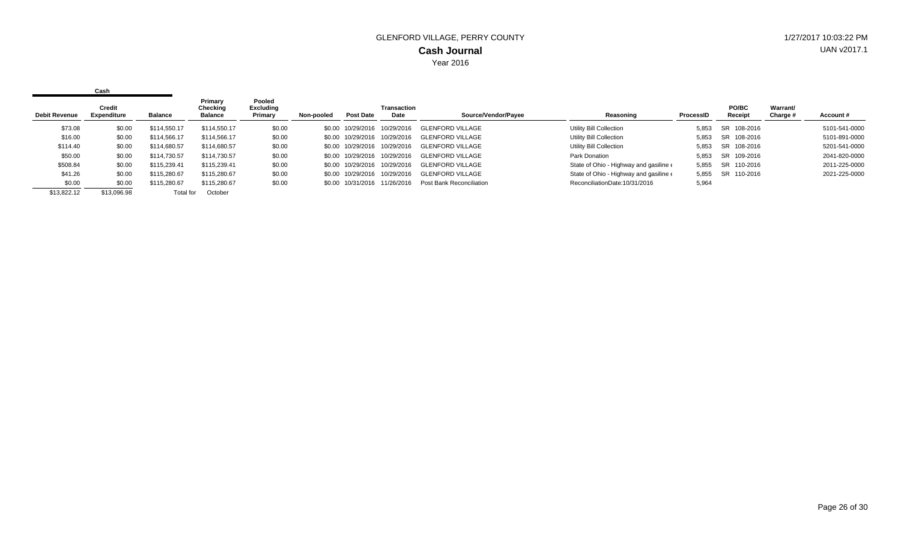GLENFORD VILLAGE, PERRY COUNTY

**Cash Journal**

Year 2016

| Cash | | | | | | | | | | | | | |
|---|---|---|---|---|---|---|---|---|---|---|---|---|---|
| Debit Revenue | Credit Expenditure | Balance | Primary Checking Balance | Pooled Excluding Primary | Non-pooled | Post Date | Transaction Date | Source/Vendor/Payee | Reasoning | ProcessID | PO/BC Receipt | Warrant/ Charge # | Account # |
| $73.08 | $0.00 | $114,550.17 | $114,550.17 | $0.00 | $0.00 | 10/29/2016 | 10/29/2016 | GLENFORD VILLAGE | Utility Bill Collection | 5,853 | SR 108-2016 | | 5101-541-0000 |
| $16.00 | $0.00 | $114,566.17 | $114,566.17 | $0.00 | $0.00 | 10/29/2016 | 10/29/2016 | GLENFORD VILLAGE | Utility Bill Collection | 5,853 | SR 108-2016 | | 5101-891-0000 |
| $114.40 | $0.00 | $114,680.57 | $114,680.57 | $0.00 | $0.00 | 10/29/2016 | 10/29/2016 | GLENFORD VILLAGE | Utility Bill Collection | 5,853 | SR 108-2016 | | 5201-541-0000 |
| $50.00 | $0.00 | $114,730.57 | $114,730.57 | $0.00 | $0.00 | 10/29/2016 | 10/29/2016 | GLENFORD VILLAGE | Park Donation | 5,853 | SR 109-2016 | | 2041-820-0000 |
| $508.84 | $0.00 | $115,239.41 | $115,239.41 | $0.00 | $0.00 | 10/29/2016 | 10/29/2016 | GLENFORD VILLAGE | State of Ohio - Highway and gasiline ( | 5,855 | SR 110-2016 | | 2011-225-0000 |
| $41.26 | $0.00 | $115,280.67 | $115,280.67 | $0.00 | $0.00 | 10/29/2016 | 10/29/2016 | GLENFORD VILLAGE | State of Ohio - Highway and gasiline ( | 5,855 | SR 110-2016 | | 2021-225-0000 |
| $0.00 | $0.00 | $115,280.67 | $115,280.67 | $0.00 | $0.00 | 10/31/2016 | 11/26/2016 | Post Bank Reconciliation | ReconciliationDate:10/31/2016 | 5,964 | | | |
| $13,822.12 | $13,096.98 | Total for | October | | | | | | | | | | |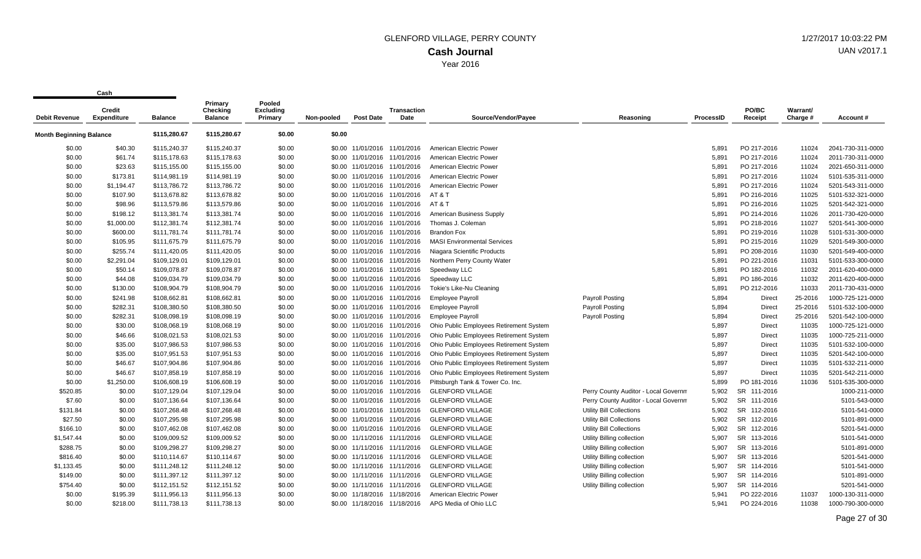# GLENFORD VILLAGE, PERRY COUNTY

## Cash Journal

Year 2016

| Debit Revenue | Credit Expenditure | Balance | Primary Checking Balance | Pooled Excluding Primary | Non-pooled | Post Date | Transaction Date | Source/Vendor/Payee | Reasoning | ProcessID | PO/BC Receipt | Warrant/ Charge # | Account # |
|---|---|---|---|---|---|---|---|---|---|---|---|---|---|
| **Month Beginning Balance** | | $115,280.67 | $115,280.67 | $0.00 | $0.00 | | | | | | | | |
| $0.00 | $40.30 | $115,240.37 | $115,240.37 | $0.00 | $0.00 | 11/01/2016 | 11/01/2016 | American Electric Power | | 5,891 | PO 217-2016 | 11024 | 2041-730-311-0000 |
| $0.00 | $61.74 | $115,178.63 | $115,178.63 | $0.00 | $0.00 | 11/01/2016 | 11/01/2016 | American Electric Power | | 5,891 | PO 217-2016 | 11024 | 2011-730-311-0000 |
| $0.00 | $23.63 | $115,155.00 | $115,155.00 | $0.00 | $0.00 | 11/01/2016 | 11/01/2016 | American Electric Power | | 5,891 | PO 217-2016 | 11024 | 2021-650-311-0000 |
| $0.00 | $173.81 | $114,981.19 | $114,981.19 | $0.00 | $0.00 | 11/01/2016 | 11/01/2016 | American Electric Power | | 5,891 | PO 217-2016 | 11024 | 5101-535-311-0000 |
| $0.00 | $1,194.47 | $113,786.72 | $113,786.72 | $0.00 | $0.00 | 11/01/2016 | 11/01/2016 | American Electric Power | | 5,891 | PO 217-2016 | 11024 | 5201-543-311-0000 |
| $0.00 | $107.90 | $113,678.82 | $113,678.82 | $0.00 | $0.00 | 11/01/2016 | 11/01/2016 | AT & T | | 5,891 | PO 216-2016 | 11025 | 5101-532-321-0000 |
| $0.00 | $98.96 | $113,579.86 | $113,579.86 | $0.00 | $0.00 | 11/01/2016 | 11/01/2016 | AT & T | | 5,891 | PO 216-2016 | 11025 | 5201-542-321-0000 |
| $0.00 | $198.12 | $113,381.74 | $113,381.74 | $0.00 | $0.00 | 11/01/2016 | 11/01/2016 | American Business Supply | | 5,891 | PO 214-2016 | 11026 | 2011-730-420-0000 |
| $0.00 | $1,000.00 | $112,381.74 | $112,381.74 | $0.00 | $0.00 | 11/01/2016 | 11/01/2016 | Thomas J. Coleman | | 5,891 | PO 218-2016 | 11027 | 5201-541-300-0000 |
| $0.00 | $600.00 | $111,781.74 | $111,781.74 | $0.00 | $0.00 | 11/01/2016 | 11/01/2016 | Brandon Fox | | 5,891 | PO 219-2016 | 11028 | 5101-531-300-0000 |
| $0.00 | $105.95 | $111,675.79 | $111,675.79 | $0.00 | $0.00 | 11/01/2016 | 11/01/2016 | MASI Environmental Services | | 5,891 | PO 215-2016 | 11029 | 5201-549-300-0000 |
| $0.00 | $255.74 | $111,420.05 | $111,420.05 | $0.00 | $0.00 | 11/01/2016 | 11/01/2016 | Niagara Scientific Products | | 5,891 | PO 208-2016 | 11030 | 5201-549-400-0000 |
| $0.00 | $2,291.04 | $109,129.01 | $109,129.01 | $0.00 | $0.00 | 11/01/2016 | 11/01/2016 | Northern Perry County Water | | 5,891 | PO 221-2016 | 11031 | 5101-533-300-0000 |
| $0.00 | $50.14 | $109,078.87 | $109,078.87 | $0.00 | $0.00 | 11/01/2016 | 11/01/2016 | Speedway LLC | | 5,891 | PO 182-2016 | 11032 | 2011-620-400-0000 |
| $0.00 | $44.08 | $109,034.79 | $109,034.79 | $0.00 | $0.00 | 11/01/2016 | 11/01/2016 | Speedway LLC | | 5,891 | PO 186-2016 | 11032 | 2011-620-400-0000 |
| $0.00 | $130.00 | $108,904.79 | $108,904.79 | $0.00 | $0.00 | 11/01/2016 | 11/01/2016 | Tokie's Like-Nu Cleaning | | 5,891 | PO 212-2016 | 11033 | 2011-730-431-0000 |
| $0.00 | $241.98 | $108,662.81 | $108,662.81 | $0.00 | $0.00 | 11/01/2016 | 11/01/2016 | Employee Payroll | Payroll Posting | 5,894 | Direct | 25-2016 | 1000-725-121-0000 |
| $0.00 | $282.31 | $108,380.50 | $108,380.50 | $0.00 | $0.00 | 11/01/2016 | 11/01/2016 | Employee Payroll | Payroll Posting | 5,894 | Direct | 25-2016 | 5101-532-100-0000 |
| $0.00 | $282.31 | $108,098.19 | $108,098.19 | $0.00 | $0.00 | 11/01/2016 | 11/01/2016 | Employee Payroll | Payroll Posting | 5,894 | Direct | 25-2016 | 5201-542-100-0000 |
| $0.00 | $30.00 | $108,068.19 | $108,068.19 | $0.00 | $0.00 | 11/01/2016 | 11/01/2016 | Ohio Public Employees Retirement System | | 5,897 | Direct | 11035 | 1000-725-121-0000 |
| $0.00 | $46.66 | $108,021.53 | $108,021.53 | $0.00 | $0.00 | 11/01/2016 | 11/01/2016 | Ohio Public Employees Retirement System | | 5,897 | Direct | 11035 | 1000-725-211-0000 |
| $0.00 | $35.00 | $107,986.53 | $107,986.53 | $0.00 | $0.00 | 11/01/2016 | 11/01/2016 | Ohio Public Employees Retirement System | | 5,897 | Direct | 11035 | 5101-532-100-0000 |
| $0.00 | $35.00 | $107,951.53 | $107,951.53 | $0.00 | $0.00 | 11/01/2016 | 11/01/2016 | Ohio Public Employees Retirement System | | 5,897 | Direct | 11035 | 5201-542-100-0000 |
| $0.00 | $46.67 | $107,904.86 | $107,904.86 | $0.00 | $0.00 | 11/01/2016 | 11/01/2016 | Ohio Public Employees Retirement System | | 5,897 | Direct | 11035 | 5101-532-211-0000 |
| $0.00 | $46.67 | $107,858.19 | $107,858.19 | $0.00 | $0.00 | 11/01/2016 | 11/01/2016 | Ohio Public Employees Retirement System | | 5,897 | Direct | 11035 | 5201-542-211-0000 |
| $0.00 | $1,250.00 | $106,608.19 | $106,608.19 | $0.00 | $0.00 | 11/01/2016 | 11/01/2016 | Pittsburgh Tank & Tower Co. Inc. | | 5,899 | PO 181-2016 | 11036 | 5101-535-300-0000 |
| $520.85 | $0.00 | $107,129.04 | $107,129.04 | $0.00 | $0.00 | 11/01/2016 | 11/01/2016 | GLENFORD VILLAGE | Perry County Auditor - Local Governm | 5,902 | SR 111-2016 | | 1000-211-0000 |
| $7.60 | $0.00 | $107,136.64 | $107,136.64 | $0.00 | $0.00 | 11/01/2016 | 11/01/2016 | GLENFORD VILLAGE | Perry County Auditor - Local Governm | 5,902 | SR 111-2016 | | 5101-543-0000 |
| $131.84 | $0.00 | $107,268.48 | $107,268.48 | $0.00 | $0.00 | 11/01/2016 | 11/01/2016 | GLENFORD VILLAGE | Utility Bill Collections | 5,902 | SR 112-2016 | | 5101-541-0000 |
| $27.50 | $0.00 | $107,295.98 | $107,295.98 | $0.00 | $0.00 | 11/01/2016 | 11/01/2016 | GLENFORD VILLAGE | Utility Bill Collections | 5,902 | SR 112-2016 | | 5101-891-0000 |
| $166.10 | $0.00 | $107,462.08 | $107,462.08 | $0.00 | $0.00 | 11/01/2016 | 11/01/2016 | GLENFORD VILLAGE | Utility Bill Collections | 5,902 | SR 112-2016 | | 5201-541-0000 |
| $1,547.44 | $0.00 | $109,009.52 | $109,009.52 | $0.00 | $0.00 | 11/11/2016 | 11/11/2016 | GLENFORD VILLAGE | Utility Billing collection | 5,907 | SR 113-2016 | | 5101-541-0000 |
| $288.75 | $0.00 | $109,298.27 | $109,298.27 | $0.00 | $0.00 | 11/11/2016 | 11/11/2016 | GLENFORD VILLAGE | Utility Billing collection | 5,907 | SR 113-2016 | | 5101-891-0000 |
| $816.40 | $0.00 | $110,114.67 | $110,114.67 | $0.00 | $0.00 | 11/11/2016 | 11/11/2016 | GLENFORD VILLAGE | Utility Billing collection | 5,907 | SR 113-2016 | | 5201-541-0000 |
| $1,133.45 | $0.00 | $111,248.12 | $111,248.12 | $0.00 | $0.00 | 11/11/2016 | 11/11/2016 | GLENFORD VILLAGE | Utility Billing collection | 5,907 | SR 114-2016 | | 5101-541-0000 |
| $149.00 | $0.00 | $111,397.12 | $111,397.12 | $0.00 | $0.00 | 11/11/2016 | 11/11/2016 | GLENFORD VILLAGE | Utility Billing collection | 5,907 | SR 114-2016 | | 5101-891-0000 |
| $754.40 | $0.00 | $112,151.52 | $112,151.52 | $0.00 | $0.00 | 11/11/2016 | 11/11/2016 | GLENFORD VILLAGE | Utility Billing collection | 5,907 | SR 114-2016 | | 5201-541-0000 |
| $0.00 | $195.39 | $111,956.13 | $111,956.13 | $0.00 | $0.00 | 11/18/2016 | 11/18/2016 | American Electric Power | | 5,941 | PO 222-2016 | 11037 | 1000-130-311-0000 |
| $0.00 | $218.00 | $111,738.13 | $111,738.13 | $0.00 | $0.00 | 11/18/2016 | 11/18/2016 | APG Media of Ohio LLC | | 5,941 | PO 224-2016 | 11038 | 1000-790-300-0000 |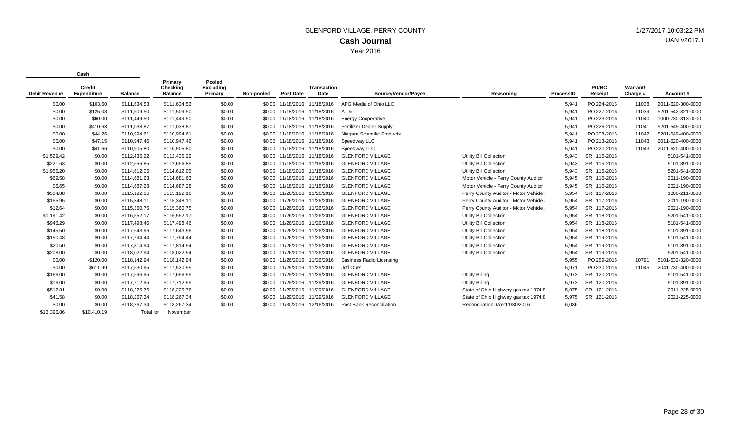# GLENFORD VILLAGE, PERRY COUNTY

## Cash Journal

Year 2016

1/27/2017 10:03:22 PM
UAN v2017.1

| Cash | | | | | | | | | | | | | | |
|---|---|---|---|---|---|---|---|---|---|---|---|---|---|---|
| Debit Revenue | Credit Expenditure | Balance | Primary Checking Balance | Pooled Excluding Primary | Non-pooled | Post Date | Transaction Date | Source/Vendor/Payee | Reasoning | ProcessID | PO/BC Receipt | Warrant/ Charge # | Account # |
| $0.00 | $103.60 | $111,634.53 | $111,634.53 | $0.00 | $0.00 | 11/18/2016 | 11/18/2016 | APG Media of Ohio LLC | | 5,941 | PO 224-2016 | 11038 | 2011-620-300-0000 |
| $0.00 | $125.03 | $111,509.50 | $111,509.50 | $0.00 | $0.00 | 11/18/2016 | 11/18/2016 | AT & T | | 5,941 | PO 227-2016 | 11039 | 5201-542-321-0000 |
| $0.00 | $60.00 | $111,449.50 | $111,449.50 | $0.00 | $0.00 | 11/18/2016 | 11/18/2016 | Energy Cooperative | | 5,941 | PO 223-2016 | 11040 | 1000-730-313-0000 |
| $0.00 | $410.63 | $111,038.87 | $111,038.87 | $0.00 | $0.00 | 11/18/2016 | 11/18/2016 | Fertilizer Dealer Supply | | 5,941 | PO 226-2016 | 11041 | 5201-549-400-0000 |
| $0.00 | $44.26 | $110,994.61 | $110,994.61 | $0.00 | $0.00 | 11/18/2016 | 11/18/2016 | Niagara Scientific Products | | 5,941 | PO 208-2016 | 11042 | 5201-549-400-0000 |
| $0.00 | $47.15 | $110,947.46 | $110,947.46 | $0.00 | $0.00 | 11/18/2016 | 11/18/2016 | Speedway LLC | | 5,941 | PO 213-2016 | 11043 | 2011-620-400-0000 |
| $0.00 | $41.66 | $110,905.80 | $110,905.80 | $0.00 | $0.00 | 11/18/2016 | 11/18/2016 | Speedway LLC | | 5,941 | PO 220-2016 | 11043 | 2011-620-400-0000 |
| $1,529.42 | $0.00 | $112,435.22 | $112,435.22 | $0.00 | $0.00 | 11/18/2016 | 11/18/2016 | GLENFORD VILLAGE | Utility Bill Collection | 5,943 | SR 115-2016 | | 5101-541-0000 |
| $221.63 | $0.00 | $112,656.85 | $112,656.85 | $0.00 | $0.00 | 11/18/2016 | 11/18/2016 | GLENFORD VILLAGE | Utility Bill Collection | 5,943 | SR 115-2016 | | 5101-891-0000 |
| $1,955.20 | $0.00 | $114,612.05 | $114,612.05 | $0.00 | $0.00 | 11/18/2016 | 11/18/2016 | GLENFORD VILLAGE | Utility Bill Collection | 5,943 | SR 115-2016 | | 5201-541-0000 |
| $69.58 | $0.00 | $114,681.63 | $114,681.63 | $0.00 | $0.00 | 11/18/2016 | 11/18/2016 | GLENFORD VILLAGE | Motor Vehicle - Perry County Auditor | 5,945 | SR 116-2016 | | 2011-190-0000 |
| $5.65 | $0.00 | $114,687.28 | $114,687.28 | $0.00 | $0.00 | 11/18/2016 | 11/18/2016 | GLENFORD VILLAGE | Motor Vehicle - Perry County Auditor | 5,945 | SR 116-2016 | | 2021-190-0000 |
| $504.88 | $0.00 | $115,192.16 | $115,192.16 | $0.00 | $0.00 | 11/26/2016 | 11/26/2016 | GLENFORD VILLAGE | Perry County Auditor - Motor Vehicle | 5,954 | SR 117-2016 | | 1000-211-0000 |
| $155.95 | $0.00 | $115,348.11 | $115,348.11 | $0.00 | $0.00 | 11/26/2016 | 11/26/2016 | GLENFORD VILLAGE | Perry County Auditor - Motor Vehicle | 5,954 | SR 117-2016 | | 2011-190-0000 |
| $12.64 | $0.00 | $115,360.75 | $115,360.75 | $0.00 | $0.00 | 11/26/2016 | 11/26/2016 | GLENFORD VILLAGE | Perry County Auditor - Motor Vehicle | 5,954 | SR 117-2016 | | 2021-190-0000 |
| $1,191.42 | $0.00 | $116,552.17 | $116,552.17 | $0.00 | $0.00 | 11/26/2016 | 11/26/2016 | GLENFORD VILLAGE | Utility Bill Collection | 5,954 | SR 118-2016 | | 5201-541-0000 |
| $946.29 | $0.00 | $117,498.46 | $117,498.46 | $0.00 | $0.00 | 11/26/2016 | 11/26/2016 | GLENFORD VILLAGE | Utility Bill Collection | 5,954 | SR 118-2016 | | 5101-541-0000 |
| $145.50 | $0.00 | $117,643.96 | $117,643.96 | $0.00 | $0.00 | 11/26/2016 | 11/26/2016 | GLENFORD VILLAGE | Utility Bill Collection | 5,954 | SR 118-2016 | | 5101-891-0000 |
| $150.48 | $0.00 | $117,794.44 | $117,794.44 | $0.00 | $0.00 | 11/26/2016 | 11/26/2016 | GLENFORD VILLAGE | Utility Bill Collection | 5,954 | SR 119-2016 | | 5101-541-0000 |
| $20.50 | $0.00 | $117,814.94 | $117,814.94 | $0.00 | $0.00 | 11/26/2016 | 11/26/2016 | GLENFORD VILLAGE | Utility Bill Collection | 5,954 | SR 119-2016 | | 5101-891-0000 |
| $208.00 | $0.00 | $118,022.94 | $118,022.94 | $0.00 | $0.00 | 11/26/2016 | 11/26/2016 | GLENFORD VILLAGE | Utility Bill Collection | 5,954 | SR 119-2016 | | 5201-541-0000 |
| $0.00 | -$120.00 | $118,142.94 | $118,142.94 | $0.00 | $0.00 | 11/26/2016 | 11/26/2016 | Business Radio Licensing | | 5,955 | PO 259-2015 | 10791 | 5101-532-320-0000 |
| $0.00 | $611.99 | $117,530.95 | $117,530.95 | $0.00 | $0.00 | 11/29/2016 | 11/29/2016 | Jeff Ours | | 5,971 | PO 230-2016 | 11045 | 2041-730-400-0000 |
| $166.00 | $0.00 | $117,696.95 | $117,696.95 | $0.00 | $0.00 | 11/29/2016 | 11/29/2016 | GLENFORD VILLAGE | Utility Billing | 5,973 | SR 120-2016 | | 5101-541-0000 |
| $16.00 | $0.00 | $117,712.95 | $117,712.95 | $0.00 | $0.00 | 11/29/2016 | 11/29/2016 | GLENFORD VILLAGE | Utility Billing | 5,973 | SR 120-2016 | | 5101-891-0000 |
| $512.81 | $0.00 | $118,225.76 | $118,225.76 | $0.00 | $0.00 | 11/29/2016 | 11/29/2016 | GLENFORD VILLAGE | State of Ohio Highway gas tax 1974.8 | 5,975 | SR 121-2016 | | 2011-225-0000 |
| $41.58 | $0.00 | $118,267.34 | $118,267.34 | $0.00 | $0.00 | 11/29/2016 | 11/29/2016 | GLENFORD VILLAGE | State of Ohio Highway gas tax 1974.8 | 5,975 | SR 121-2016 | | 2021-225-0000 |
| $0.00 | $0.00 | $118,267.34 | $118,267.34 | $0.00 | $0.00 | 11/30/2016 | 12/16/2016 | Post Bank Reconciliation | ReconciliationDate:11/30/2016 | 6,036 | | | |
| $13,396.86 | $10,410.19 | Total for | November | | | | | | | | | | |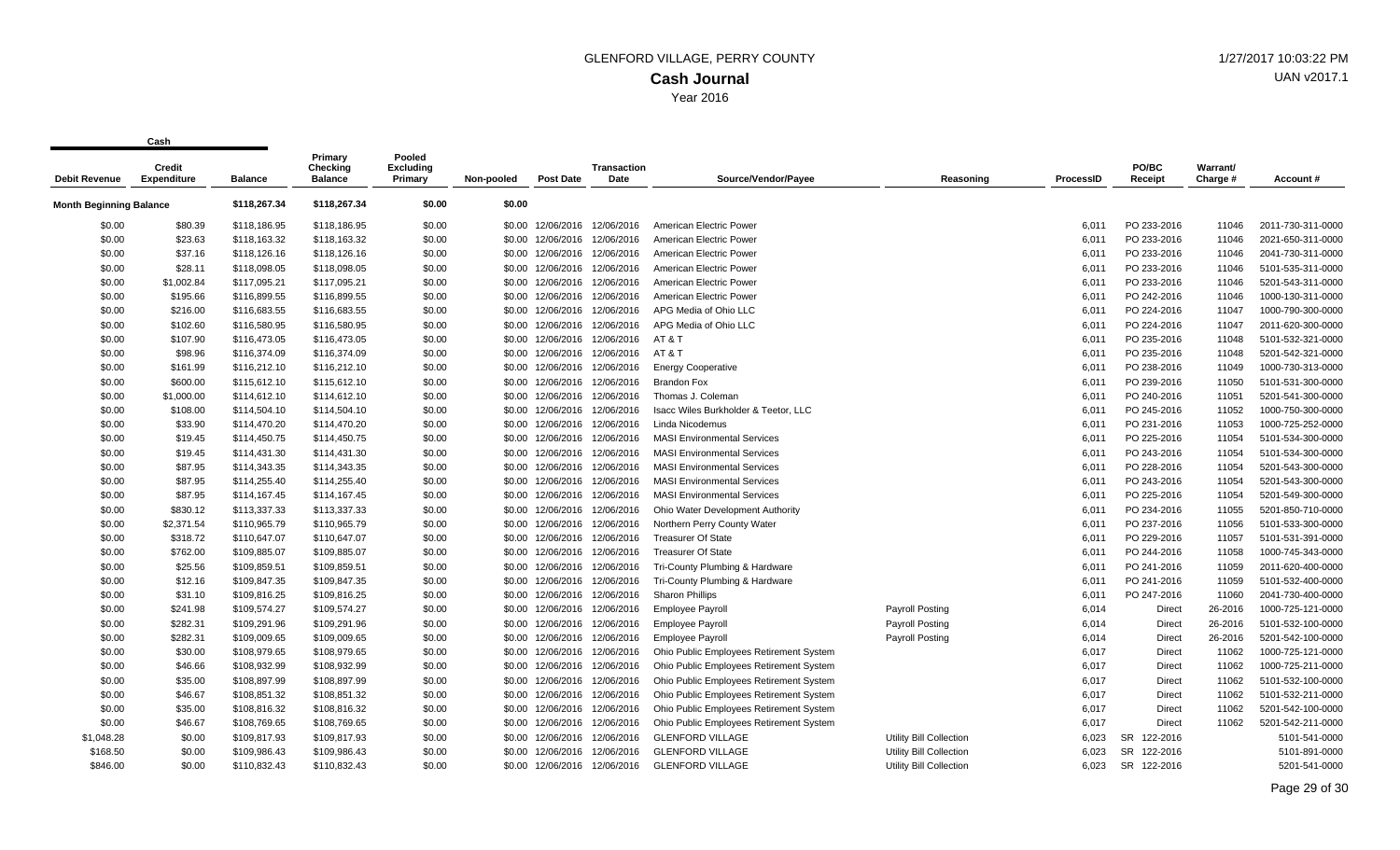# GLENFORD VILLAGE, PERRY COUNTY

## Cash Journal

Year 2016

| Debit Revenue | Credit Expenditure | Balance | Primary Checking Balance | Pooled Excluding Primary | Non-pooled | Post Date | Transaction Date | Source/Vendor/Payee | Reasoning | ProcessID | PO/BC Receipt | Warrant/ Charge # | Account # |
|---|---|---|---|---|---|---|---|---|---|---|---|---|---|
| **Month Beginning Balance** | | $118,267.34 | $118,267.34 | $0.00 | $0.00 | | | | | | | | |
| $0.00 | $80.39 | $118,186.95 | $118,186.95 | $0.00 | $0.00 | 12/06/2016 | 12/06/2016 | American Electric Power | | 6,011 | PO 233-2016 | 11046 | 2011-730-311-0000 |
| $0.00 | $23.63 | $118,163.32 | $118,163.32 | $0.00 | $0.00 | 12/06/2016 | 12/06/2016 | American Electric Power | | 6,011 | PO 233-2016 | 11046 | 2021-650-311-0000 |
| $0.00 | $37.16 | $118,126.16 | $118,126.16 | $0.00 | $0.00 | 12/06/2016 | 12/06/2016 | American Electric Power | | 6,011 | PO 233-2016 | 11046 | 2041-730-311-0000 |
| $0.00 | $28.11 | $118,098.05 | $118,098.05 | $0.00 | $0.00 | 12/06/2016 | 12/06/2016 | American Electric Power | | 6,011 | PO 233-2016 | 11046 | 5101-535-311-0000 |
| $0.00 | $1,002.84 | $117,095.21 | $117,095.21 | $0.00 | $0.00 | 12/06/2016 | 12/06/2016 | American Electric Power | | 6,011 | PO 233-2016 | 11046 | 5201-543-311-0000 |
| $0.00 | $195.66 | $116,899.55 | $116,899.55 | $0.00 | $0.00 | 12/06/2016 | 12/06/2016 | American Electric Power | | 6,011 | PO 242-2016 | 11046 | 1000-130-311-0000 |
| $0.00 | $216.00 | $116,683.55 | $116,683.55 | $0.00 | $0.00 | 12/06/2016 | 12/06/2016 | APG Media of Ohio LLC | | 6,011 | PO 224-2016 | 11047 | 1000-790-300-0000 |
| $0.00 | $102.60 | $116,580.95 | $116,580.95 | $0.00 | $0.00 | 12/06/2016 | 12/06/2016 | APG Media of Ohio LLC | | 6,011 | PO 224-2016 | 11047 | 2011-620-300-0000 |
| $0.00 | $107.90 | $116,473.05 | $116,473.05 | $0.00 | $0.00 | 12/06/2016 | 12/06/2016 | AT & T | | 6,011 | PO 235-2016 | 11048 | 5101-532-321-0000 |
| $0.00 | $98.96 | $116,374.09 | $116,374.09 | $0.00 | $0.00 | 12/06/2016 | 12/06/2016 | AT & T | | 6,011 | PO 235-2016 | 11048 | 5201-542-321-0000 |
| $0.00 | $161.99 | $116,212.10 | $116,212.10 | $0.00 | $0.00 | 12/06/2016 | 12/06/2016 | Energy Cooperative | | 6,011 | PO 238-2016 | 11049 | 1000-730-313-0000 |
| $0.00 | $600.00 | $115,612.10 | $115,612.10 | $0.00 | $0.00 | 12/06/2016 | 12/06/2016 | Brandon Fox | | 6,011 | PO 239-2016 | 11050 | 5101-531-300-0000 |
| $0.00 | $1,000.00 | $114,612.10 | $114,612.10 | $0.00 | $0.00 | 12/06/2016 | 12/06/2016 | Thomas J. Coleman | | 6,011 | PO 240-2016 | 11051 | 5201-541-300-0000 |
| $0.00 | $108.00 | $114,504.10 | $114,504.10 | $0.00 | $0.00 | 12/06/2016 | 12/06/2016 | Isacc Wiles Burkholder & Teetor, LLC | | 6,011 | PO 245-2016 | 11052 | 1000-750-300-0000 |
| $0.00 | $33.90 | $114,470.20 | $114,470.20 | $0.00 | $0.00 | 12/06/2016 | 12/06/2016 | Linda Nicodemus | | 6,011 | PO 231-2016 | 11053 | 1000-725-252-0000 |
| $0.00 | $19.45 | $114,450.75 | $114,450.75 | $0.00 | $0.00 | 12/06/2016 | 12/06/2016 | MASI Environmental Services | | 6,011 | PO 225-2016 | 11054 | 5101-534-300-0000 |
| $0.00 | $19.45 | $114,431.30 | $114,431.30 | $0.00 | $0.00 | 12/06/2016 | 12/06/2016 | MASI Environmental Services | | 6,011 | PO 243-2016 | 11054 | 5101-534-300-0000 |
| $0.00 | $87.95 | $114,343.35 | $114,343.35 | $0.00 | $0.00 | 12/06/2016 | 12/06/2016 | MASI Environmental Services | | 6,011 | PO 228-2016 | 11054 | 5201-543-300-0000 |
| $0.00 | $87.95 | $114,255.40 | $114,255.40 | $0.00 | $0.00 | 12/06/2016 | 12/06/2016 | MASI Environmental Services | | 6,011 | PO 243-2016 | 11054 | 5201-543-300-0000 |
| $0.00 | $87.95 | $114,167.45 | $114,167.45 | $0.00 | $0.00 | 12/06/2016 | 12/06/2016 | MASI Environmental Services | | 6,011 | PO 225-2016 | 11054 | 5201-549-300-0000 |
| $0.00 | $830.12 | $113,337.33 | $113,337.33 | $0.00 | $0.00 | 12/06/2016 | 12/06/2016 | Ohio Water Development Authority | | 6,011 | PO 234-2016 | 11055 | 5201-850-710-0000 |
| $0.00 | $2,371.54 | $110,965.79 | $110,965.79 | $0.00 | $0.00 | 12/06/2016 | 12/06/2016 | Northern Perry County Water | | 6,011 | PO 237-2016 | 11056 | 5101-533-300-0000 |
| $0.00 | $318.72 | $110,647.07 | $110,647.07 | $0.00 | $0.00 | 12/06/2016 | 12/06/2016 | Treasurer Of State | | 6,011 | PO 229-2016 | 11057 | 5101-531-391-0000 |
| $0.00 | $762.00 | $109,885.07 | $109,885.07 | $0.00 | $0.00 | 12/06/2016 | 12/06/2016 | Treasurer Of State | | 6,011 | PO 244-2016 | 11058 | 1000-745-343-0000 |
| $0.00 | $25.56 | $109,859.51 | $109,859.51 | $0.00 | $0.00 | 12/06/2016 | 12/06/2016 | Tri-County Plumbing & Hardware | | 6,011 | PO 241-2016 | 11059 | 2011-620-400-0000 |
| $0.00 | $12.16 | $109,847.35 | $109,847.35 | $0.00 | $0.00 | 12/06/2016 | 12/06/2016 | Tri-County Plumbing & Hardware | | 6,011 | PO 241-2016 | 11059 | 5101-532-400-0000 |
| $0.00 | $31.10 | $109,816.25 | $109,816.25 | $0.00 | $0.00 | 12/06/2016 | 12/06/2016 | Sharon Phillips | | 6,011 | PO 247-2016 | 11060 | 2041-730-400-0000 |
| $0.00 | $241.98 | $109,574.27 | $109,574.27 | $0.00 | $0.00 | 12/06/2016 | 12/06/2016 | Employee Payroll | Payroll Posting | 6,014 | Direct | 26-2016 | 1000-725-121-0000 |
| $0.00 | $282.31 | $109,291.96 | $109,291.96 | $0.00 | $0.00 | 12/06/2016 | 12/06/2016 | Employee Payroll | Payroll Posting | 6,014 | Direct | 26-2016 | 5101-532-100-0000 |
| $0.00 | $282.31 | $109,009.65 | $109,009.65 | $0.00 | $0.00 | 12/06/2016 | 12/06/2016 | Employee Payroll | Payroll Posting | 6,014 | Direct | 26-2016 | 5201-542-100-0000 |
| $0.00 | $30.00 | $108,979.65 | $108,979.65 | $0.00 | $0.00 | 12/06/2016 | 12/06/2016 | Ohio Public Employees Retirement System | | 6,017 | Direct | 11062 | 1000-725-121-0000 |
| $0.00 | $46.66 | $108,932.99 | $108,932.99 | $0.00 | $0.00 | 12/06/2016 | 12/06/2016 | Ohio Public Employees Retirement System | | 6,017 | Direct | 11062 | 1000-725-211-0000 |
| $0.00 | $35.00 | $108,897.99 | $108,897.99 | $0.00 | $0.00 | 12/06/2016 | 12/06/2016 | Ohio Public Employees Retirement System | | 6,017 | Direct | 11062 | 5101-532-100-0000 |
| $0.00 | $46.67 | $108,851.32 | $108,851.32 | $0.00 | $0.00 | 12/06/2016 | 12/06/2016 | Ohio Public Employees Retirement System | | 6,017 | Direct | 11062 | 5101-532-211-0000 |
| $0.00 | $35.00 | $108,816.32 | $108,816.32 | $0.00 | $0.00 | 12/06/2016 | 12/06/2016 | Ohio Public Employees Retirement System | | 6,017 | Direct | 11062 | 5201-542-100-0000 |
| $0.00 | $46.67 | $108,769.65 | $108,769.65 | $0.00 | $0.00 | 12/06/2016 | 12/06/2016 | Ohio Public Employees Retirement System | | 6,017 | Direct | 11062 | 5201-542-211-0000 |
| $1,048.28 | $0.00 | $109,817.93 | $109,817.93 | $0.00 | $0.00 | 12/06/2016 | 12/06/2016 | GLENFORD VILLAGE | Utility Bill Collection | 6,023 | SR 122-2016 | | 5101-541-0000 |
| $168.50 | $0.00 | $109,986.43 | $109,986.43 | $0.00 | $0.00 | 12/06/2016 | 12/06/2016 | GLENFORD VILLAGE | Utility Bill Collection | 6,023 | SR 122-2016 | | 5101-891-0000 |
| $846.00 | $0.00 | $110,832.43 | $110,832.43 | $0.00 | $0.00 | 12/06/2016 | 12/06/2016 | GLENFORD VILLAGE | Utility Bill Collection | 6,023 | SR 122-2016 | | 5201-541-0000 |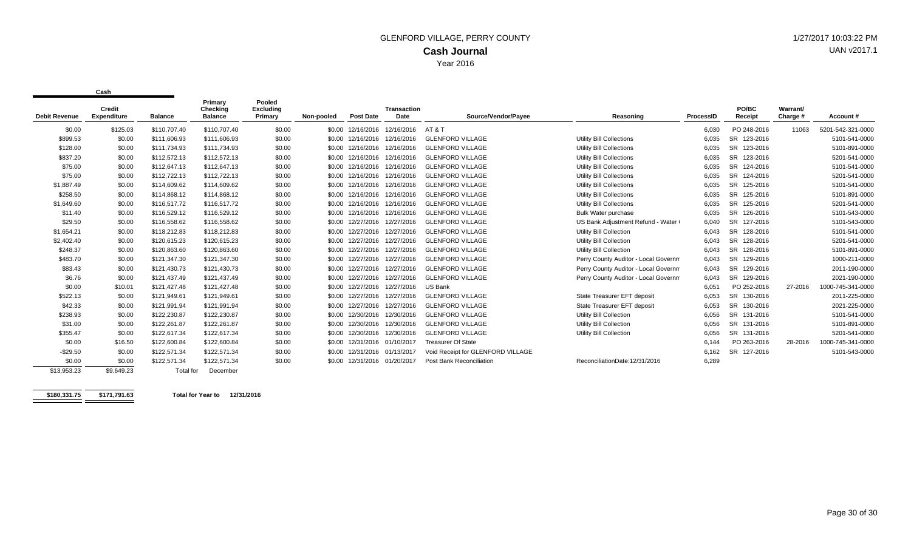# GLENFORD VILLAGE, PERRY COUNTY

## Cash Journal

Year 2016

1/27/2017 10:03:22 PM
UAN v2017.1

| Cash | | | | | | | | | | | | | |
|---|---|---|---|---|---|---|---|---|---|---|---|---|---|
| Debit Revenue | Credit Expenditure | Balance | Primary Checking Balance | Pooled Excluding Primary | Non-pooled | Post Date | Transaction Date | Source/Vendor/Payee | Reasoning | ProcessID | PO/BC Receipt | Warrant/ Charge # | Account # |
| $0.00 | $125.03 | $110,707.40 | $110,707.40 | $0.00 | $0.00 | 12/16/2016 | 12/16/2016 | AT & T | | 6,030 | PO 248-2016 | 11063 | 5201-542-321-0000 |
| $899.53 | $0.00 | $111,606.93 | $111,606.93 | $0.00 | $0.00 | 12/16/2016 | 12/16/2016 | GLENFORD VILLAGE | Utility Bill Collections | 6,035 | SR 123-2016 | | 5101-541-0000 |
| $128.00 | $0.00 | $111,734.93 | $111,734.93 | $0.00 | $0.00 | 12/16/2016 | 12/16/2016 | GLENFORD VILLAGE | Utility Bill Collections | 6,035 | SR 123-2016 | | 5101-891-0000 |
| $837.20 | $0.00 | $112,572.13 | $112,572.13 | $0.00 | $0.00 | 12/16/2016 | 12/16/2016 | GLENFORD VILLAGE | Utility Bill Collections | 6,035 | SR 123-2016 | | 5201-541-0000 |
| $75.00 | $0.00 | $112,647.13 | $112,647.13 | $0.00 | $0.00 | 12/16/2016 | 12/16/2016 | GLENFORD VILLAGE | Utility Bill Collections | 6,035 | SR 124-2016 | | 5101-541-0000 |
| $75.00 | $0.00 | $112,722.13 | $112,722.13 | $0.00 | $0.00 | 12/16/2016 | 12/16/2016 | GLENFORD VILLAGE | Utility Bill Collections | 6,035 | SR 124-2016 | | 5201-541-0000 |
| $1,887.49 | $0.00 | $114,609.62 | $114,609.62 | $0.00 | $0.00 | 12/16/2016 | 12/16/2016 | GLENFORD VILLAGE | Utility Bill Collections | 6,035 | SR 125-2016 | | 5101-541-0000 |
| $258.50 | $0.00 | $114,868.12 | $114,868.12 | $0.00 | $0.00 | 12/16/2016 | 12/16/2016 | GLENFORD VILLAGE | Utility Bill Collections | 6,035 | SR 125-2016 | | 5101-891-0000 |
| $1,649.60 | $0.00 | $116,517.72 | $116,517.72 | $0.00 | $0.00 | 12/16/2016 | 12/16/2016 | GLENFORD VILLAGE | Utility Bill Collections | 6,035 | SR 125-2016 | | 5201-541-0000 |
| $11.40 | $0.00 | $116,529.12 | $116,529.12 | $0.00 | $0.00 | 12/16/2016 | 12/16/2016 | GLENFORD VILLAGE | Bulk Water purchase | 6,035 | SR 126-2016 | | 5101-543-0000 |
| $29.50 | $0.00 | $116,558.62 | $116,558.62 | $0.00 | $0.00 | 12/27/2016 | 12/27/2016 | GLENFORD VILLAGE | US Bank Adjustment Refund - Water | 6,040 | SR 127-2016 | | 5101-543-0000 |
| $1,654.21 | $0.00 | $118,212.83 | $118,212.83 | $0.00 | $0.00 | 12/27/2016 | 12/27/2016 | GLENFORD VILLAGE | Utility Bill Collection | 6,043 | SR 128-2016 | | 5101-541-0000 |
| $2,402.40 | $0.00 | $120,615.23 | $120,615.23 | $0.00 | $0.00 | 12/27/2016 | 12/27/2016 | GLENFORD VILLAGE | Utility Bill Collection | 6,043 | SR 128-2016 | | 5201-541-0000 |
| $248.37 | $0.00 | $120,863.60 | $120,863.60 | $0.00 | $0.00 | 12/27/2016 | 12/27/2016 | GLENFORD VILLAGE | Utility Bill Collection | 6,043 | SR 128-2016 | | 5101-891-0000 |
| $483.70 | $0.00 | $121,347.30 | $121,347.30 | $0.00 | $0.00 | 12/27/2016 | 12/27/2016 | GLENFORD VILLAGE | Perry County Auditor - Local Governm | 6,043 | SR 129-2016 | | 1000-211-0000 |
| $83.43 | $0.00 | $121,430.73 | $121,430.73 | $0.00 | $0.00 | 12/27/2016 | 12/27/2016 | GLENFORD VILLAGE | Perry County Auditor - Local Governm | 6,043 | SR 129-2016 | | 2011-190-0000 |
| $6.76 | $0.00 | $121,437.49 | $121,437.49 | $0.00 | $0.00 | 12/27/2016 | 12/27/2016 | GLENFORD VILLAGE | Perry County Auditor - Local Governm | 6,043 | SR 129-2016 | | 2021-190-0000 |
| $0.00 | $10.01 | $121,427.48 | $121,427.48 | $0.00 | $0.00 | 12/27/2016 | 12/27/2016 | US Bank | | 6,051 | PO 252-2016 | 27-2016 | 1000-745-341-0000 |
| $522.13 | $0.00 | $121,949.61 | $121,949.61 | $0.00 | $0.00 | 12/27/2016 | 12/27/2016 | GLENFORD VILLAGE | State Treasurer EFT deposit | 6,053 | SR 130-2016 | | 2011-225-0000 |
| $42.33 | $0.00 | $121,991.94 | $121,991.94 | $0.00 | $0.00 | 12/27/2016 | 12/27/2016 | GLENFORD VILLAGE | State Treasurer EFT deposit | 6,053 | SR 130-2016 | | 2021-225-0000 |
| $238.93 | $0.00 | $122,230.87 | $122,230.87 | $0.00 | $0.00 | 12/30/2016 | 12/30/2016 | GLENFORD VILLAGE | Utility Bill Collection | 6,056 | SR 131-2016 | | 5101-541-0000 |
| $31.00 | $0.00 | $122,261.87 | $122,261.87 | $0.00 | $0.00 | 12/30/2016 | 12/30/2016 | GLENFORD VILLAGE | Utility Bill Collection | 6,056 | SR 131-2016 | | 5101-891-0000 |
| $355.47 | $0.00 | $122,617.34 | $122,617.34 | $0.00 | $0.00 | 12/30/2016 | 12/30/2016 | GLENFORD VILLAGE | Utility Bill Collection | 6,056 | SR 131-2016 | | 5201-541-0000 |
| $0.00 | $16.50 | $122,600.84 | $122,600.84 | $0.00 | $0.00 | 12/31/2016 | 01/10/2017 | Treasurer Of State | | 6,144 | PO 263-2016 | 28-2016 | 1000-745-341-0000 |
| -$29.50 | $0.00 | $122,571.34 | $122,571.34 | $0.00 | $0.00 | 12/31/2016 | 01/13/2017 | Void Receipt for GLENFORD VILLAGE | | 6,162 | SR 127-2016 | | 5101-543-0000 |
| $0.00 | $0.00 | $122,571.34 | $122,571.34 | $0.00 | $0.00 | 12/31/2016 | 01/20/2017 | Post Bank Reconciliation | ReconciliationDate:12/31/2016 | 6,289 | | | |
| $13,953.23 | $9,649.23 | Total for | December | | | | | | | | | | |
| | | | | | | | | | | | | | |
| $180,331.75 | $171,791.63 | Total for Year to | 12/31/2016 | | | | | | | | | | |